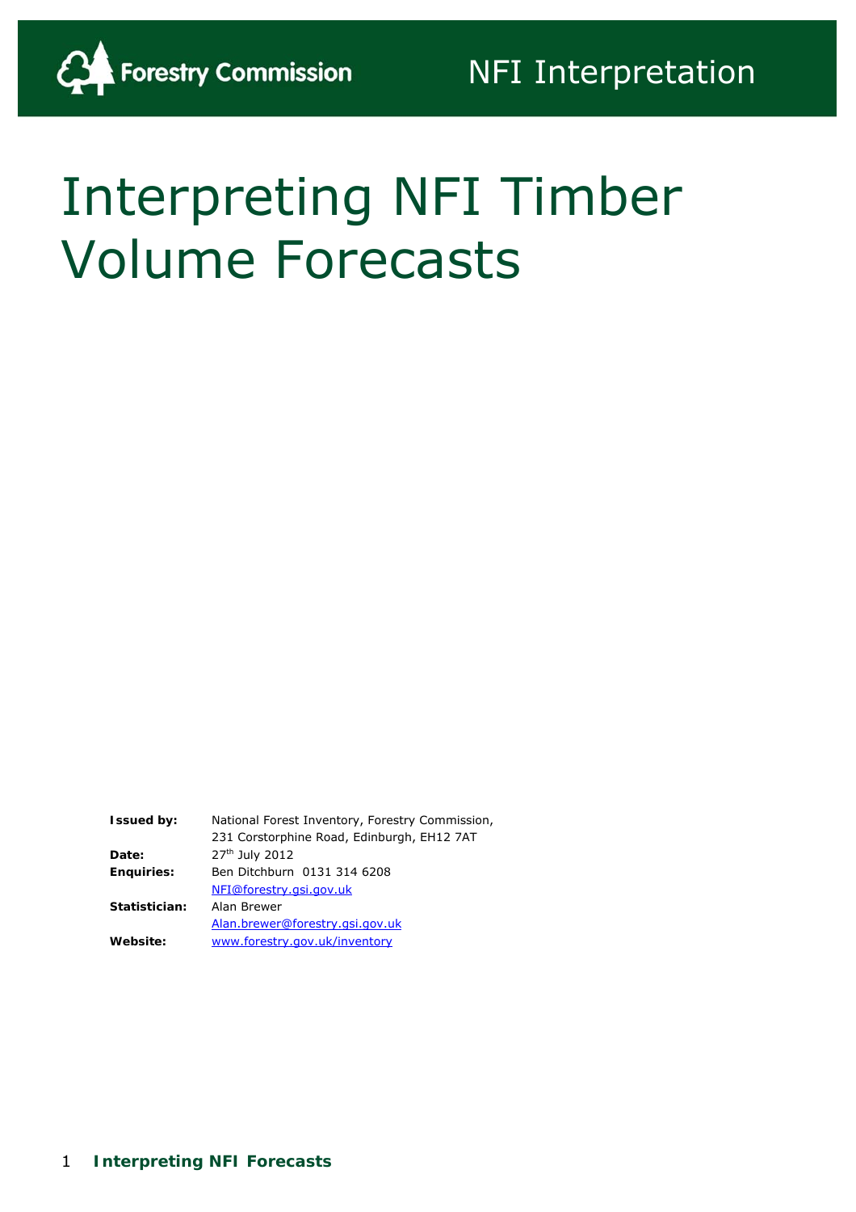Forestry Commission

NFI Interpretation

# Interpreting NFI Timber Volume Forecasts

| | |
|---|---|
| **Issued by:** | National Forest Inventory, Forestry Commission, 231 Corstorphine Road, Edinburgh, EH12 7AT |
| **Date:** | 27th July 2012 |
| **Enquiries:** | Ben Ditchburn 0131 314 6208 NFI@forestry.gsi.gov.uk |
| **Statistician:** | Alan Brewer Alan.brewer@forestry.gsi.gov.uk |
| **Website:** | www.forestry.gov.uk/inventory |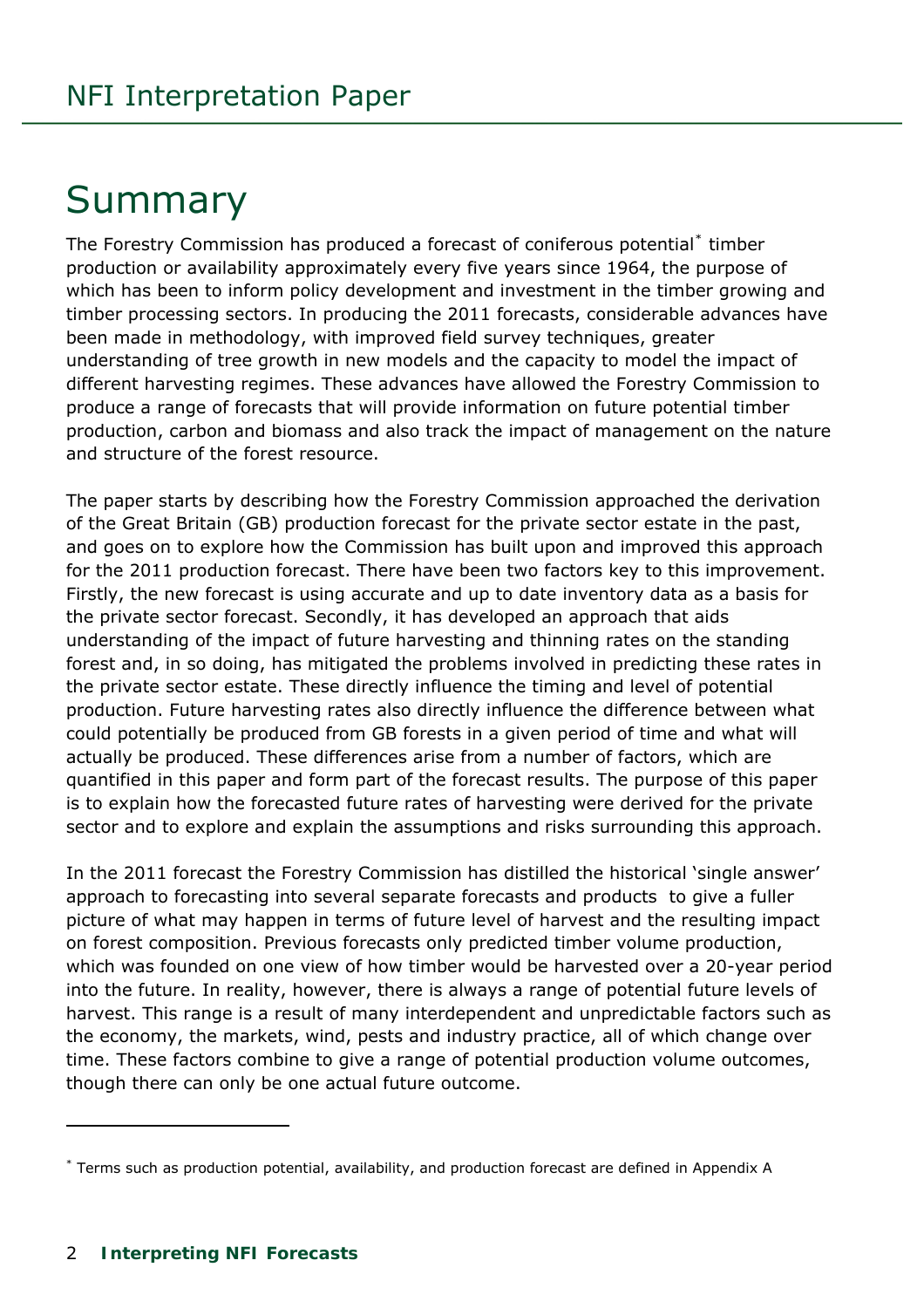# Summary

The Forestry Commission has produced a forecast of coniferous potential[*] timber production or availability approximately every five years since 1964, the purpose of which has been to inform policy development and investment in the timber growing and timber processing sectors. In producing the 2011 forecasts, considerable advances have been made in methodology, with improved field survey techniques, greater understanding of tree growth in new models and the capacity to model the impact of different harvesting regimes. These advances have allowed the Forestry Commission to produce a range of forecasts that will provide information on future potential timber production, carbon and biomass and also track the impact of management on the nature and structure of the forest resource.

The paper starts by describing how the Forestry Commission approached the derivation of the Great Britain (GB) production forecast for the private sector estate in the past, and goes on to explore how the Commission has built upon and improved this approach for the 2011 production forecast. There have been two factors key to this improvement. Firstly, the new forecast is using accurate and up to date inventory data as a basis for the private sector forecast. Secondly, it has developed an approach that aids understanding of the impact of future harvesting and thinning rates on the standing forest and, in so doing, has mitigated the problems involved in predicting these rates in the private sector estate. These directly influence the timing and level of potential production. Future harvesting rates also directly influence the difference between what could potentially be produced from GB forests in a given period of time and what will actually be produced. These differences arise from a number of factors, which are quantified in this paper and form part of the forecast results. The purpose of this paper is to explain how the forecasted future rates of harvesting were derived for the private sector and to explore and explain the assumptions and risks surrounding this approach.

In the 2011 forecast the Forestry Commission has distilled the historical 'single answer' approach to forecasting into several separate forecasts and products to give a fuller picture of what may happen in terms of future level of harvest and the resulting impact on forest composition. Previous forecasts only predicted timber volume production, which was founded on one view of how timber would be harvested over a 20-year period into the future. In reality, however, there is always a range of potential future levels of harvest. This range is a result of many interdependent and unpredictable factors such as the economy, the markets, wind, pests and industry practice, all of which change over time. These factors combine to give a range of potential production volume outcomes, though there can only be one actual future outcome.

---

[*] Terms such as production potential, availability, and production forecast are defined in Appendix A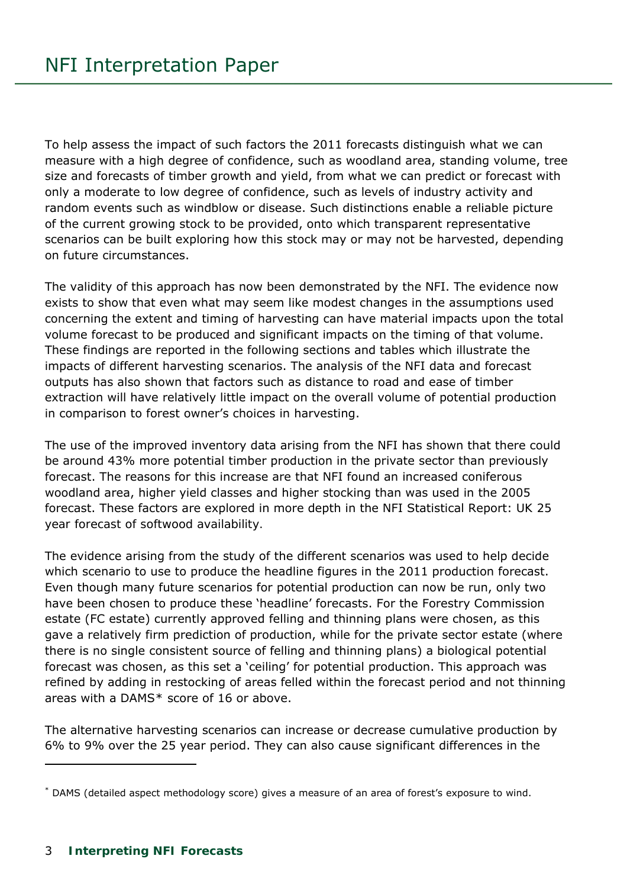To help assess the impact of such factors the 2011 forecasts distinguish what we can measure with a high degree of confidence, such as woodland area, standing volume, tree size and forecasts of timber growth and yield, from what we can predict or forecast with only a moderate to low degree of confidence, such as levels of industry activity and random events such as windblow or disease. Such distinctions enable a reliable picture of the current growing stock to be provided, onto which transparent representative scenarios can be built exploring how this stock may or may not be harvested, depending on future circumstances.

The validity of this approach has now been demonstrated by the NFI. The evidence now exists to show that even what may seem like modest changes in the assumptions used concerning the extent and timing of harvesting can have material impacts upon the total volume forecast to be produced and significant impacts on the timing of that volume. These findings are reported in the following sections and tables which illustrate the impacts of different harvesting scenarios. The analysis of the NFI data and forecast outputs has also shown that factors such as distance to road and ease of timber extraction will have relatively little impact on the overall volume of potential production in comparison to forest owner's choices in harvesting.

The use of the improved inventory data arising from the NFI has shown that there could be around 43% more potential timber production in the private sector than previously forecast. The reasons for this increase are that NFI found an increased coniferous woodland area, higher yield classes and higher stocking than was used in the 2005 forecast. These factors are explored in more depth in the NFI Statistical Report: UK 25 year forecast of softwood availability.

The evidence arising from the study of the different scenarios was used to help decide which scenario to use to produce the headline figures in the 2011 production forecast. Even though many future scenarios for potential production can now be run, only two have been chosen to produce these 'headline' forecasts. For the Forestry Commission estate (FC estate) currently approved felling and thinning plans were chosen, as this gave a relatively firm prediction of production, while for the private sector estate (where there is no single consistent source of felling and thinning plans) a biological potential forecast was chosen, as this set a 'ceiling' for potential production. This approach was refined by adding in restocking of areas felled within the forecast period and not thinning areas with a DAMS* score of 16 or above.

The alternative harvesting scenarios can increase or decrease cumulative production by 6% to 9% over the 25 year period. They can also cause significant differences in the

* DAMS (detailed aspect methodology score) gives a measure of an area of forest's exposure to wind.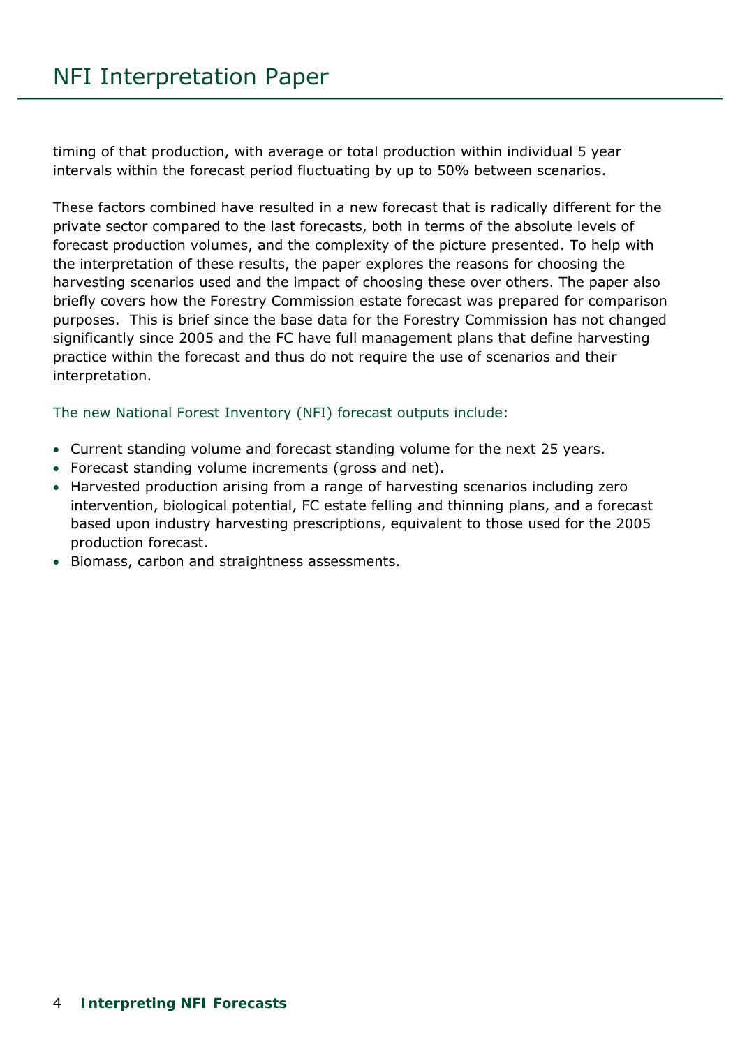timing of that production, with average or total production within individual 5 year intervals within the forecast period fluctuating by up to 50% between scenarios.

These factors combined have resulted in a new forecast that is radically different for the private sector compared to the last forecasts, both in terms of the absolute levels of forecast production volumes, and the complexity of the picture presented. To help with the interpretation of these results, the paper explores the reasons for choosing the harvesting scenarios used and the impact of choosing these over others. The paper also briefly covers how the Forestry Commission estate forecast was prepared for comparison purposes. This is brief since the base data for the Forestry Commission has not changed significantly since 2005 and the FC have full management plans that define harvesting practice within the forecast and thus do not require the use of scenarios and their interpretation.

The new National Forest Inventory (NFI) forecast outputs include:

- Current standing volume and forecast standing volume for the next 25 years.
- Forecast standing volume increments (gross and net).
- Harvested production arising from a range of harvesting scenarios including zero intervention, biological potential, FC estate felling and thinning plans, and a forecast based upon industry harvesting prescriptions, equivalent to those used for the 2005 production forecast.
- Biomass, carbon and straightness assessments.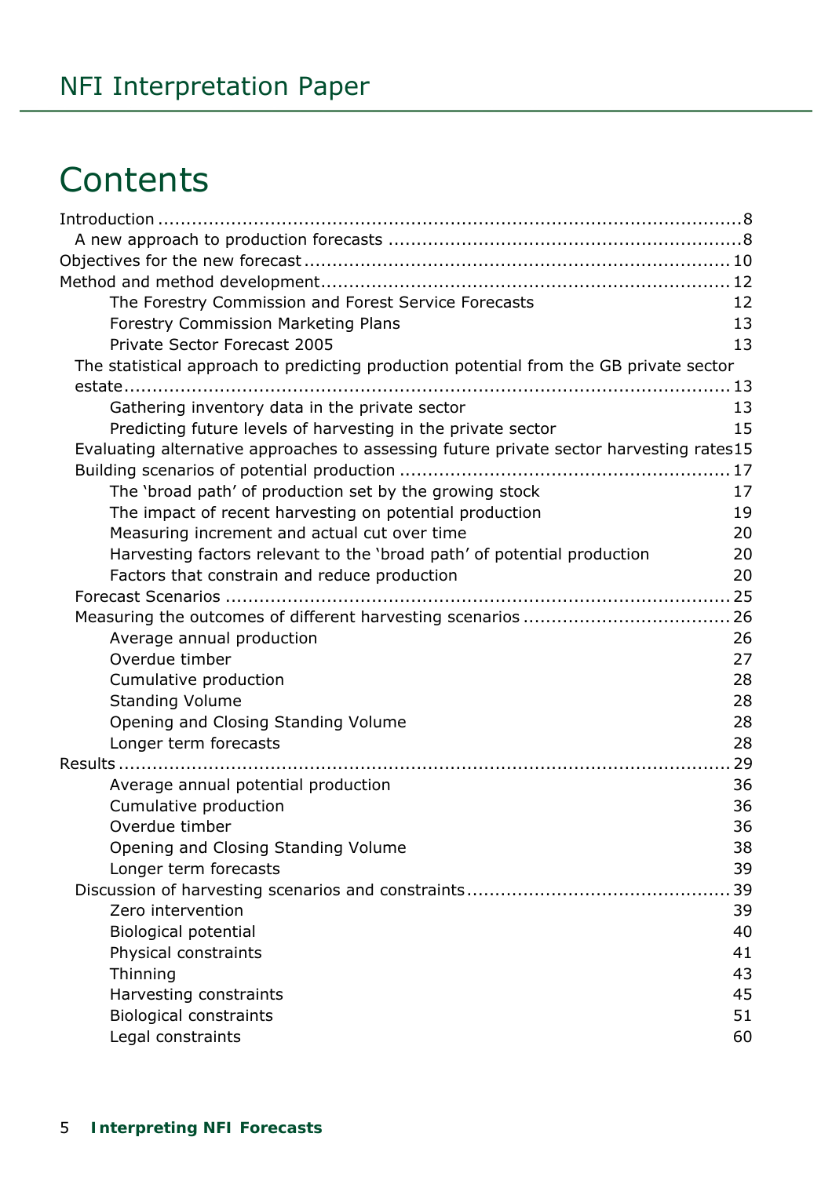# Contents

Introduction ........................................ 8
- A new approach to production forecasts ........................................ 8

Objectives for the new forecast ........................................ 10

Method and method development ........................................ 12
- The Forestry Commission and Forest Service Forecasts 12
- Forestry Commission Marketing Plans 13
- Private Sector Forecast 2005 13
- The statistical approach to predicting production potential from the GB private sector estate ........................................ 13
  - Gathering inventory data in the private sector 13
  - Predicting future levels of harvesting in the private sector 15
- Evaluating alternative approaches to assessing future private sector harvesting rates 15
- Building scenarios of potential production ........................................ 17
  - The 'broad path' of production set by the growing stock 17
  - The impact of recent harvesting on potential production 19
  - Measuring increment and actual cut over time 20
  - Harvesting factors relevant to the 'broad path' of potential production 20
  - Factors that constrain and reduce production 20
- Forecast Scenarios ........................................ 25
- Measuring the outcomes of different harvesting scenarios ........................................ 26
  - Average annual production 26
  - Overdue timber 27
  - Cumulative production 28
  - Standing Volume 28
  - Opening and Closing Standing Volume 28
  - Longer term forecasts 28

Results ........................................ 29
- Average annual potential production 36
- Cumulative production 36
- Overdue timber 36
- Opening and Closing Standing Volume 38
- Longer term forecasts 39
- Discussion of harvesting scenarios and constraints ........................................ 39
  - Zero intervention 39
  - Biological potential 40
  - Physical constraints 41
  - Thinning 43
  - Harvesting constraints 45
  - Biological constraints 51
  - Legal constraints 60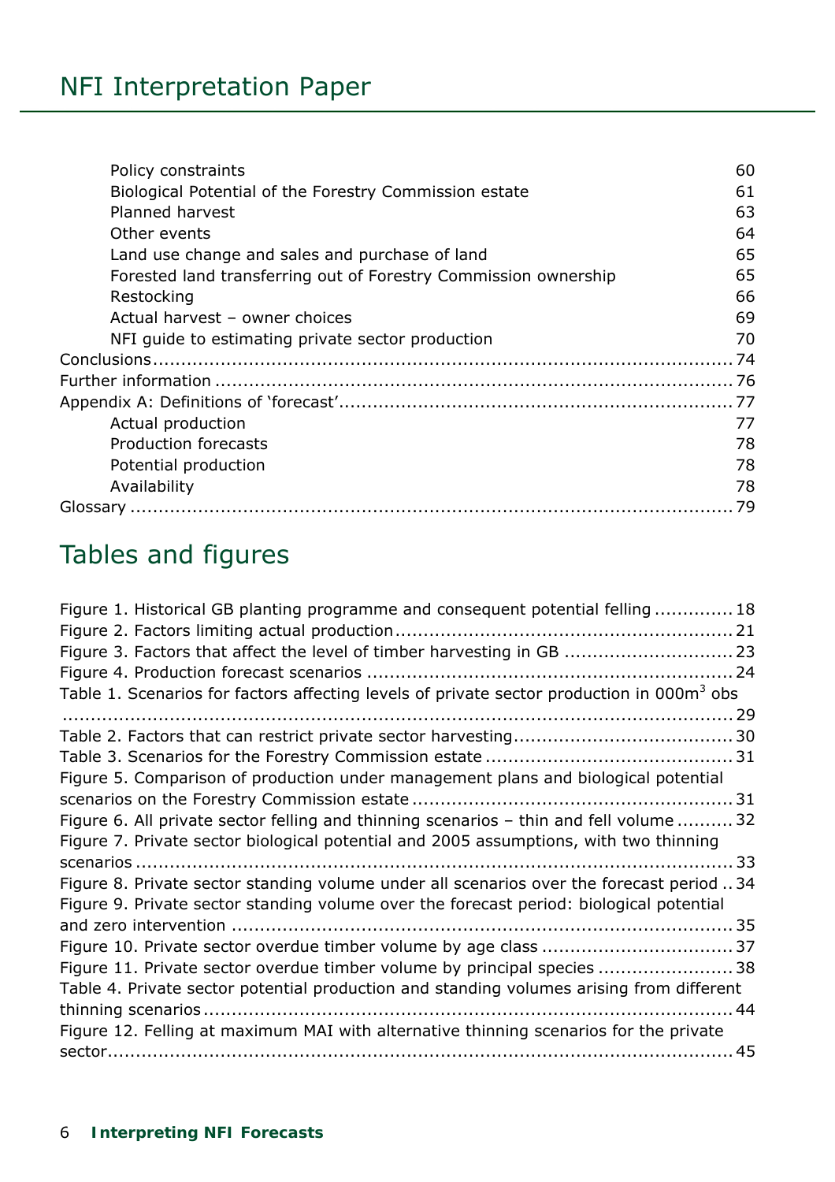Policy constraints 60
Biological Potential of the Forestry Commission estate 61
Planned harvest 63
Other events 64
Land use change and sales and purchase of land 65
Forested land transferring out of Forestry Commission ownership 65
Restocking 66
Actual harvest – owner choices 69
NFI guide to estimating private sector production 70

Conclusions 74
Further information 76
Appendix A: Definitions of 'forecast' 77

Actual production 77
Production forecasts 78
Potential production 78
Availability 78

Glossary 79

## Tables and figures

Figure 1. Historical GB planting programme and consequent potential felling 18
Figure 2. Factors limiting actual production 21
Figure 3. Factors that affect the level of timber harvesting in GB 23
Figure 4. Production forecast scenarios 24
Table 1. Scenarios for factors affecting levels of private sector production in 000m$^3$ obs 29
Table 2. Factors that can restrict private sector harvesting 30
Table 3. Scenarios for the Forestry Commission estate 31
Figure 5. Comparison of production under management plans and biological potential scenarios on the Forestry Commission estate 31
Figure 6. All private sector felling and thinning scenarios – thin and fell volume 32
Figure 7. Private sector biological potential and 2005 assumptions, with two thinning scenarios 33
Figure 8. Private sector standing volume under all scenarios over the forecast period 34
Figure 9. Private sector standing volume over the forecast period: biological potential and zero intervention 35
Figure 10. Private sector overdue timber volume by age class 37
Figure 11. Private sector overdue timber volume by principal species 38
Table 4. Private sector potential production and standing volumes arising from different thinning scenarios 44
Figure 12. Felling at maximum MAI with alternative thinning scenarios for the private sector 45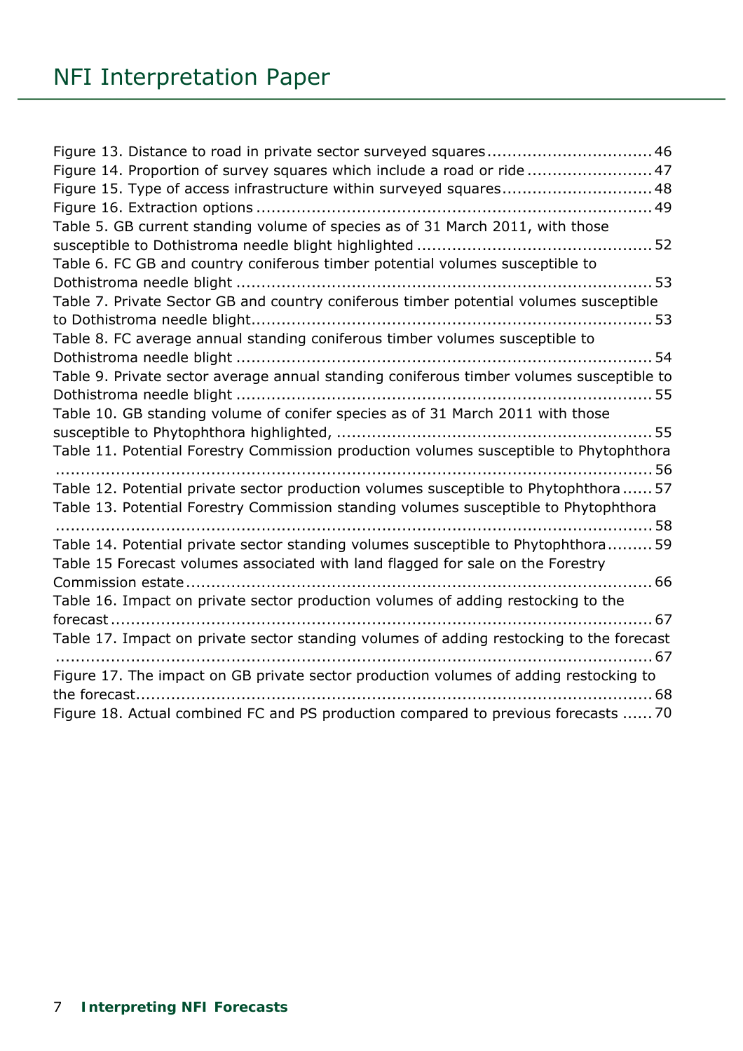Figure 13. Distance to road in private sector surveyed squares ................................ 46
Figure 14. Proportion of survey squares which include a road or ride ........................ 47
Figure 15. Type of access infrastructure within surveyed squares ............................ 48
Figure 16. Extraction options .............................................................................. 49
Table 5. GB current standing volume of species as of 31 March 2011, with those susceptible to Dothistroma needle blight highlighted .............................................. 52
Table 6. FC GB and country coniferous timber potential volumes susceptible to Dothistroma needle blight .................................................................................. 53
Table 7. Private Sector GB and country coniferous timber potential volumes susceptible to Dothistroma needle blight ............................................................................... 53
Table 8. FC average annual standing coniferous timber volumes susceptible to Dothistroma needle blight .................................................................................. 54
Table 9. Private sector average annual standing coniferous timber volumes susceptible to Dothistroma needle blight .................................................................................. 55
Table 10. GB standing volume of conifer species as of 31 March 2011 with those susceptible to Phytophthora highlighted, ............................................................... 55
Table 11. Potential Forestry Commission production volumes susceptible to Phytophthora ........................................................................................................... 56
Table 12. Potential private sector production volumes susceptible to Phytophthora ...... 57
Table 13. Potential Forestry Commission standing volumes susceptible to Phytophthora ........................................................................................................... 58
Table 14. Potential private sector standing volumes susceptible to Phytophthora ......... 59
Table 15 Forecast volumes associated with land flagged for sale on the Forestry Commission estate ............................................................................................. 66
Table 16. Impact on private sector production volumes of adding restocking to the forecast ............................................................................................................. 67
Table 17. Impact on private sector standing volumes of adding restocking to the forecast ........................................................................................................... 67
Figure 17. The impact on GB private sector production volumes of adding restocking to the forecast ........................................................................................................ 68
Figure 18. Actual combined FC and PS production compared to previous forecasts ...... 70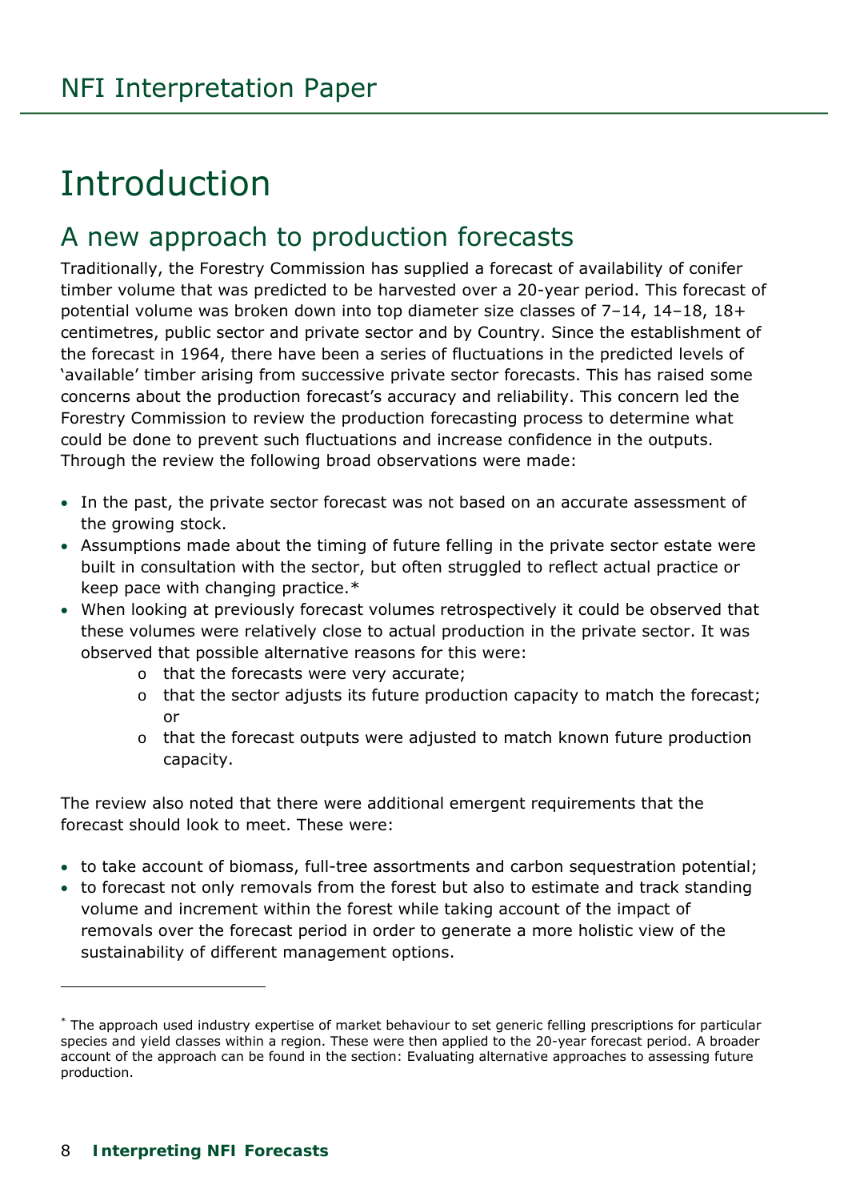# Introduction

## A new approach to production forecasts

Traditionally, the Forestry Commission has supplied a forecast of availability of conifer timber volume that was predicted to be harvested over a 20-year period. This forecast of potential volume was broken down into top diameter size classes of 7–14, 14–18, 18+ centimetres, public sector and private sector and by Country. Since the establishment of the forecast in 1964, there have been a series of fluctuations in the predicted levels of 'available' timber arising from successive private sector forecasts. This has raised some concerns about the production forecast's accuracy and reliability. This concern led the Forestry Commission to review the production forecasting process to determine what could be done to prevent such fluctuations and increase confidence in the outputs. Through the review the following broad observations were made:

- In the past, the private sector forecast was not based on an accurate assessment of the growing stock.
- Assumptions made about the timing of future felling in the private sector estate were built in consultation with the sector, but often struggled to reflect actual practice or keep pace with changing practice.*
- When looking at previously forecast volumes retrospectively it could be observed that these volumes were relatively close to actual production in the private sector. It was observed that possible alternative reasons for this were:
  - that the forecasts were very accurate;
  - that the sector adjusts its future production capacity to match the forecast; or
  - that the forecast outputs were adjusted to match known future production capacity.

The review also noted that there were additional emergent requirements that the forecast should look to meet. These were:

- to take account of biomass, full-tree assortments and carbon sequestration potential;
- to forecast not only removals from the forest but also to estimate and track standing volume and increment within the forest while taking account of the impact of removals over the forecast period in order to generate a more holistic view of the sustainability of different management options.

---

* The approach used industry expertise of market behaviour to set generic felling prescriptions for particular species and yield classes within a region. These were then applied to the 20-year forecast period. A broader account of the approach can be found in the section: Evaluating alternative approaches to assessing future production.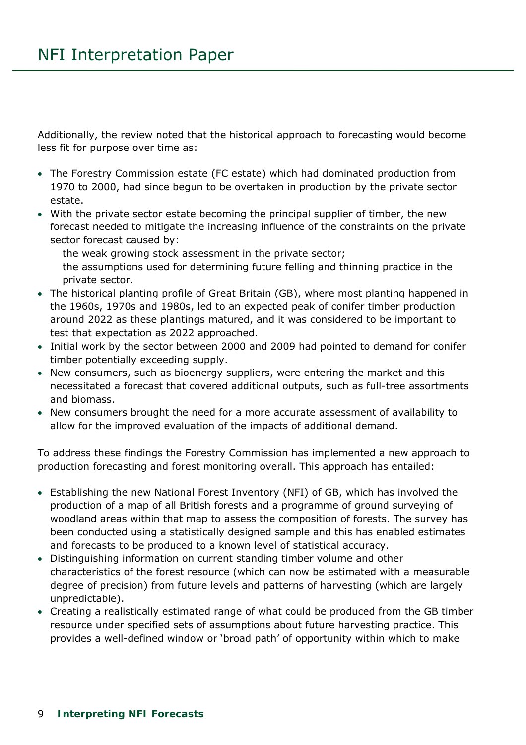Additionally, the review noted that the historical approach to forecasting would become less fit for purpose over time as:

- The Forestry Commission estate (FC estate) which had dominated production from 1970 to 2000, had since begun to be overtaken in production by the private sector estate.
- With the private sector estate becoming the principal supplier of timber, the new forecast needed to mitigate the increasing influence of the constraints on the private sector forecast caused by:
  - the weak growing stock assessment in the private sector;
  - the assumptions used for determining future felling and thinning practice in the private sector.
- The historical planting profile of Great Britain (GB), where most planting happened in the 1960s, 1970s and 1980s, led to an expected peak of conifer timber production around 2022 as these plantings matured, and it was considered to be important to test that expectation as 2022 approached.
- Initial work by the sector between 2000 and 2009 had pointed to demand for conifer timber potentially exceeding supply.
- New consumers, such as bioenergy suppliers, were entering the market and this necessitated a forecast that covered additional outputs, such as full-tree assortments and biomass.
- New consumers brought the need for a more accurate assessment of availability to allow for the improved evaluation of the impacts of additional demand.

To address these findings the Forestry Commission has implemented a new approach to production forecasting and forest monitoring overall. This approach has entailed:

- Establishing the new National Forest Inventory (NFI) of GB, which has involved the production of a map of all British forests and a programme of ground surveying of woodland areas within that map to assess the composition of forests. The survey has been conducted using a statistically designed sample and this has enabled estimates and forecasts to be produced to a known level of statistical accuracy.
- Distinguishing information on current standing timber volume and other characteristics of the forest resource (which can now be estimated with a measurable degree of precision) from future levels and patterns of harvesting (which are largely unpredictable).
- Creating a realistically estimated range of what could be produced from the GB timber resource under specified sets of assumptions about future harvesting practice. This provides a well-defined window or 'broad path' of opportunity within which to make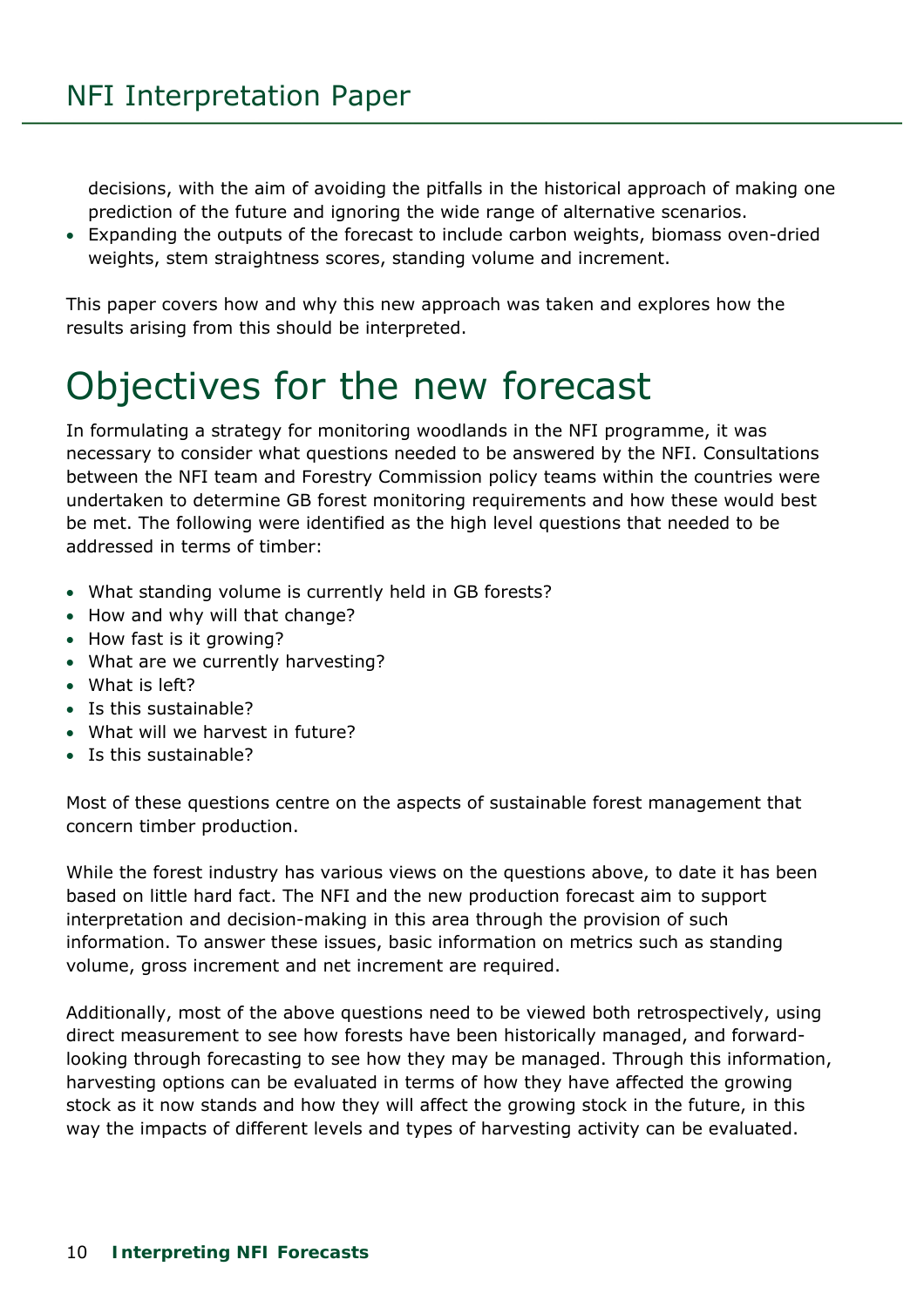decisions, with the aim of avoiding the pitfalls in the historical approach of making one prediction of the future and ignoring the wide range of alternative scenarios.
- Expanding the outputs of the forecast to include carbon weights, biomass oven-dried weights, stem straightness scores, standing volume and increment.

This paper covers how and why this new approach was taken and explores how the results arising from this should be interpreted.

# Objectives for the new forecast

In formulating a strategy for monitoring woodlands in the NFI programme, it was necessary to consider what questions needed to be answered by the NFI. Consultations between the NFI team and Forestry Commission policy teams within the countries were undertaken to determine GB forest monitoring requirements and how these would best be met. The following were identified as the high level questions that needed to be addressed in terms of timber:

- What standing volume is currently held in GB forests?
- How and why will that change?
- How fast is it growing?
- What are we currently harvesting?
- What is left?
- Is this sustainable?
- What will we harvest in future?
- Is this sustainable?

Most of these questions centre on the aspects of sustainable forest management that concern timber production.

While the forest industry has various views on the questions above, to date it has been based on little hard fact. The NFI and the new production forecast aim to support interpretation and decision-making in this area through the provision of such information. To answer these issues, basic information on metrics such as standing volume, gross increment and net increment are required.

Additionally, most of the above questions need to be viewed both retrospectively, using direct measurement to see how forests have been historically managed, and forward-looking through forecasting to see how they may be managed. Through this information, harvesting options can be evaluated in terms of how they have affected the growing stock as it now stands and how they will affect the growing stock in the future, in this way the impacts of different levels and types of harvesting activity can be evaluated.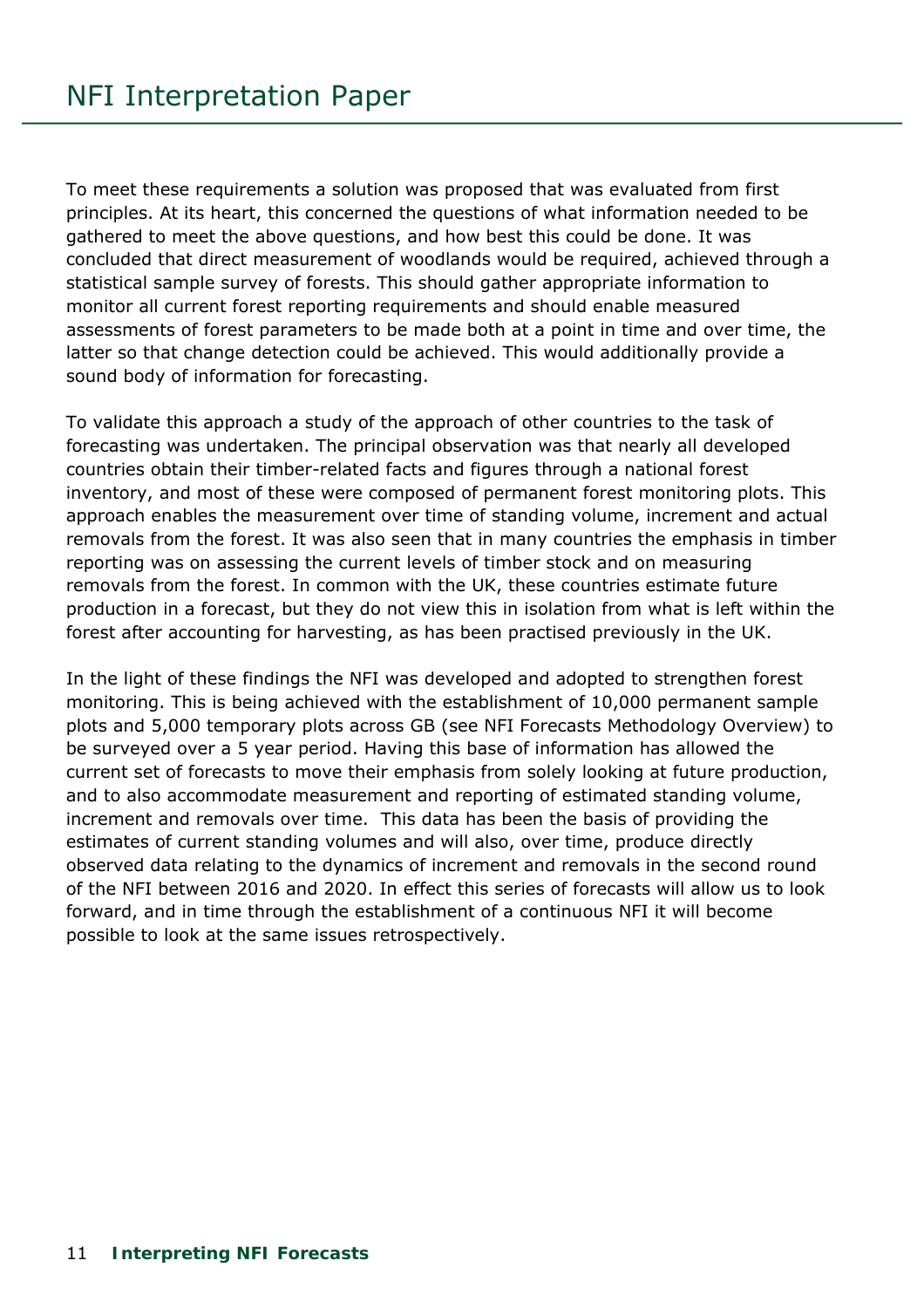To meet these requirements a solution was proposed that was evaluated from first principles. At its heart, this concerned the questions of what information needed to be gathered to meet the above questions, and how best this could be done. It was concluded that direct measurement of woodlands would be required, achieved through a statistical sample survey of forests. This should gather appropriate information to monitor all current forest reporting requirements and should enable measured assessments of forest parameters to be made both at a point in time and over time, the latter so that change detection could be achieved. This would additionally provide a sound body of information for forecasting.

To validate this approach a study of the approach of other countries to the task of forecasting was undertaken. The principal observation was that nearly all developed countries obtain their timber-related facts and figures through a national forest inventory, and most of these were composed of permanent forest monitoring plots. This approach enables the measurement over time of standing volume, increment and actual removals from the forest. It was also seen that in many countries the emphasis in timber reporting was on assessing the current levels of timber stock and on measuring removals from the forest. In common with the UK, these countries estimate future production in a forecast, but they do not view this in isolation from what is left within the forest after accounting for harvesting, as has been practised previously in the UK.

In the light of these findings the NFI was developed and adopted to strengthen forest monitoring. This is being achieved with the establishment of 10,000 permanent sample plots and 5,000 temporary plots across GB (see NFI Forecasts Methodology Overview) to be surveyed over a 5 year period. Having this base of information has allowed the current set of forecasts to move their emphasis from solely looking at future production, and to also accommodate measurement and reporting of estimated standing volume, increment and removals over time. This data has been the basis of providing the estimates of current standing volumes and will also, over time, produce directly observed data relating to the dynamics of increment and removals in the second round of the NFI between 2016 and 2020. In effect this series of forecasts will allow us to look forward, and in time through the establishment of a continuous NFI it will become possible to look at the same issues retrospectively.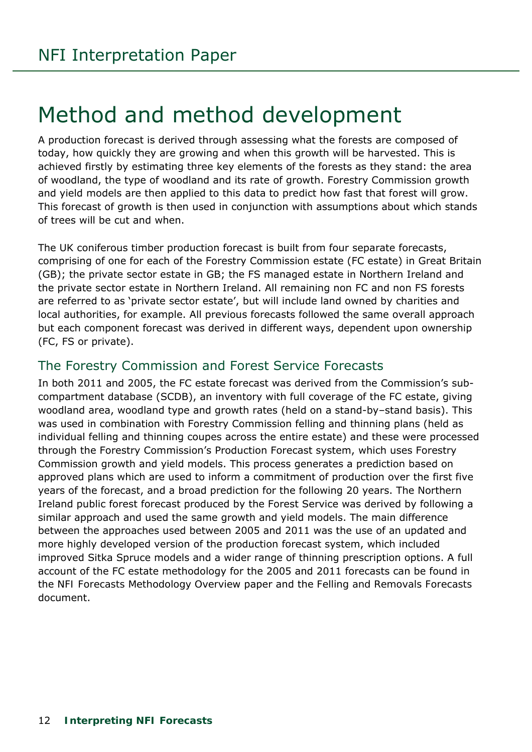# Method and method development

A production forecast is derived through assessing what the forests are composed of today, how quickly they are growing and when this growth will be harvested. This is achieved firstly by estimating three key elements of the forests as they stand: the area of woodland, the type of woodland and its rate of growth. Forestry Commission growth and yield models are then applied to this data to predict how fast that forest will grow. This forecast of growth is then used in conjunction with assumptions about which stands of trees will be cut and when.

The UK coniferous timber production forecast is built from four separate forecasts, comprising of one for each of the Forestry Commission estate (FC estate) in Great Britain (GB); the private sector estate in GB; the FS managed estate in Northern Ireland and the private sector estate in Northern Ireland. All remaining non FC and non FS forests are referred to as 'private sector estate', but will include land owned by charities and local authorities, for example. All previous forecasts followed the same overall approach but each component forecast was derived in different ways, dependent upon ownership (FC, FS or private).

## The Forestry Commission and Forest Service Forecasts

In both 2011 and 2005, the FC estate forecast was derived from the Commission's sub-compartment database (SCDB), an inventory with full coverage of the FC estate, giving woodland area, woodland type and growth rates (held on a stand-by–stand basis). This was used in combination with Forestry Commission felling and thinning plans (held as individual felling and thinning coupes across the entire estate) and these were processed through the Forestry Commission's Production Forecast system, which uses Forestry Commission growth and yield models. This process generates a prediction based on approved plans which are used to inform a commitment of production over the first five years of the forecast, and a broad prediction for the following 20 years. The Northern Ireland public forest forecast produced by the Forest Service was derived by following a similar approach and used the same growth and yield models. The main difference between the approaches used between 2005 and 2011 was the use of an updated and more highly developed version of the production forecast system, which included improved Sitka Spruce models and a wider range of thinning prescription options. A full account of the FC estate methodology for the 2005 and 2011 forecasts can be found in the NFI Forecasts Methodology Overview paper and the Felling and Removals Forecasts document.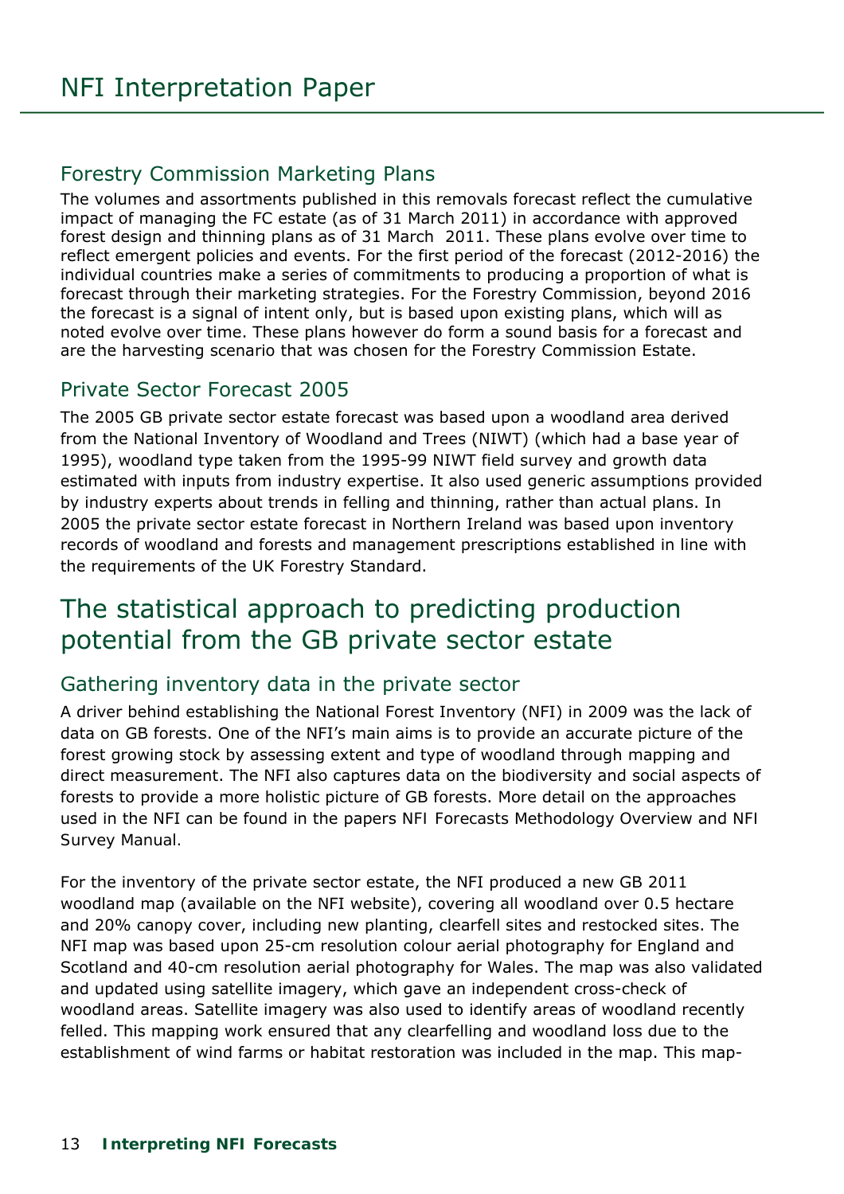### Forestry Commission Marketing Plans

The volumes and assortments published in this removals forecast reflect the cumulative impact of managing the FC estate (as of 31 March 2011) in accordance with approved forest design and thinning plans as of 31 March 2011. These plans evolve over time to reflect emergent policies and events. For the first period of the forecast (2012-2016) the individual countries make a series of commitments to producing a proportion of what is forecast through their marketing strategies. For the Forestry Commission, beyond 2016 the forecast is a signal of intent only, but is based upon existing plans, which will as noted evolve over time. These plans however do form a sound basis for a forecast and are the harvesting scenario that was chosen for the Forestry Commission Estate.

### Private Sector Forecast 2005

The 2005 GB private sector estate forecast was based upon a woodland area derived from the National Inventory of Woodland and Trees (NIWT) (which had a base year of 1995), woodland type taken from the 1995-99 NIWT field survey and growth data estimated with inputs from industry expertise. It also used generic assumptions provided by industry experts about trends in felling and thinning, rather than actual plans. In 2005 the private sector estate forecast in Northern Ireland was based upon inventory records of woodland and forests and management prescriptions established in line with the requirements of the UK Forestry Standard.

## The statistical approach to predicting production potential from the GB private sector estate

### Gathering inventory data in the private sector

A driver behind establishing the National Forest Inventory (NFI) in 2009 was the lack of data on GB forests. One of the NFI's main aims is to provide an accurate picture of the forest growing stock by assessing extent and type of woodland through mapping and direct measurement. The NFI also captures data on the biodiversity and social aspects of forests to provide a more holistic picture of GB forests. More detail on the approaches used in the NFI can be found in the papers NFI Forecasts Methodology Overview and NFI Survey Manual.

For the inventory of the private sector estate, the NFI produced a new GB 2011 woodland map (available on the NFI website), covering all woodland over 0.5 hectare and 20% canopy cover, including new planting, clearfell sites and restocked sites. The NFI map was based upon 25-cm resolution colour aerial photography for England and Scotland and 40-cm resolution aerial photography for Wales. The map was also validated and updated using satellite imagery, which gave an independent cross-check of woodland areas. Satellite imagery was also used to identify areas of woodland recently felled. This mapping work ensured that any clearfelling and woodland loss due to the establishment of wind farms or habitat restoration was included in the map. This map-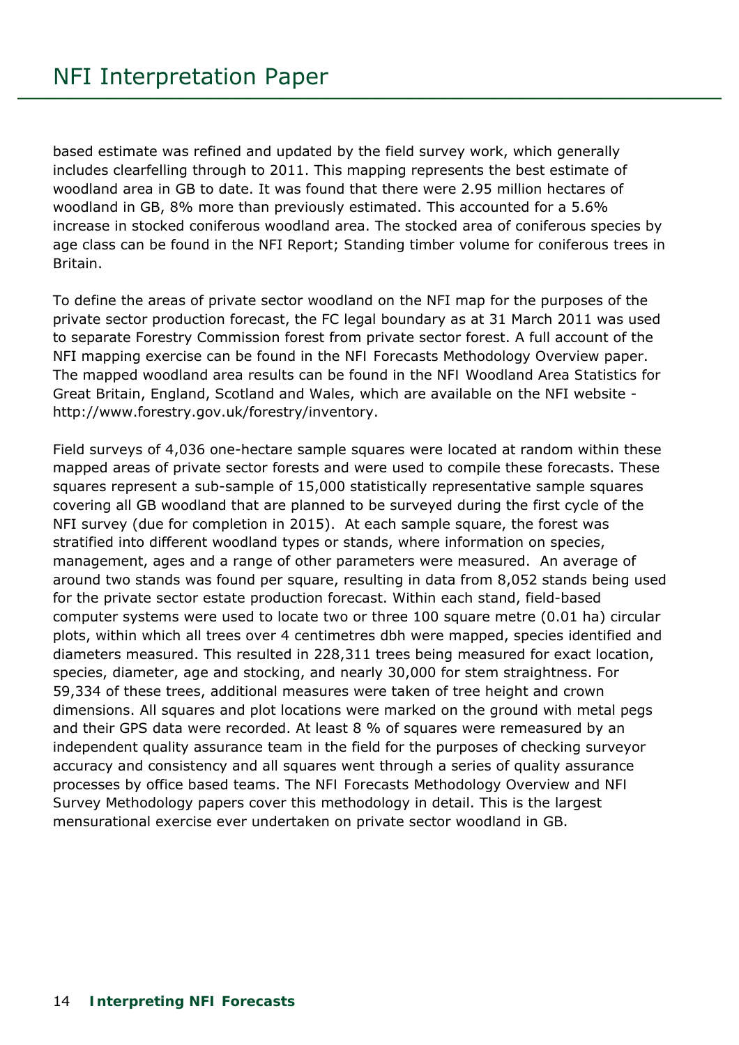based estimate was refined and updated by the field survey work, which generally includes clearfelling through to 2011. This mapping represents the best estimate of woodland area in GB to date. It was found that there were 2.95 million hectares of woodland in GB, 8% more than previously estimated. This accounted for a 5.6% increase in stocked coniferous woodland area. The stocked area of coniferous species by age class can be found in the NFI Report; Standing timber volume for coniferous trees in Britain.

To define the areas of private sector woodland on the NFI map for the purposes of the private sector production forecast, the FC legal boundary as at 31 March 2011 was used to separate Forestry Commission forest from private sector forest. A full account of the NFI mapping exercise can be found in the NFI Forecasts Methodology Overview paper. The mapped woodland area results can be found in the NFI Woodland Area Statistics for Great Britain, England, Scotland and Wales, which are available on the NFI website - http://www.forestry.gov.uk/forestry/inventory.

Field surveys of 4,036 one-hectare sample squares were located at random within these mapped areas of private sector forests and were used to compile these forecasts. These squares represent a sub-sample of 15,000 statistically representative sample squares covering all GB woodland that are planned to be surveyed during the first cycle of the NFI survey (due for completion in 2015). At each sample square, the forest was stratified into different woodland types or stands, where information on species, management, ages and a range of other parameters were measured. An average of around two stands was found per square, resulting in data from 8,052 stands being used for the private sector estate production forecast. Within each stand, field-based computer systems were used to locate two or three 100 square metre (0.01 ha) circular plots, within which all trees over 4 centimetres dbh were mapped, species identified and diameters measured. This resulted in 228,311 trees being measured for exact location, species, diameter, age and stocking, and nearly 30,000 for stem straightness. For 59,334 of these trees, additional measures were taken of tree height and crown dimensions. All squares and plot locations were marked on the ground with metal pegs and their GPS data were recorded. At least 8 % of squares were remeasured by an independent quality assurance team in the field for the purposes of checking surveyor accuracy and consistency and all squares went through a series of quality assurance processes by office based teams. The NFI Forecasts Methodology Overview and NFI Survey Methodology papers cover this methodology in detail. This is the largest mensurational exercise ever undertaken on private sector woodland in GB.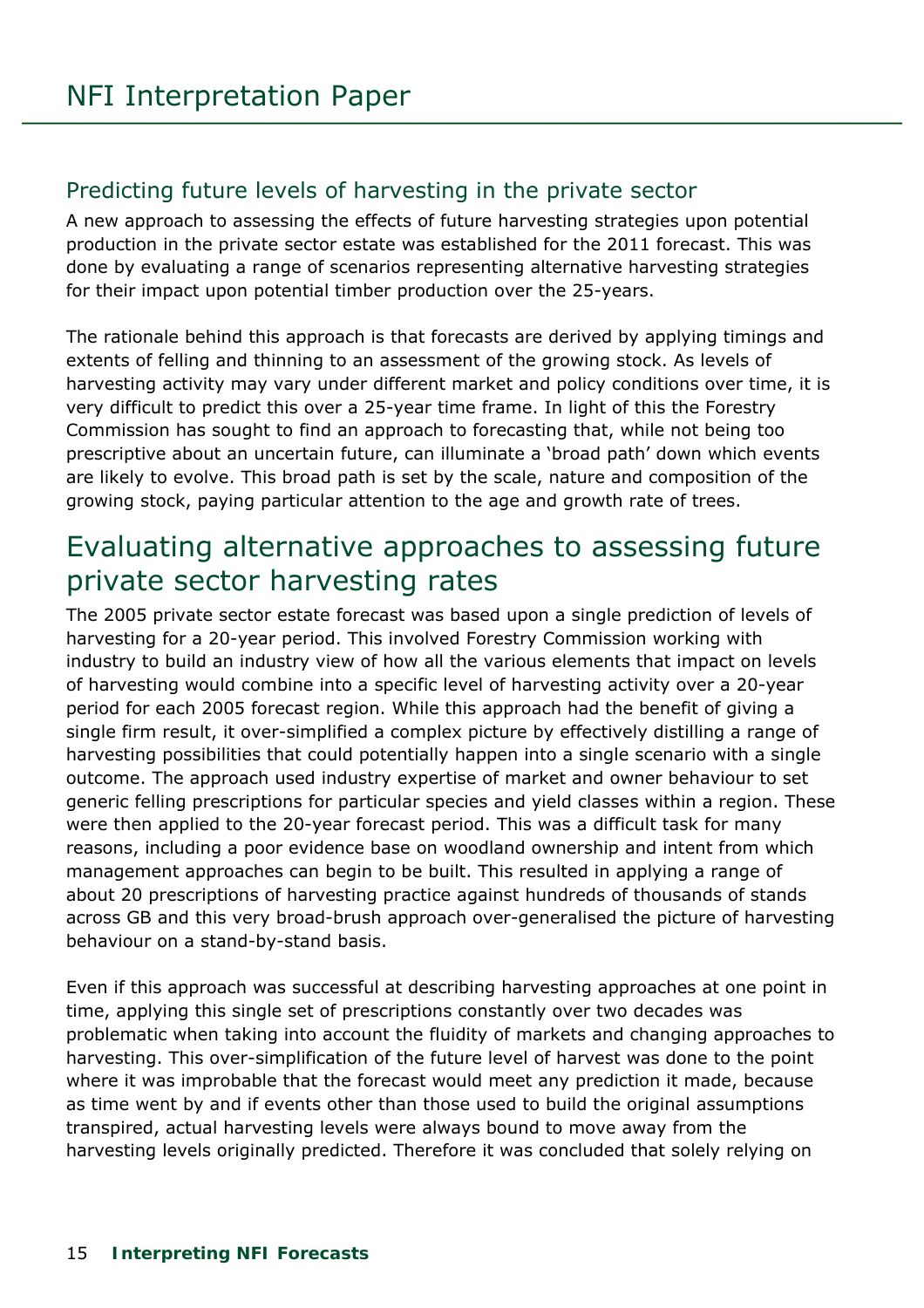## Predicting future levels of harvesting in the private sector

A new approach to assessing the effects of future harvesting strategies upon potential production in the private sector estate was established for the 2011 forecast. This was done by evaluating a range of scenarios representing alternative harvesting strategies for their impact upon potential timber production over the 25-years.

The rationale behind this approach is that forecasts are derived by applying timings and extents of felling and thinning to an assessment of the growing stock. As levels of harvesting activity may vary under different market and policy conditions over time, it is very difficult to predict this over a 25-year time frame. In light of this the Forestry Commission has sought to find an approach to forecasting that, while not being too prescriptive about an uncertain future, can illuminate a 'broad path' down which events are likely to evolve. This broad path is set by the scale, nature and composition of the growing stock, paying particular attention to the age and growth rate of trees.

# Evaluating alternative approaches to assessing future private sector harvesting rates

The 2005 private sector estate forecast was based upon a single prediction of levels of harvesting for a 20-year period. This involved Forestry Commission working with industry to build an industry view of how all the various elements that impact on levels of harvesting would combine into a specific level of harvesting activity over a 20-year period for each 2005 forecast region. While this approach had the benefit of giving a single firm result, it over-simplified a complex picture by effectively distilling a range of harvesting possibilities that could potentially happen into a single scenario with a single outcome. The approach used industry expertise of market and owner behaviour to set generic felling prescriptions for particular species and yield classes within a region. These were then applied to the 20-year forecast period. This was a difficult task for many reasons, including a poor evidence base on woodland ownership and intent from which management approaches can begin to be built. This resulted in applying a range of about 20 prescriptions of harvesting practice against hundreds of thousands of stands across GB and this very broad-brush approach over-generalised the picture of harvesting behaviour on a stand-by-stand basis.

Even if this approach was successful at describing harvesting approaches at one point in time, applying this single set of prescriptions constantly over two decades was problematic when taking into account the fluidity of markets and changing approaches to harvesting. This over-simplification of the future level of harvest was done to the point where it was improbable that the forecast would meet any prediction it made, because as time went by and if events other than those used to build the original assumptions transpired, actual harvesting levels were always bound to move away from the harvesting levels originally predicted. Therefore it was concluded that solely relying on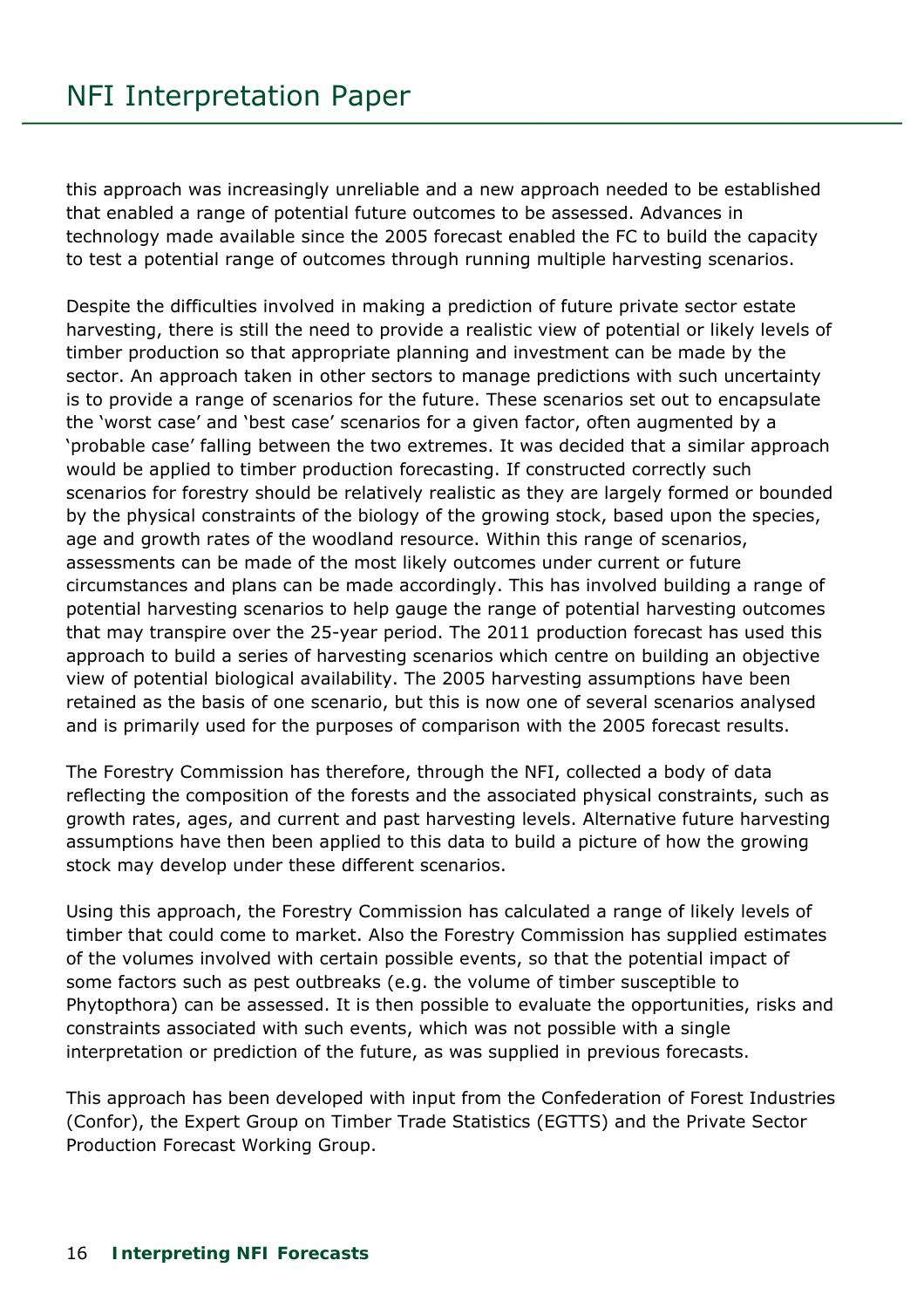this approach was increasingly unreliable and a new approach needed to be established that enabled a range of potential future outcomes to be assessed. Advances in technology made available since the 2005 forecast enabled the FC to build the capacity to test a potential range of outcomes through running multiple harvesting scenarios.

Despite the difficulties involved in making a prediction of future private sector estate harvesting, there is still the need to provide a realistic view of potential or likely levels of timber production so that appropriate planning and investment can be made by the sector. An approach taken in other sectors to manage predictions with such uncertainty is to provide a range of scenarios for the future. These scenarios set out to encapsulate the 'worst case' and 'best case' scenarios for a given factor, often augmented by a 'probable case' falling between the two extremes. It was decided that a similar approach would be applied to timber production forecasting. If constructed correctly such scenarios for forestry should be relatively realistic as they are largely formed or bounded by the physical constraints of the biology of the growing stock, based upon the species, age and growth rates of the woodland resource. Within this range of scenarios, assessments can be made of the most likely outcomes under current or future circumstances and plans can be made accordingly. This has involved building a range of potential harvesting scenarios to help gauge the range of potential harvesting outcomes that may transpire over the 25-year period. The 2011 production forecast has used this approach to build a series of harvesting scenarios which centre on building an objective view of potential biological availability. The 2005 harvesting assumptions have been retained as the basis of one scenario, but this is now one of several scenarios analysed and is primarily used for the purposes of comparison with the 2005 forecast results.

The Forestry Commission has therefore, through the NFI, collected a body of data reflecting the composition of the forests and the associated physical constraints, such as growth rates, ages, and current and past harvesting levels. Alternative future harvesting assumptions have then been applied to this data to build a picture of how the growing stock may develop under these different scenarios.

Using this approach, the Forestry Commission has calculated a range of likely levels of timber that could come to market. Also the Forestry Commission has supplied estimates of the volumes involved with certain possible events, so that the potential impact of some factors such as pest outbreaks (e.g. the volume of timber susceptible to Phytopthora) can be assessed. It is then possible to evaluate the opportunities, risks and constraints associated with such events, which was not possible with a single interpretation or prediction of the future, as was supplied in previous forecasts.

This approach has been developed with input from the Confederation of Forest Industries (Confor), the Expert Group on Timber Trade Statistics (EGTTS) and the Private Sector Production Forecast Working Group.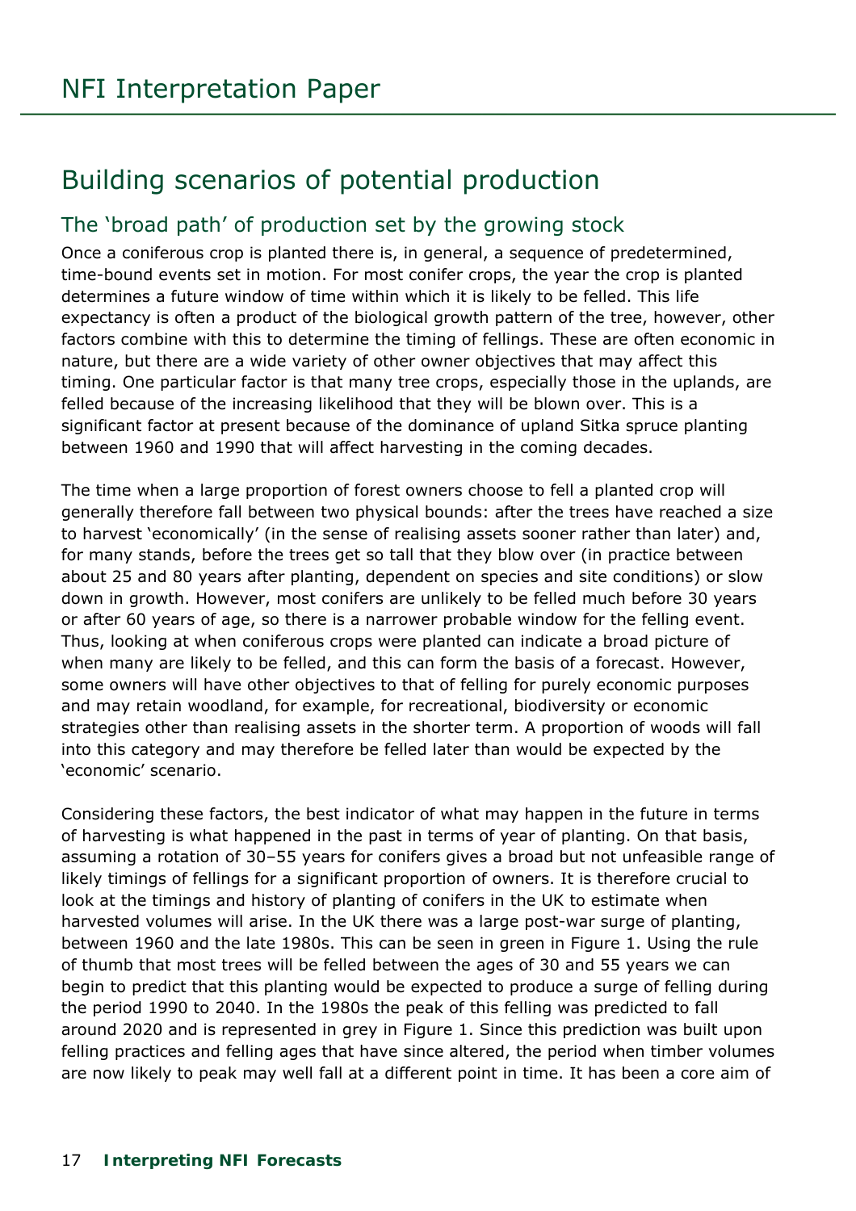# Building scenarios of potential production

## The 'broad path' of production set by the growing stock

Once a coniferous crop is planted there is, in general, a sequence of predetermined, time-bound events set in motion. For most conifer crops, the year the crop is planted determines a future window of time within which it is likely to be felled. This life expectancy is often a product of the biological growth pattern of the tree, however, other factors combine with this to determine the timing of fellings. These are often economic in nature, but there are a wide variety of other owner objectives that may affect this timing. One particular factor is that many tree crops, especially those in the uplands, are felled because of the increasing likelihood that they will be blown over. This is a significant factor at present because of the dominance of upland Sitka spruce planting between 1960 and 1990 that will affect harvesting in the coming decades.

The time when a large proportion of forest owners choose to fell a planted crop will generally therefore fall between two physical bounds: after the trees have reached a size to harvest 'economically' (in the sense of realising assets sooner rather than later) and, for many stands, before the trees get so tall that they blow over (in practice between about 25 and 80 years after planting, dependent on species and site conditions) or slow down in growth. However, most conifers are unlikely to be felled much before 30 years or after 60 years of age, so there is a narrower probable window for the felling event. Thus, looking at when coniferous crops were planted can indicate a broad picture of when many are likely to be felled, and this can form the basis of a forecast. However, some owners will have other objectives to that of felling for purely economic purposes and may retain woodland, for example, for recreational, biodiversity or economic strategies other than realising assets in the shorter term. A proportion of woods will fall into this category and may therefore be felled later than would be expected by the 'economic' scenario.

Considering these factors, the best indicator of what may happen in the future in terms of harvesting is what happened in the past in terms of year of planting. On that basis, assuming a rotation of 30–55 years for conifers gives a broad but not unfeasible range of likely timings of fellings for a significant proportion of owners. It is therefore crucial to look at the timings and history of planting of conifers in the UK to estimate when harvested volumes will arise. In the UK there was a large post-war surge of planting, between 1960 and the late 1980s. This can be seen in green in Figure 1. Using the rule of thumb that most trees will be felled between the ages of 30 and 55 years we can begin to predict that this planting would be expected to produce a surge of felling during the period 1990 to 2040. In the 1980s the peak of this felling was predicted to fall around 2020 and is represented in grey in Figure 1. Since this prediction was built upon felling practices and felling ages that have since altered, the period when timber volumes are now likely to peak may well fall at a different point in time. It has been a core aim of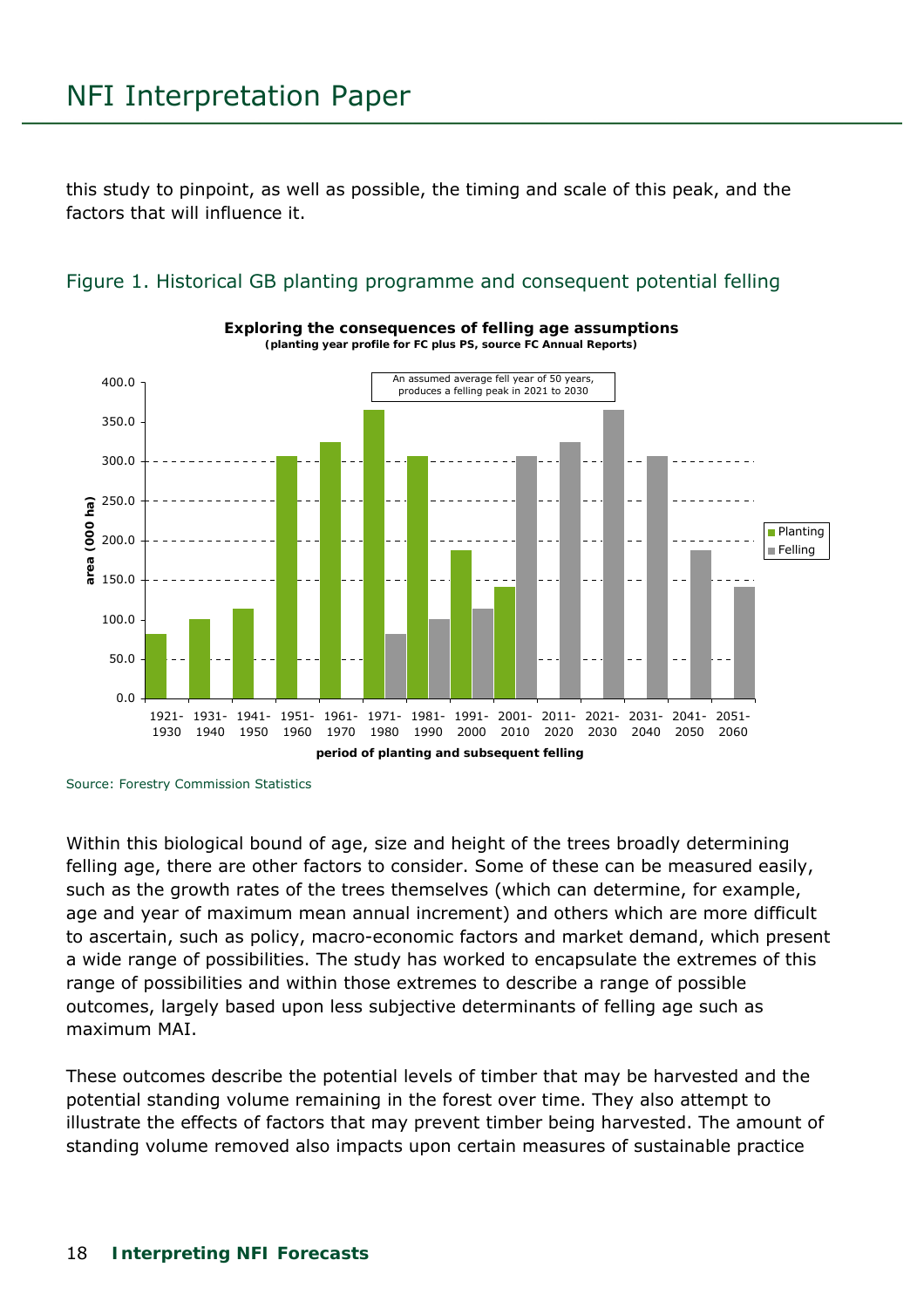this study to pinpoint, as well as possible, the timing and scale of this peak, and the factors that will influence it.

Figure 1. Historical GB planting programme and consequent potential felling

Source: Forestry Commission Statistics

Within this biological bound of age, size and height of the trees broadly determining felling age, there are other factors to consider. Some of these can be measured easily, such as the growth rates of the trees themselves (which can determine, for example, age and year of maximum mean annual increment) and others which are more difficult to ascertain, such as policy, macro-economic factors and market demand, which present a wide range of possibilities. The study has worked to encapsulate the extremes of this range of possibilities and within those extremes to describe a range of possible outcomes, largely based upon less subjective determinants of felling age such as maximum MAI.

These outcomes describe the potential levels of timber that may be harvested and the potential standing volume remaining in the forest over time. They also attempt to illustrate the effects of factors that may prevent timber being harvested. The amount of standing volume removed also impacts upon certain measures of sustainable practice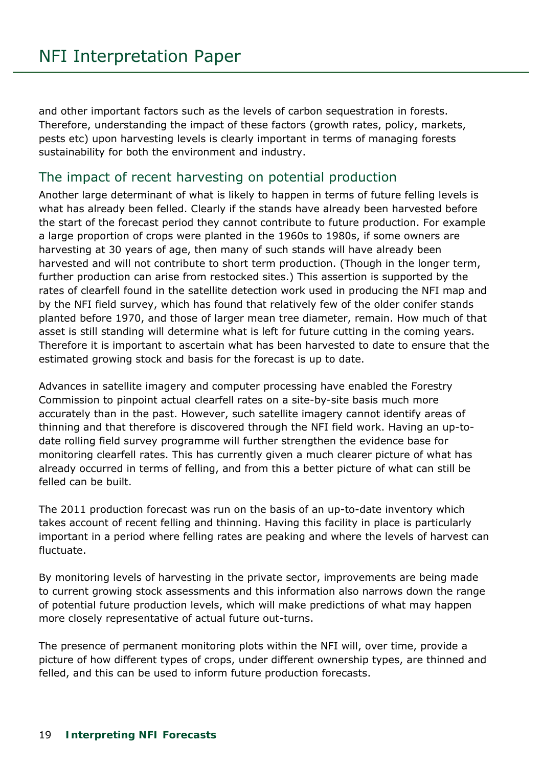and other important factors such as the levels of carbon sequestration in forests. Therefore, understanding the impact of these factors (growth rates, policy, markets, pests etc) upon harvesting levels is clearly important in terms of managing forests sustainability for both the environment and industry.

## The impact of recent harvesting on potential production

Another large determinant of what is likely to happen in terms of future felling levels is what has already been felled. Clearly if the stands have already been harvested before the start of the forecast period they cannot contribute to future production. For example a large proportion of crops were planted in the 1960s to 1980s, if some owners are harvesting at 30 years of age, then many of such stands will have already been harvested and will not contribute to short term production. (Though in the longer term, further production can arise from restocked sites.) This assertion is supported by the rates of clearfell found in the satellite detection work used in producing the NFI map and by the NFI field survey, which has found that relatively few of the older conifer stands planted before 1970, and those of larger mean tree diameter, remain. How much of that asset is still standing will determine what is left for future cutting in the coming years. Therefore it is important to ascertain what has been harvested to date to ensure that the estimated growing stock and basis for the forecast is up to date.

Advances in satellite imagery and computer processing have enabled the Forestry Commission to pinpoint actual clearfell rates on a site-by-site basis much more accurately than in the past. However, such satellite imagery cannot identify areas of thinning and that therefore is discovered through the NFI field work. Having an up-to-date rolling field survey programme will further strengthen the evidence base for monitoring clearfell rates. This has currently given a much clearer picture of what has already occurred in terms of felling, and from this a better picture of what can still be felled can be built.

The 2011 production forecast was run on the basis of an up-to-date inventory which takes account of recent felling and thinning. Having this facility in place is particularly important in a period where felling rates are peaking and where the levels of harvest can fluctuate.

By monitoring levels of harvesting in the private sector, improvements are being made to current growing stock assessments and this information also narrows down the range of potential future production levels, which will make predictions of what may happen more closely representative of actual future out-turns.

The presence of permanent monitoring plots within the NFI will, over time, provide a picture of how different types of crops, under different ownership types, are thinned and felled, and this can be used to inform future production forecasts.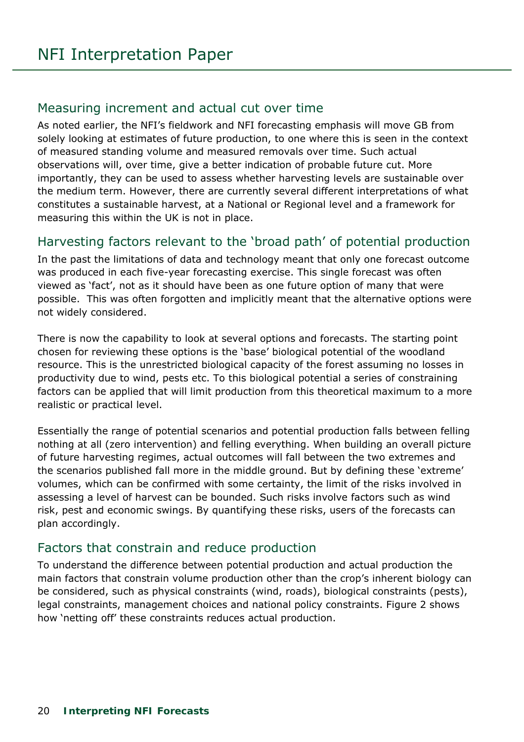## Measuring increment and actual cut over time

As noted earlier, the NFI's fieldwork and NFI forecasting emphasis will move GB from solely looking at estimates of future production, to one where this is seen in the context of measured standing volume and measured removals over time. Such actual observations will, over time, give a better indication of probable future cut. More importantly, they can be used to assess whether harvesting levels are sustainable over the medium term. However, there are currently several different interpretations of what constitutes a sustainable harvest, at a National or Regional level and a framework for measuring this within the UK is not in place.

## Harvesting factors relevant to the 'broad path' of potential production

In the past the limitations of data and technology meant that only one forecast outcome was produced in each five-year forecasting exercise. This single forecast was often viewed as 'fact', not as it should have been as one future option of many that were possible. This was often forgotten and implicitly meant that the alternative options were not widely considered.

There is now the capability to look at several options and forecasts. The starting point chosen for reviewing these options is the 'base' biological potential of the woodland resource. This is the unrestricted biological capacity of the forest assuming no losses in productivity due to wind, pests etc. To this biological potential a series of constraining factors can be applied that will limit production from this theoretical maximum to a more realistic or practical level.

Essentially the range of potential scenarios and potential production falls between felling nothing at all (zero intervention) and felling everything. When building an overall picture of future harvesting regimes, actual outcomes will fall between the two extremes and the scenarios published fall more in the middle ground. But by defining these 'extreme' volumes, which can be confirmed with some certainty, the limit of the risks involved in assessing a level of harvest can be bounded. Such risks involve factors such as wind risk, pest and economic swings. By quantifying these risks, users of the forecasts can plan accordingly.

## Factors that constrain and reduce production

To understand the difference between potential production and actual production the main factors that constrain volume production other than the crop's inherent biology can be considered, such as physical constraints (wind, roads), biological constraints (pests), legal constraints, management choices and national policy constraints. Figure 2 shows how 'netting off' these constraints reduces actual production.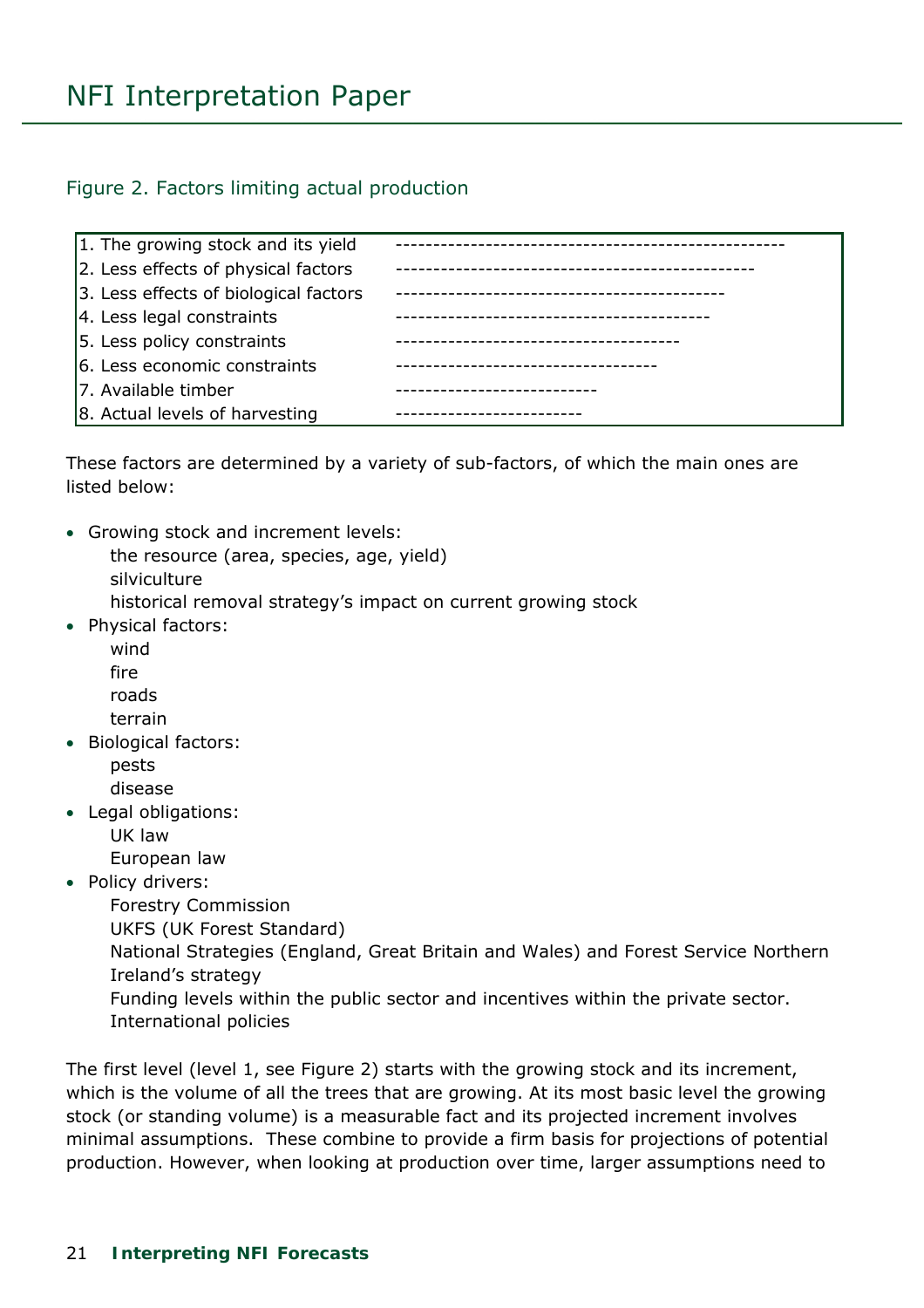Figure 2. Factors limiting actual production

| | |
|---|---|
| 1. The growing stock and its yield | ---------------------------------------------------- |
| 2. Less effects of physical factors | ------------------------------------------------ |
| 3. Less effects of biological factors | -------------------------------------------- |
| 4. Less legal constraints | ------------------------------------------ |
| 5. Less policy constraints | -------------------------------------- |
| 6. Less economic constraints | ----------------------------------- |
| 7. Available timber | --------------------------- |
| 8. Actual levels of harvesting | ------------------------- |

These factors are determined by a variety of sub-factors, of which the main ones are listed below:

- Growing stock and increment levels:
  - the resource (area, species, age, yield)
  - silviculture
  - historical removal strategy's impact on current growing stock
- Physical factors:
  - wind
  - fire
  - roads
  - terrain
- Biological factors:
  - pests
  - disease
- Legal obligations:
  - UK law
  - European law
- Policy drivers:
  - Forestry Commission
  - UKFS (UK Forest Standard)
  - National Strategies (England, Great Britain and Wales) and Forest Service Northern Ireland's strategy
  - Funding levels within the public sector and incentives within the private sector.
  - International policies

The first level (level 1, see Figure 2) starts with the growing stock and its increment, which is the volume of all the trees that are growing. At its most basic level the growing stock (or standing volume) is a measurable fact and its projected increment involves minimal assumptions. These combine to provide a firm basis for projections of potential production. However, when looking at production over time, larger assumptions need to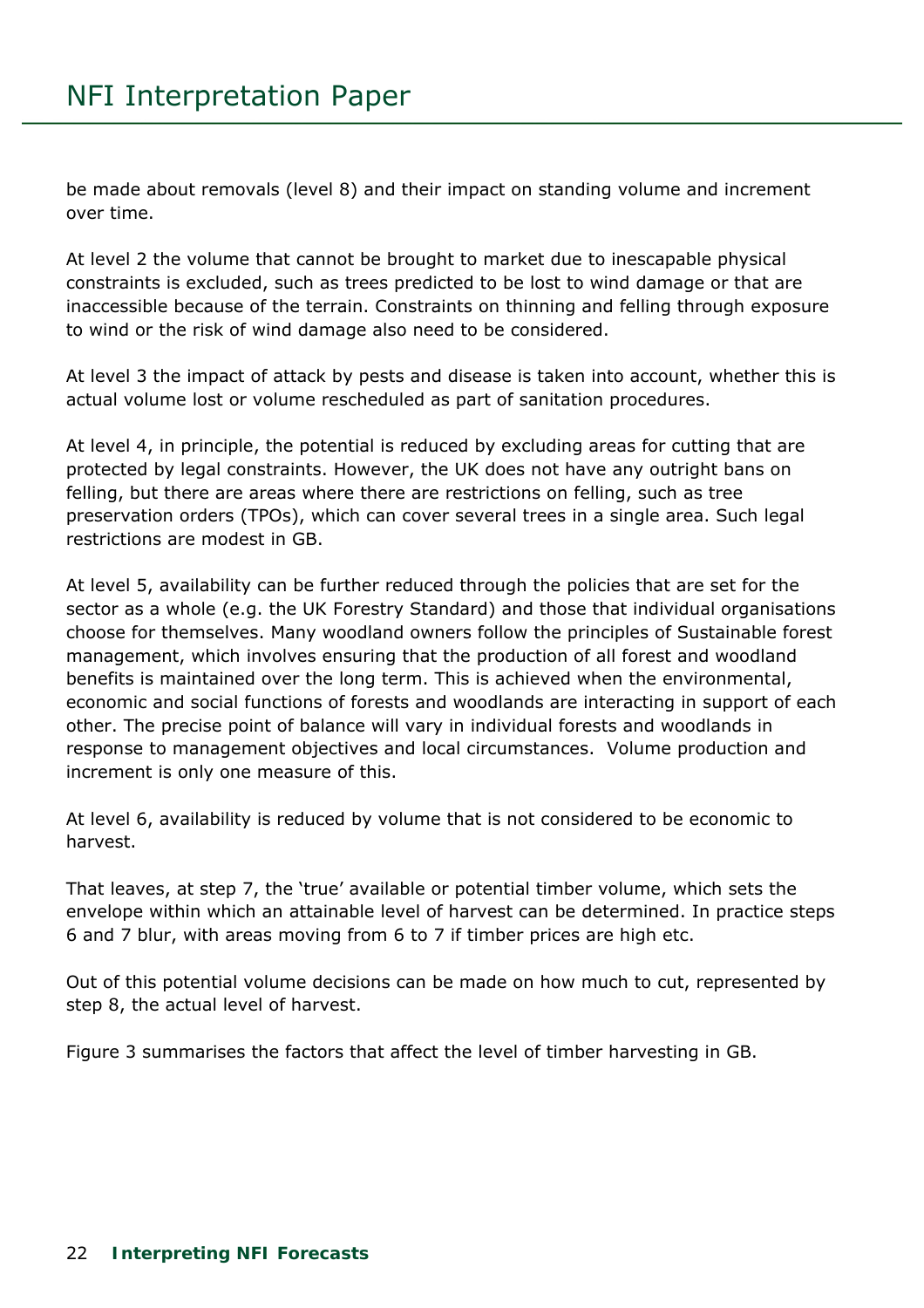be made about removals (level 8) and their impact on standing volume and increment over time.

At level 2 the volume that cannot be brought to market due to inescapable physical constraints is excluded, such as trees predicted to be lost to wind damage or that are inaccessible because of the terrain. Constraints on thinning and felling through exposure to wind or the risk of wind damage also need to be considered.

At level 3 the impact of attack by pests and disease is taken into account, whether this is actual volume lost or volume rescheduled as part of sanitation procedures.

At level 4, in principle, the potential is reduced by excluding areas for cutting that are protected by legal constraints. However, the UK does not have any outright bans on felling, but there are areas where there are restrictions on felling, such as tree preservation orders (TPOs), which can cover several trees in a single area. Such legal restrictions are modest in GB.

At level 5, availability can be further reduced through the policies that are set for the sector as a whole (e.g. the UK Forestry Standard) and those that individual organisations choose for themselves. Many woodland owners follow the principles of Sustainable forest management, which involves ensuring that the production of all forest and woodland benefits is maintained over the long term. This is achieved when the environmental, economic and social functions of forests and woodlands are interacting in support of each other. The precise point of balance will vary in individual forests and woodlands in response to management objectives and local circumstances. Volume production and increment is only one measure of this.

At level 6, availability is reduced by volume that is not considered to be economic to harvest.

That leaves, at step 7, the 'true' available or potential timber volume, which sets the envelope within which an attainable level of harvest can be determined. In practice steps 6 and 7 blur, with areas moving from 6 to 7 if timber prices are high etc.

Out of this potential volume decisions can be made on how much to cut, represented by step 8, the actual level of harvest.

Figure 3 summarises the factors that affect the level of timber harvesting in GB.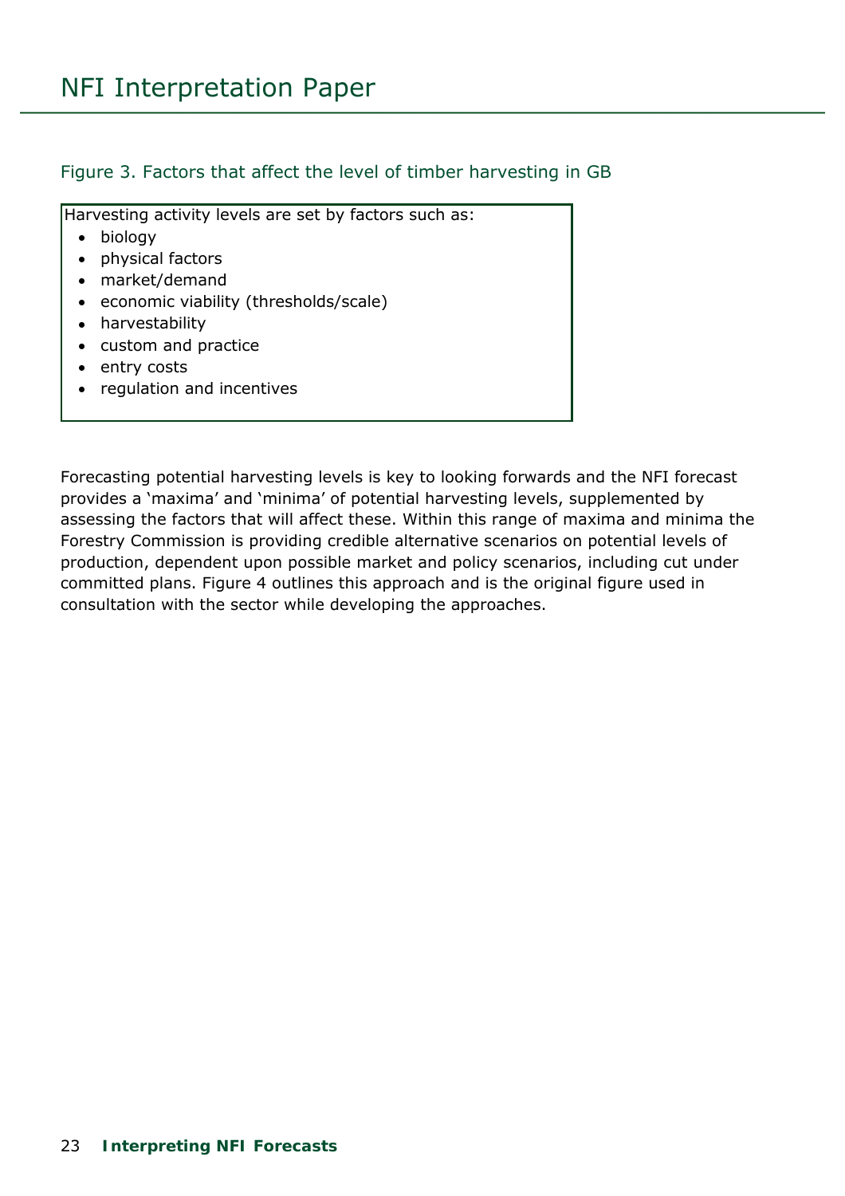Figure 3. Factors that affect the level of timber harvesting in GB

Harvesting activity levels are set by factors such as:

- biology
- physical factors
- market/demand
- economic viability (thresholds/scale)
- harvestability
- custom and practice
- entry costs
- regulation and incentives

Forecasting potential harvesting levels is key to looking forwards and the NFI forecast provides a 'maxima' and 'minima' of potential harvesting levels, supplemented by assessing the factors that will affect these. Within this range of maxima and minima the Forestry Commission is providing credible alternative scenarios on potential levels of production, dependent upon possible market and policy scenarios, including cut under committed plans. Figure 4 outlines this approach and is the original figure used in consultation with the sector while developing the approaches.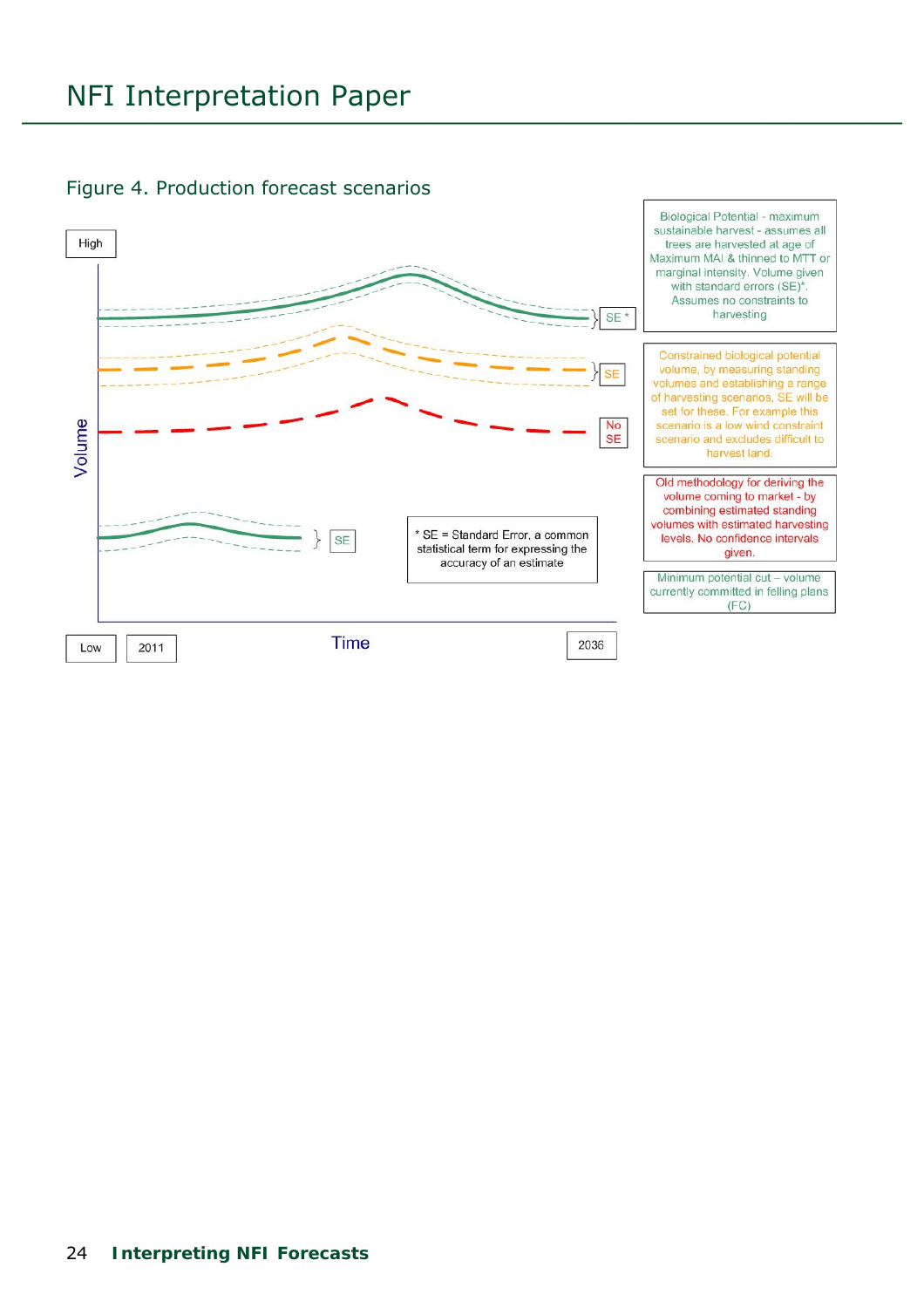## Figure 4. Production forecast scenarios

High

Volume

Low

2011

Time

2036

SE *

SE

No SE

SE

* SE = Standard Error, a common statistical term for expressing the accuracy of an estimate

Biological Potential - maximum sustainable harvest - assumes all trees are harvested at age of Maximum MAI & thinned to MTT or marginal intensity. Volume given with standard errors (SE)*. Assumes no constraints to harvesting

Constrained biological potential volume, by measuring standing volumes and establishing a range of harvesting scenarios, SE will be set for these. For example this scenario is a low wind constraint scenario and excludes difficult to harvest land.

Old methodology for deriving the volume coming to market - by combining estimated standing volumes with estimated harvesting levels. No confidence intervals given.

Minimum potential cut – volume currently committed in felling plans (FC)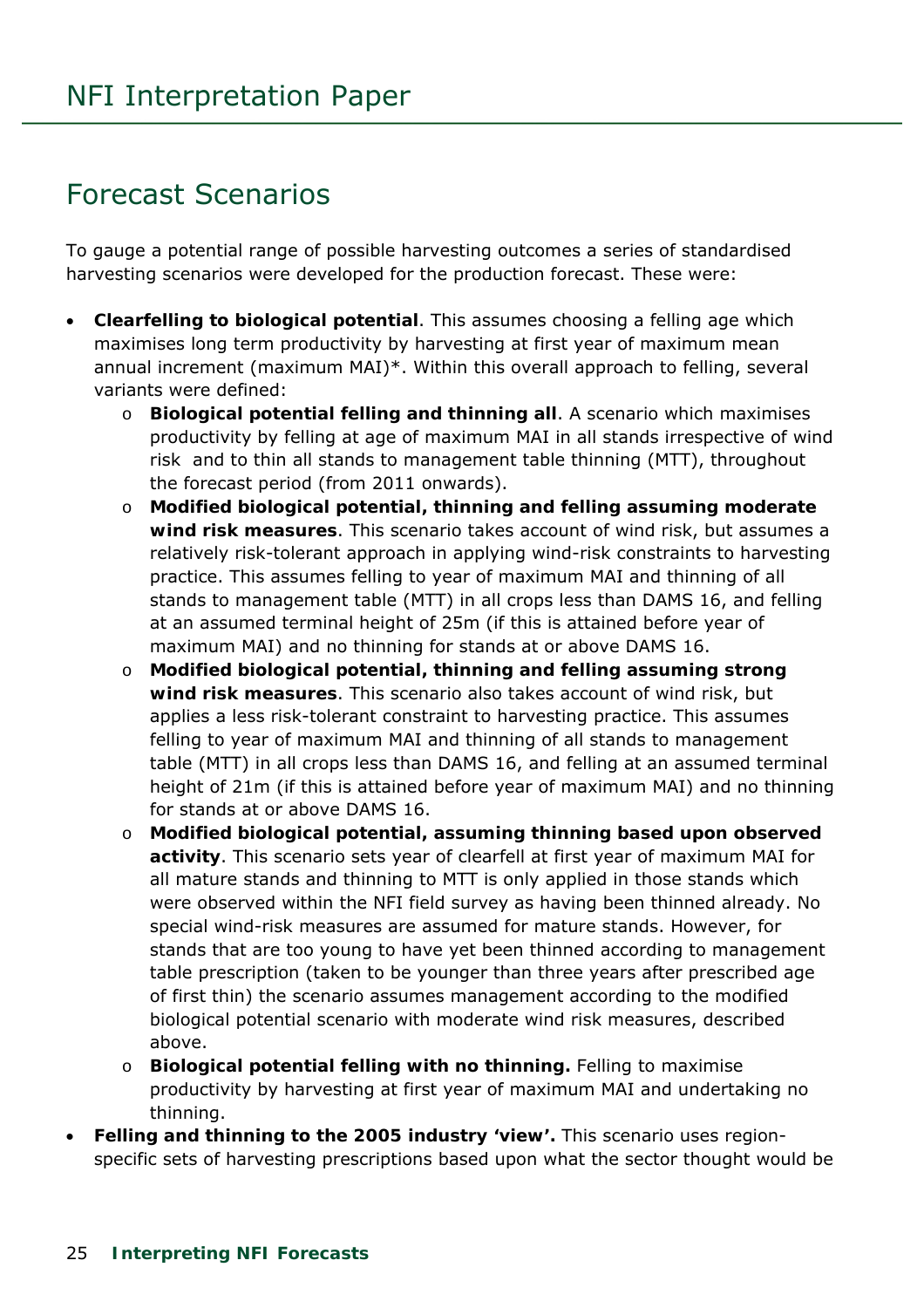## Forecast Scenarios

To gauge a potential range of possible harvesting outcomes a series of standardised harvesting scenarios were developed for the production forecast. These were:

- **Clearfelling to biological potential**. This assumes choosing a felling age which maximises long term productivity by harvesting at first year of maximum mean annual increment (maximum MAI)*. Within this overall approach to felling, several variants were defined:
    - **Biological potential felling and thinning all**. A scenario which maximises productivity by felling at age of maximum MAI in all stands irrespective of wind risk and to thin all stands to management table thinning (MTT), throughout the forecast period (from 2011 onwards).
    - **Modified biological potential, thinning and felling assuming moderate wind risk measures**. This scenario takes account of wind risk, but assumes a relatively risk-tolerant approach in applying wind-risk constraints to harvesting practice. This assumes felling to year of maximum MAI and thinning of all stands to management table (MTT) in all crops less than DAMS 16, and felling at an assumed terminal height of 25m (if this is attained before year of maximum MAI) and no thinning for stands at or above DAMS 16.
    - **Modified biological potential, thinning and felling assuming strong wind risk measures**. This scenario also takes account of wind risk, but applies a less risk-tolerant constraint to harvesting practice. This assumes felling to year of maximum MAI and thinning of all stands to management table (MTT) in all crops less than DAMS 16, and felling at an assumed terminal height of 21m (if this is attained before year of maximum MAI) and no thinning for stands at or above DAMS 16.
    - **Modified biological potential, assuming thinning based upon observed activity**. This scenario sets year of clearfell at first year of maximum MAI for all mature stands and thinning to MTT is only applied in those stands which were observed within the NFI field survey as having been thinned already. No special wind-risk measures are assumed for mature stands. However, for stands that are too young to have yet been thinned according to management table prescription (taken to be younger than three years after prescribed age of first thin) the scenario assumes management according to the modified biological potential scenario with moderate wind risk measures, described above.
    - **Biological potential felling with no thinning.** Felling to maximise productivity by harvesting at first year of maximum MAI and undertaking no thinning.
- **Felling and thinning to the 2005 industry 'view'.** This scenario uses region-specific sets of harvesting prescriptions based upon what the sector thought would be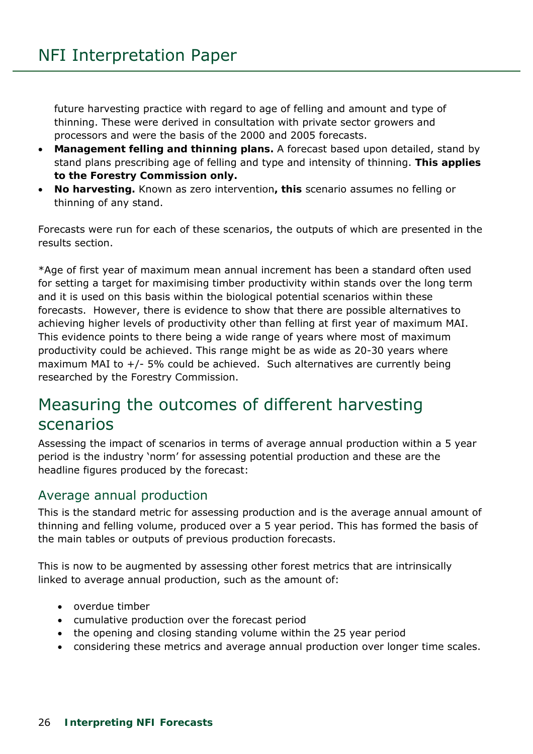future harvesting practice with regard to age of felling and amount and type of thinning. These were derived in consultation with private sector growers and processors and were the basis of the 2000 and 2005 forecasts.

- **Management felling and thinning plans.** A forecast based upon detailed, stand by stand plans prescribing age of felling and type and intensity of thinning. **This applies to the Forestry Commission only.**
- **No harvesting.** Known as zero intervention**, this** scenario assumes no felling or thinning of any stand.

Forecasts were run for each of these scenarios, the outputs of which are presented in the results section.

*Age of first year of maximum mean annual increment has been a standard often used for setting a target for maximising timber productivity within stands over the long term and it is used on this basis within the biological potential scenarios within these forecasts. However, there is evidence to show that there are possible alternatives to achieving higher levels of productivity other than felling at first year of maximum MAI. This evidence points to there being a wide range of years where most of maximum productivity could be achieved. This range might be as wide as 20-30 years where maximum MAI to +/- 5% could be achieved. Such alternatives are currently being researched by the Forestry Commission.

## Measuring the outcomes of different harvesting scenarios

Assessing the impact of scenarios in terms of average annual production within a 5 year period is the industry 'norm' for assessing potential production and these are the headline figures produced by the forecast:

### Average annual production

This is the standard metric for assessing production and is the average annual amount of thinning and felling volume, produced over a 5 year period. This has formed the basis of the main tables or outputs of previous production forecasts.

This is now to be augmented by assessing other forest metrics that are intrinsically linked to average annual production, such as the amount of:

- overdue timber
- cumulative production over the forecast period
- the opening and closing standing volume within the 25 year period
- considering these metrics and average annual production over longer time scales.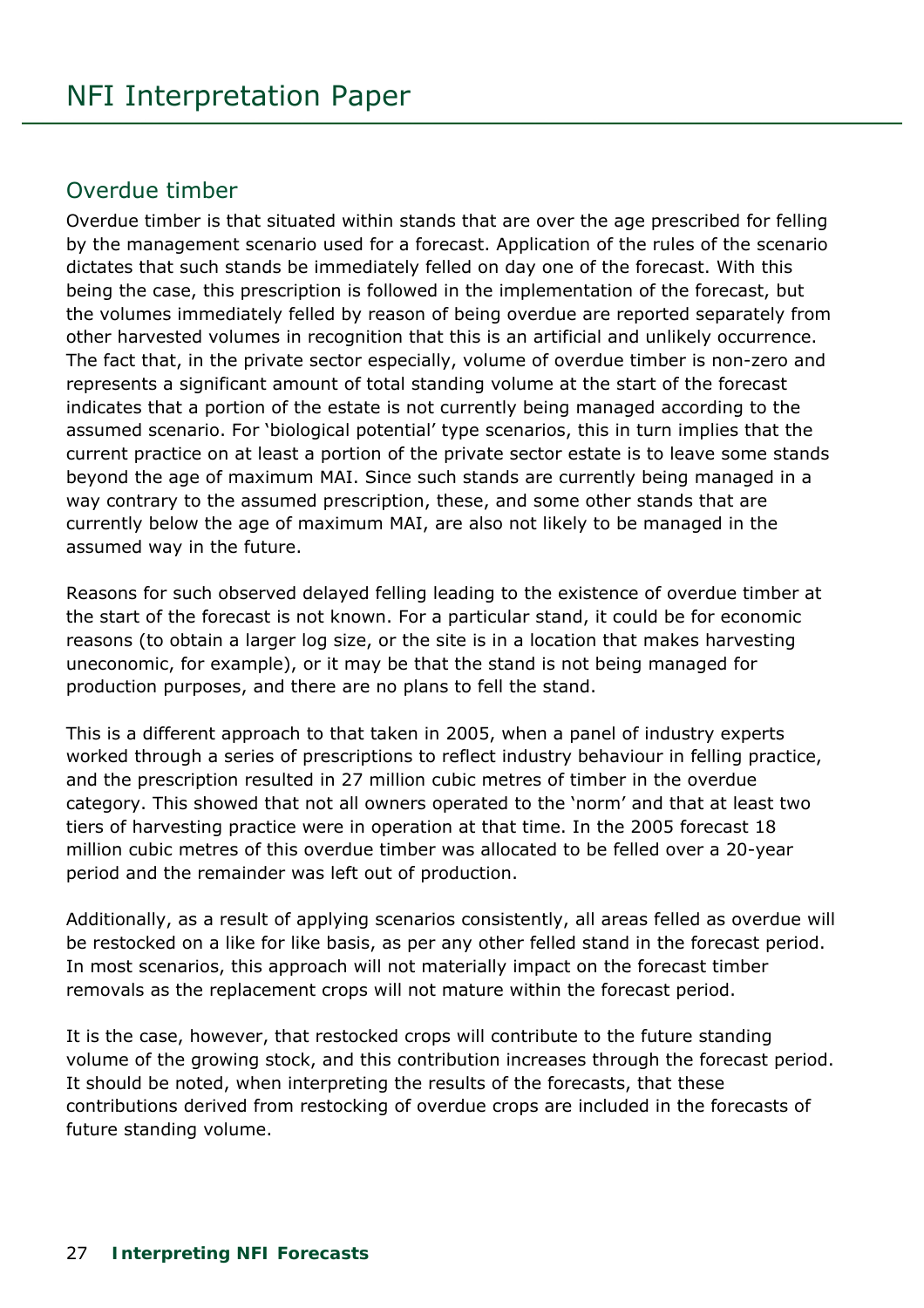## Overdue timber

Overdue timber is that situated within stands that are over the age prescribed for felling by the management scenario used for a forecast. Application of the rules of the scenario dictates that such stands be immediately felled on day one of the forecast. With this being the case, this prescription is followed in the implementation of the forecast, but the volumes immediately felled by reason of being overdue are reported separately from other harvested volumes in recognition that this is an artificial and unlikely occurrence. The fact that, in the private sector especially, volume of overdue timber is non-zero and represents a significant amount of total standing volume at the start of the forecast indicates that a portion of the estate is not currently being managed according to the assumed scenario. For 'biological potential' type scenarios, this in turn implies that the current practice on at least a portion of the private sector estate is to leave some stands beyond the age of maximum MAI. Since such stands are currently being managed in a way contrary to the assumed prescription, these, and some other stands that are currently below the age of maximum MAI, are also not likely to be managed in the assumed way in the future.

Reasons for such observed delayed felling leading to the existence of overdue timber at the start of the forecast is not known. For a particular stand, it could be for economic reasons (to obtain a larger log size, or the site is in a location that makes harvesting uneconomic, for example), or it may be that the stand is not being managed for production purposes, and there are no plans to fell the stand.

This is a different approach to that taken in 2005, when a panel of industry experts worked through a series of prescriptions to reflect industry behaviour in felling practice, and the prescription resulted in 27 million cubic metres of timber in the overdue category. This showed that not all owners operated to the 'norm' and that at least two tiers of harvesting practice were in operation at that time. In the 2005 forecast 18 million cubic metres of this overdue timber was allocated to be felled over a 20-year period and the remainder was left out of production.

Additionally, as a result of applying scenarios consistently, all areas felled as overdue will be restocked on a like for like basis, as per any other felled stand in the forecast period. In most scenarios, this approach will not materially impact on the forecast timber removals as the replacement crops will not mature within the forecast period.

It is the case, however, that restocked crops will contribute to the future standing volume of the growing stock, and this contribution increases through the forecast period. It should be noted, when interpreting the results of the forecasts, that these contributions derived from restocking of overdue crops are included in the forecasts of future standing volume.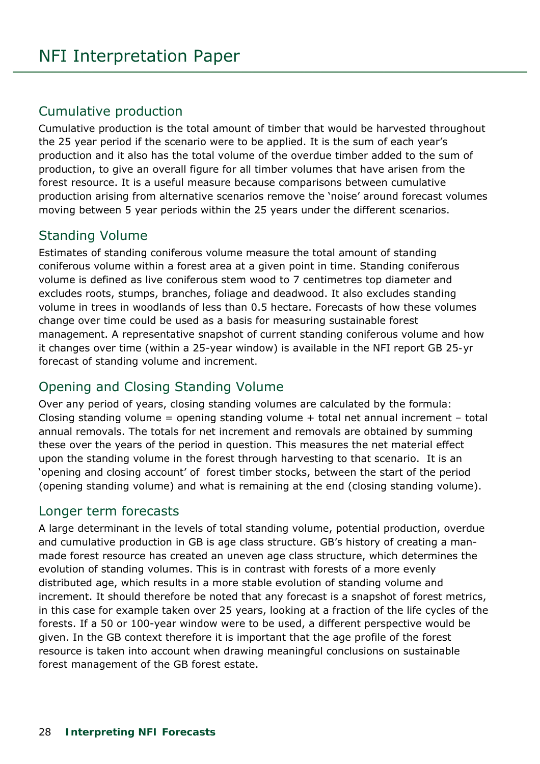## Cumulative production

Cumulative production is the total amount of timber that would be harvested throughout the 25 year period if the scenario were to be applied. It is the sum of each year's production and it also has the total volume of the overdue timber added to the sum of production, to give an overall figure for all timber volumes that have arisen from the forest resource. It is a useful measure because comparisons between cumulative production arising from alternative scenarios remove the 'noise' around forecast volumes moving between 5 year periods within the 25 years under the different scenarios.

## Standing Volume

Estimates of standing coniferous volume measure the total amount of standing coniferous volume within a forest area at a given point in time. Standing coniferous volume is defined as live coniferous stem wood to 7 centimetres top diameter and excludes roots, stumps, branches, foliage and deadwood. It also excludes standing volume in trees in woodlands of less than 0.5 hectare. Forecasts of how these volumes change over time could be used as a basis for measuring sustainable forest management. A representative snapshot of current standing coniferous volume and how it changes over time (within a 25-year window) is available in the NFI report GB 25-yr forecast of standing volume and increment.

## Opening and Closing Standing Volume

Over any period of years, closing standing volumes are calculated by the formula: Closing standing volume = opening standing volume + total net annual increment – total annual removals. The totals for net increment and removals are obtained by summing these over the years of the period in question. This measures the net material effect upon the standing volume in the forest through harvesting to that scenario. It is an 'opening and closing account' of forest timber stocks, between the start of the period (opening standing volume) and what is remaining at the end (closing standing volume).

## Longer term forecasts

A large determinant in the levels of total standing volume, potential production, overdue and cumulative production in GB is age class structure. GB's history of creating a man-made forest resource has created an uneven age class structure, which determines the evolution of standing volumes. This is in contrast with forests of a more evenly distributed age, which results in a more stable evolution of standing volume and increment. It should therefore be noted that any forecast is a snapshot of forest metrics, in this case for example taken over 25 years, looking at a fraction of the life cycles of the forests. If a 50 or 100-year window were to be used, a different perspective would be given. In the GB context therefore it is important that the age profile of the forest resource is taken into account when drawing meaningful conclusions on sustainable forest management of the GB forest estate.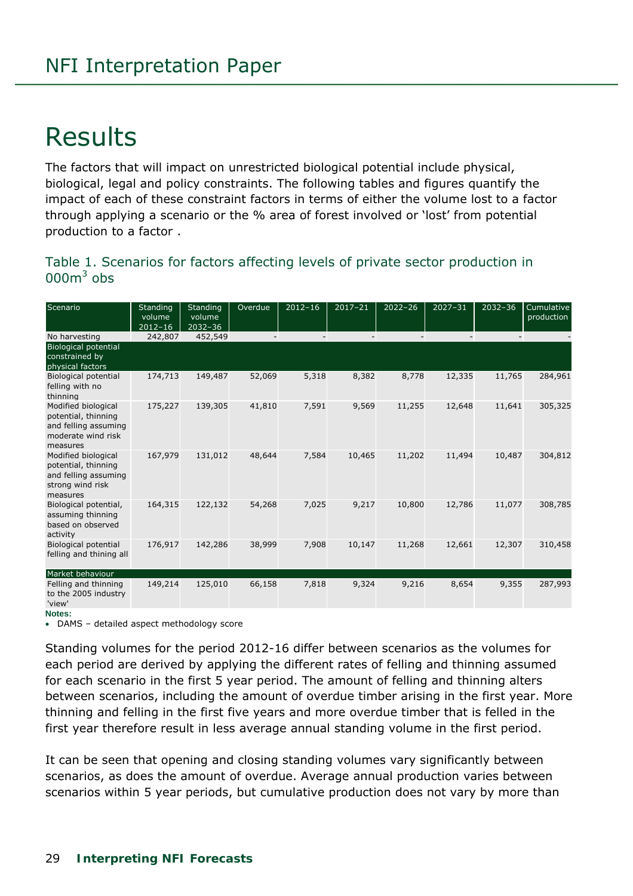# Results

The factors that will impact on unrestricted biological potential include physical, biological, legal and policy constraints. The following tables and figures quantify the impact of each of these constraint factors in terms of either the volume lost to a factor through applying a scenario or the % area of forest involved or 'lost' from potential production to a factor .

## Table 1. Scenarios for factors affecting levels of private sector production in 000m$^3$ obs

| Scenario | Standing volume 2012–16 | Standing volume 2032–36 | Overdue | 2012–16 | 2017–21 | 2022–26 | 2027–31 | 2032–36 | Cumulative production |
|---|---|---|---|---|---|---|---|---|---|
| No harvesting | 242,807 | 452,549 | - | - | - | - | - | - | - |
| Biological potential constrained by physical factors | | | | | | | | | |
| Biological potential felling with no thinning | 174,713 | 149,487 | 52,069 | 5,318 | 8,382 | 8,778 | 12,335 | 11,765 | 284,961 |
| Modified biological potential, thinning and felling assuming moderate wind risk measures | 175,227 | 139,305 | 41,810 | 7,591 | 9,569 | 11,255 | 12,648 | 11,641 | 305,325 |
| Modified biological potential, thinning and felling assuming strong wind risk measures | 167,979 | 131,012 | 48,644 | 7,584 | 10,465 | 11,202 | 11,494 | 10,487 | 304,812 |
| Biological potential, assuming thinning based on observed activity | 164,315 | 122,132 | 54,268 | 7,025 | 9,217 | 10,800 | 12,786 | 11,077 | 308,785 |
| Biological potential felling and thining all | 176,917 | 142,286 | 38,999 | 7,908 | 10,147 | 11,268 | 12,661 | 12,307 | 310,458 |
| Market behaviour | | | | | | | | | |
| Felling and thinning to the 2005 industry 'view' | 149,214 | 125,010 | 66,158 | 7,818 | 9,324 | 9,216 | 8,654 | 9,355 | 287,993 |

**Notes:**

- DAMS – detailed aspect methodology score

Standing volumes for the period 2012-16 differ between scenarios as the volumes for each period are derived by applying the different rates of felling and thinning assumed for each scenario in the first 5 year period. The amount of felling and thinning alters between scenarios, including the amount of overdue timber arising in the first year. More thinning and felling in the first five years and more overdue timber that is felled in the first year therefore result in less average annual standing volume in the first period.

It can be seen that opening and closing standing volumes vary significantly between scenarios, as does the amount of overdue. Average annual production varies between scenarios within 5 year periods, but cumulative production does not vary by more than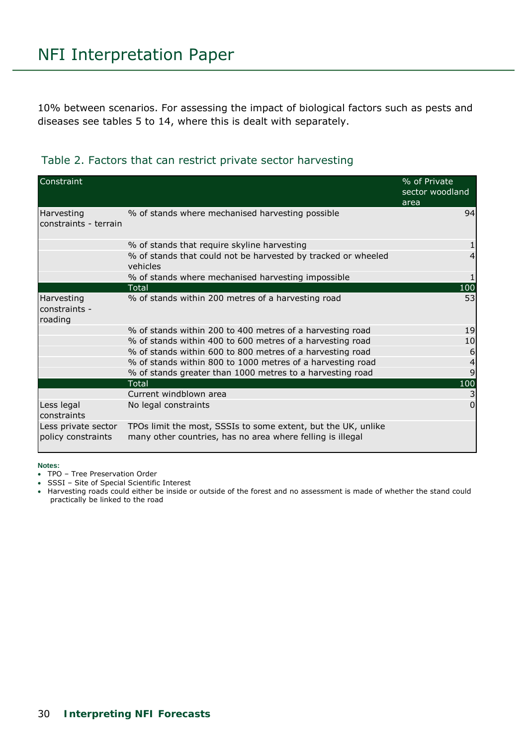10% between scenarios. For assessing the impact of biological factors such as pests and diseases see tables 5 to 14, where this is dealt with separately.

Table 2. Factors that can restrict private sector harvesting

| Constraint | | % of Private sector woodland area |
|---|---|---|
| Harvesting constraints - terrain | % of stands where mechanised harvesting possible | 94 |
| | % of stands that require skyline harvesting | 1 |
| | % of stands that could not be harvested by tracked or wheeled vehicles | 4 |
| | % of stands where mechanised harvesting impossible | 1 |
| | Total | 100 |
| Harvesting constraints - roading | % of stands within 200 metres of a harvesting road | 53 |
| | % of stands within 200 to 400 metres of a harvesting road | 19 |
| | % of stands within 400 to 600 metres of a harvesting road | 10 |
| | % of stands within 600 to 800 metres of a harvesting road | 6 |
| | % of stands within 800 to 1000 metres of a harvesting road | 4 |
| | % of stands greater than 1000 metres to a harvesting road | 9 |
| | Total | 100 |
| | Current windblown area | 3 |
| Less legal constraints | No legal constraints | 0 |
| Less private sector policy constraints | TPOs limit the most, SSSIs to some extent, but the UK, unlike many other countries, has no area where felling is illegal | |

**Notes:**

- TPO – Tree Preservation Order
- SSSI – Site of Special Scientific Interest
- Harvesting roads could either be inside or outside of the forest and no assessment is made of whether the stand could practically be linked to the road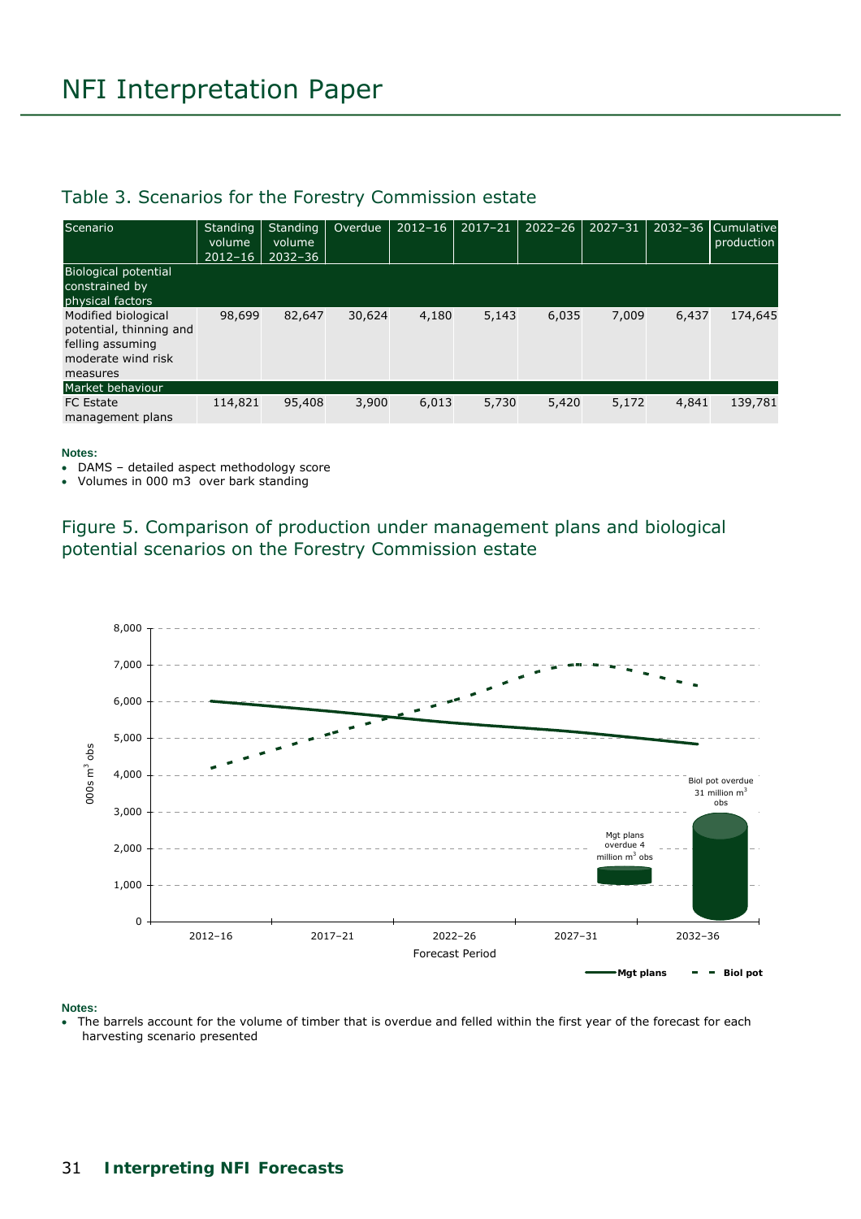## Table 3. Scenarios for the Forestry Commission estate

| Scenario | Standing volume 2012–16 | Standing volume 2032–36 | Overdue | 2012–16 | 2017–21 | 2022–26 | 2027–31 | 2032–36 | Cumulative production |
|---|---|---|---|---|---|---|---|---|---|
| **Biological potential constrained by physical factors** | | | | | | | | | |
| Modified biological potential, thinning and felling assuming moderate wind risk measures | 98,699 | 82,647 | 30,624 | 4,180 | 5,143 | 6,035 | 7,009 | 6,437 | 174,645 |
| **Market behaviour** | | | | | | | | | |
| FC Estate management plans | 114,821 | 95,408 | 3,900 | 6,013 | 5,730 | 5,420 | 5,172 | 4,841 | 139,781 |

**Notes:**

- DAMS – detailed aspect methodology score
- Volumes in 000 m3 over bark standing

## Figure 5. Comparison of production under management plans and biological potential scenarios on the Forestry Commission estate

**Notes:**

- The barrels account for the volume of timber that is overdue and felled within the first year of the forecast for each harvesting scenario presented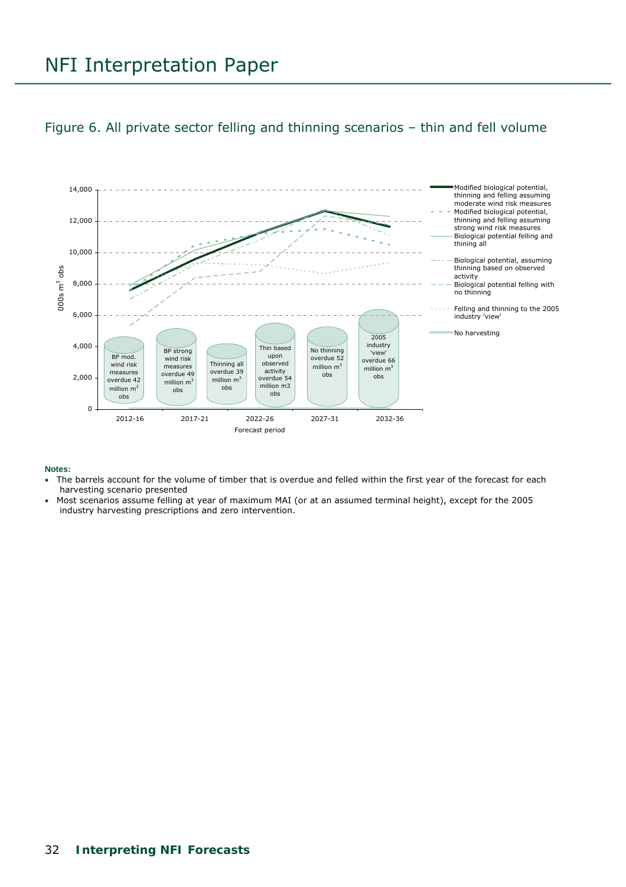Figure 6. All private sector felling and thinning scenarios – thin and fell volume

**Notes:**

- The barrels account for the volume of timber that is overdue and felled within the first year of the forecast for each harvesting scenario presented
- Most scenarios assume felling at year of maximum MAI (or at an assumed terminal height), except for the 2005 industry harvesting prescriptions and zero intervention.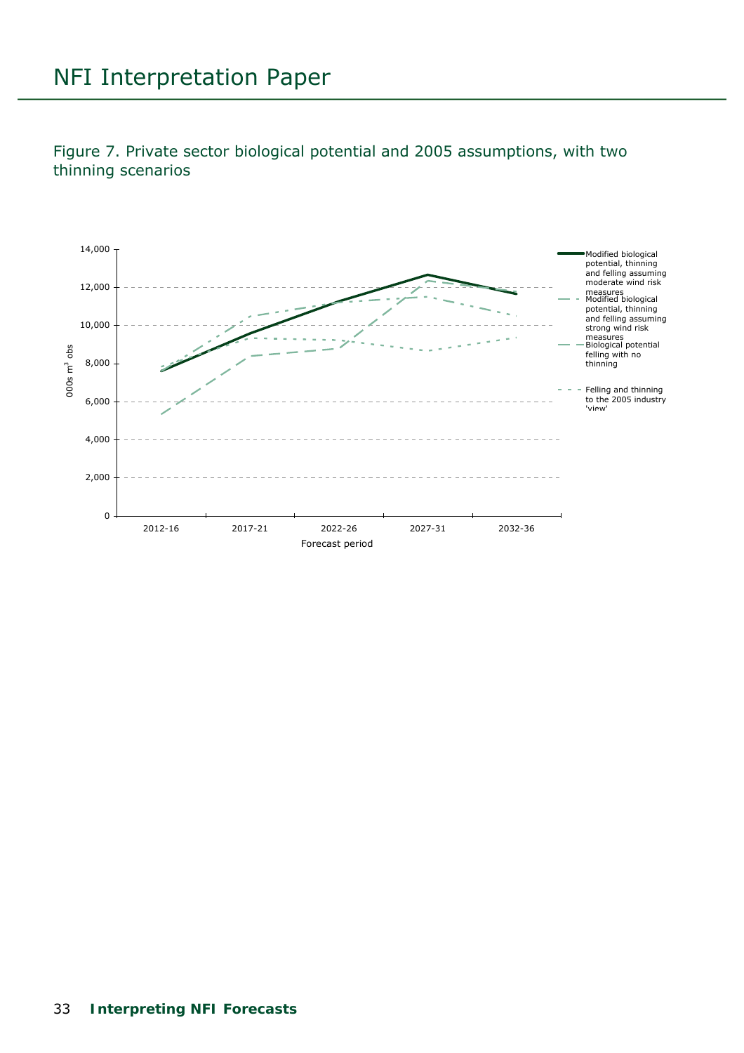Figure 7. Private sector biological potential and 2005 assumptions, with two thinning scenarios

000s m$^3$ obs

Forecast period

2012-16, 2017-21, 2022-26, 2027-31, 2032-36

- Modified biological potential, thinning and felling assuming moderate wind risk measures
- Modified biological potential, thinning and felling assuming strong wind risk measures
- Biological potential felling with no thinning
- Felling and thinning to the 2005 industry 'view'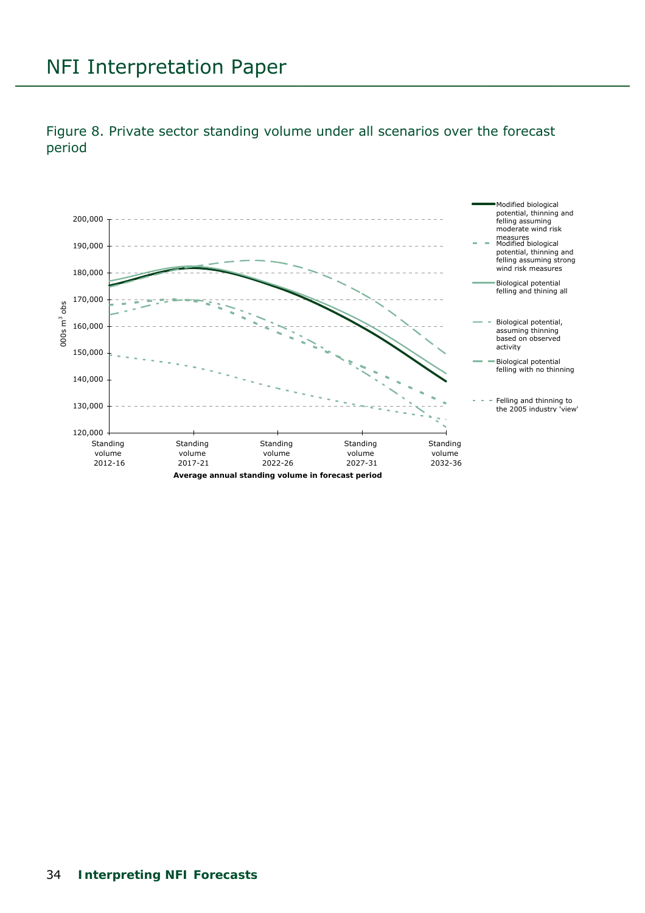Figure 8. Private sector standing volume under all scenarios over the forecast period

200,000
190,000
180,000
170,000
160,000
150,000
140,000
130,000
120,000

000s $m^3$ obs

Standing volume 2012-16 | Standing volume 2017-21 | Standing volume 2022-26 | Standing volume 2027-31 | Standing volume 2032-36

**Average annual standing volume in forecast period**

- Modified biological potential, thinning and felling assuming moderate wind risk measures
- Modified biological potential, thinning and felling assuming strong wind risk measures
- Biological potential felling and thining all
- Biological potential, assuming thinning based on observed activity
- Biological potential felling with no thinning
- Felling and thinning to the 2005 industry 'view'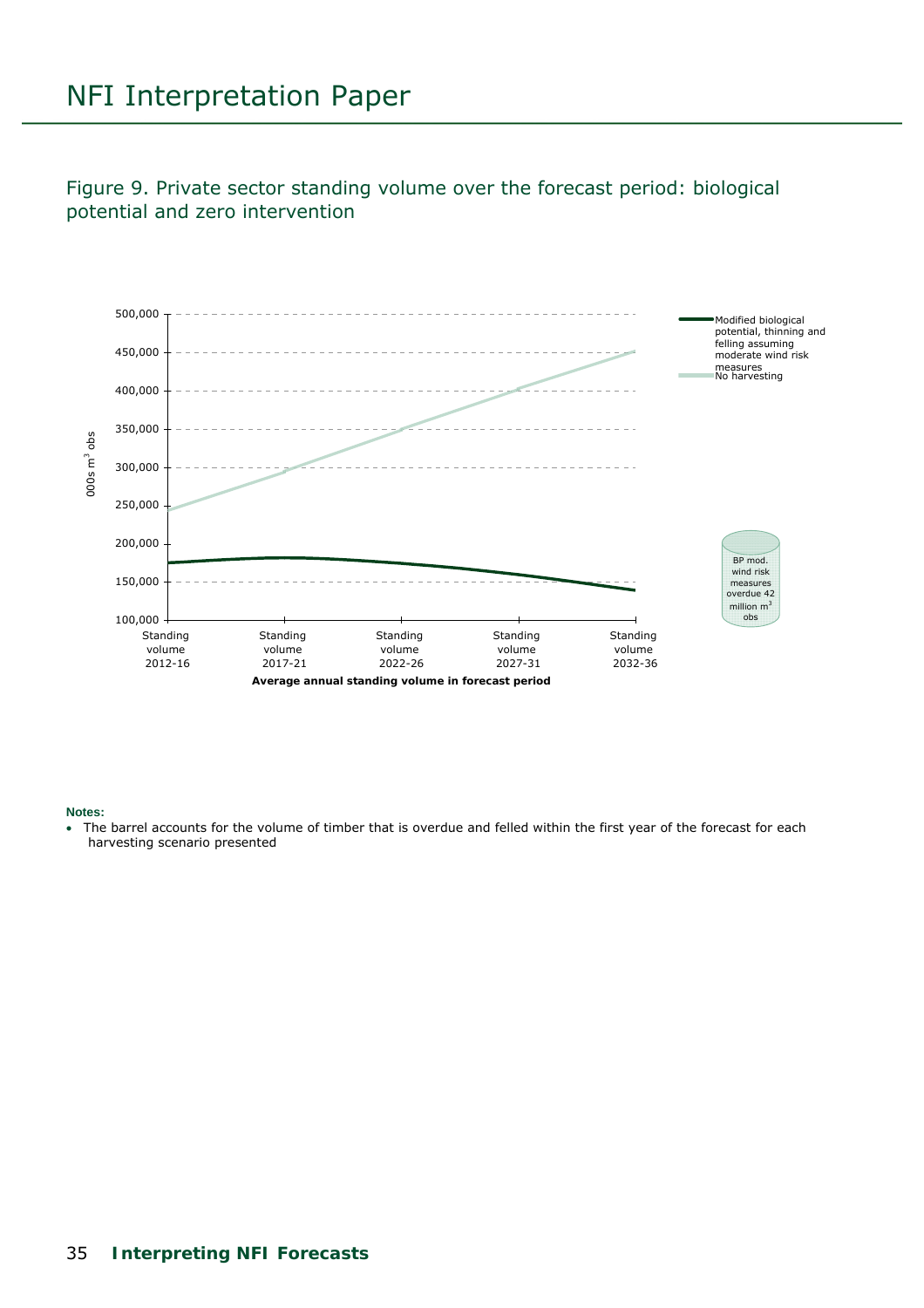Figure 9. Private sector standing volume over the forecast period: biological potential and zero intervention

**Notes:**

- The barrel accounts for the volume of timber that is overdue and felled within the first year of the forecast for each harvesting scenario presented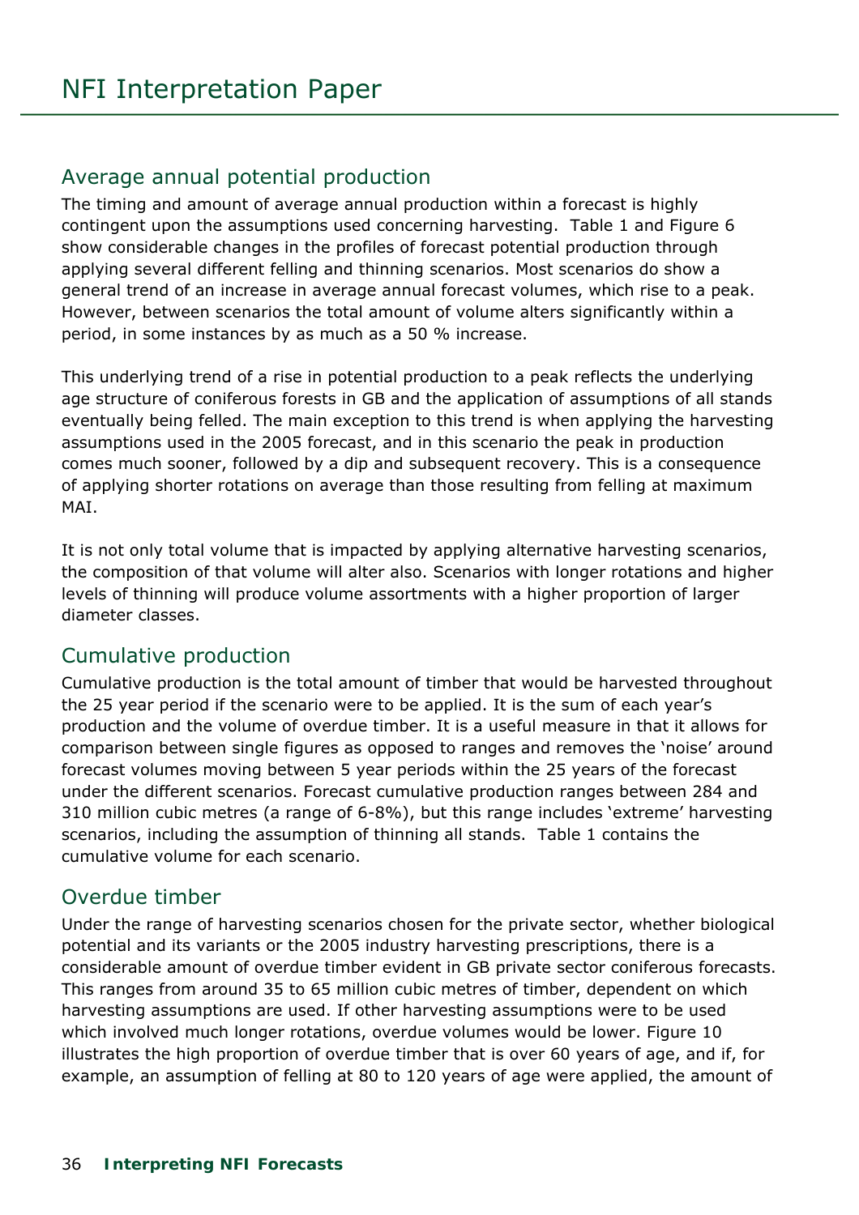## Average annual potential production

The timing and amount of average annual production within a forecast is highly contingent upon the assumptions used concerning harvesting. Table 1 and Figure 6 show considerable changes in the profiles of forecast potential production through applying several different felling and thinning scenarios. Most scenarios do show a general trend of an increase in average annual forecast volumes, which rise to a peak. However, between scenarios the total amount of volume alters significantly within a period, in some instances by as much as a 50 % increase.

This underlying trend of a rise in potential production to a peak reflects the underlying age structure of coniferous forests in GB and the application of assumptions of all stands eventually being felled. The main exception to this trend is when applying the harvesting assumptions used in the 2005 forecast, and in this scenario the peak in production comes much sooner, followed by a dip and subsequent recovery. This is a consequence of applying shorter rotations on average than those resulting from felling at maximum MAI.

It is not only total volume that is impacted by applying alternative harvesting scenarios, the composition of that volume will alter also. Scenarios with longer rotations and higher levels of thinning will produce volume assortments with a higher proportion of larger diameter classes.

## Cumulative production

Cumulative production is the total amount of timber that would be harvested throughout the 25 year period if the scenario were to be applied. It is the sum of each year's production and the volume of overdue timber. It is a useful measure in that it allows for comparison between single figures as opposed to ranges and removes the 'noise' around forecast volumes moving between 5 year periods within the 25 years of the forecast under the different scenarios. Forecast cumulative production ranges between 284 and 310 million cubic metres (a range of 6-8%), but this range includes 'extreme' harvesting scenarios, including the assumption of thinning all stands. Table 1 contains the cumulative volume for each scenario.

## Overdue timber

Under the range of harvesting scenarios chosen for the private sector, whether biological potential and its variants or the 2005 industry harvesting prescriptions, there is a considerable amount of overdue timber evident in GB private sector coniferous forecasts. This ranges from around 35 to 65 million cubic metres of timber, dependent on which harvesting assumptions are used. If other harvesting assumptions were to be used which involved much longer rotations, overdue volumes would be lower. Figure 10 illustrates the high proportion of overdue timber that is over 60 years of age, and if, for example, an assumption of felling at 80 to 120 years of age were applied, the amount of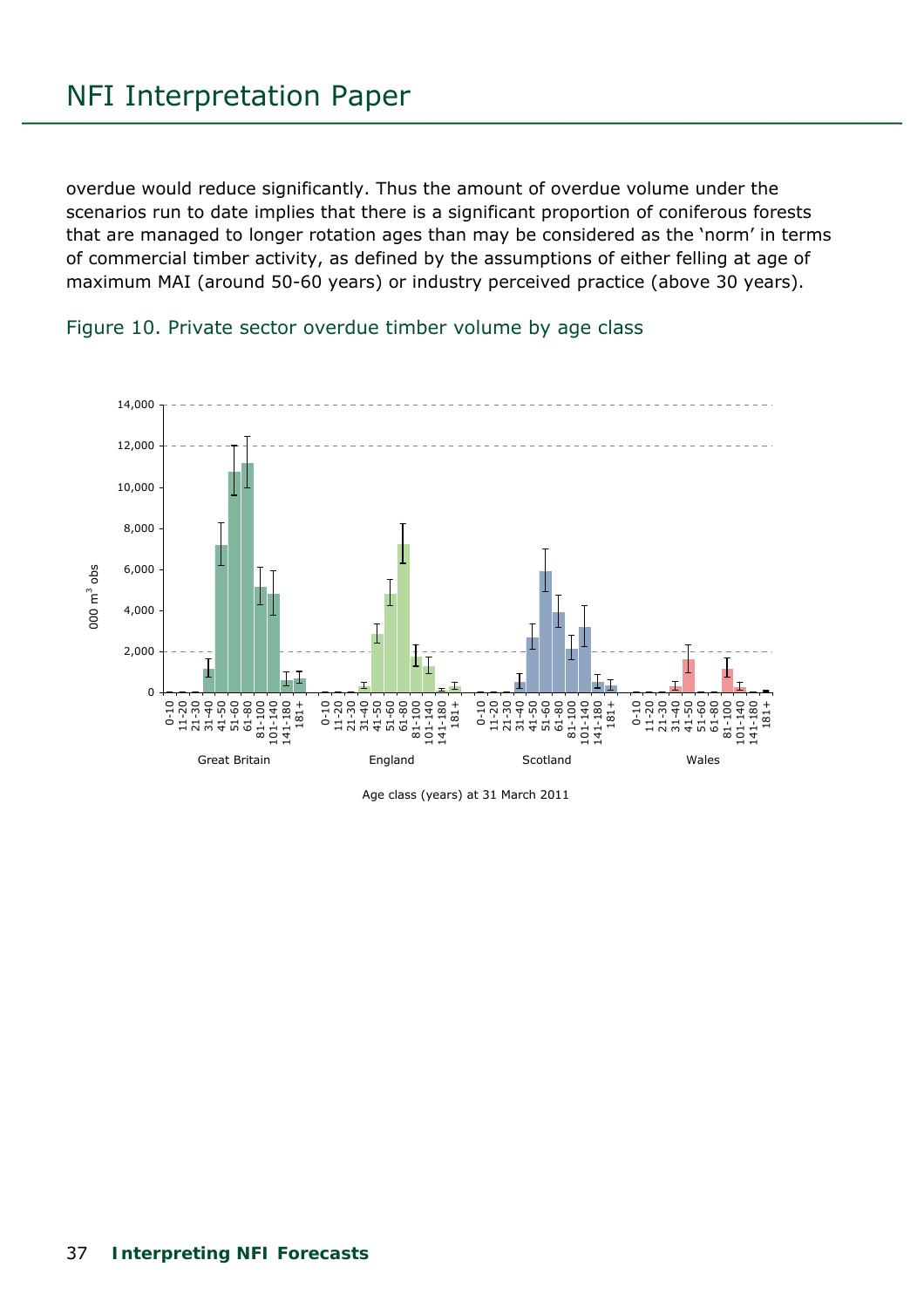overdue would reduce significantly. Thus the amount of overdue volume under the scenarios run to date implies that there is a significant proportion of coniferous forests that are managed to longer rotation ages than may be considered as the 'norm' in terms of commercial timber activity, as defined by the assumptions of either felling at age of maximum MAI (around 50-60 years) or industry perceived practice (above 30 years).

Figure 10. Private sector overdue timber volume by age class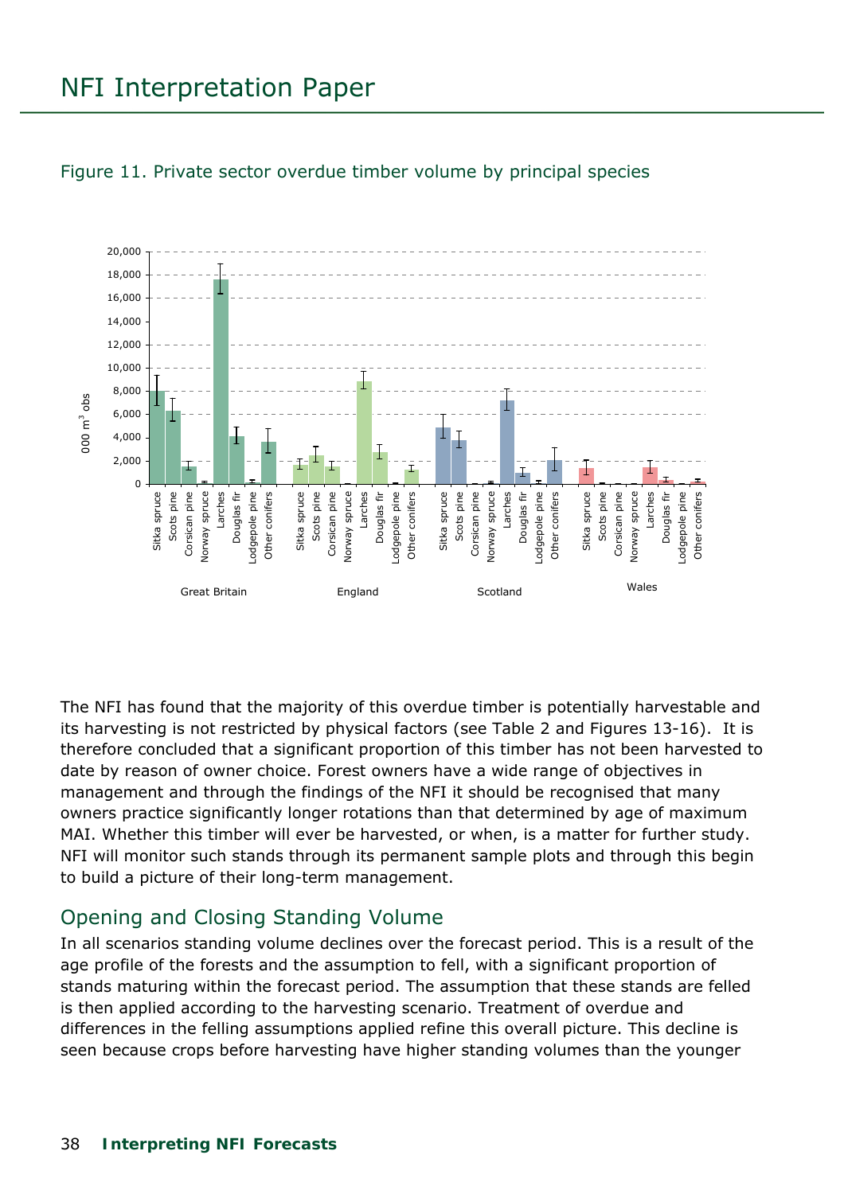Figure 11. Private sector overdue timber volume by principal species

The NFI has found that the majority of this overdue timber is potentially harvestable and its harvesting is not restricted by physical factors (see Table 2 and Figures 13-16). It is therefore concluded that a significant proportion of this timber has not been harvested to date by reason of owner choice. Forest owners have a wide range of objectives in management and through the findings of the NFI it should be recognised that many owners practice significantly longer rotations than that determined by age of maximum MAI. Whether this timber will ever be harvested, or when, is a matter for further study. NFI will monitor such stands through its permanent sample plots and through this begin to build a picture of their long-term management.

## Opening and Closing Standing Volume

In all scenarios standing volume declines over the forecast period. This is a result of the age profile of the forests and the assumption to fell, with a significant proportion of stands maturing within the forecast period. The assumption that these stands are felled is then applied according to the harvesting scenario. Treatment of overdue and differences in the felling assumptions applied refine this overall picture. This decline is seen because crops before harvesting have higher standing volumes than the younger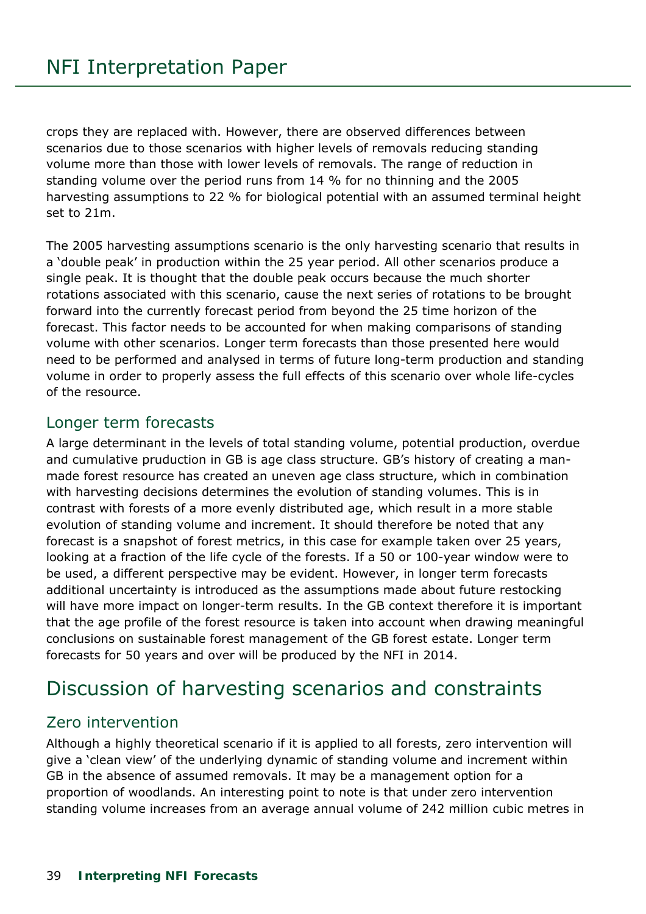crops they are replaced with. However, there are observed differences between scenarios due to those scenarios with higher levels of removals reducing standing volume more than those with lower levels of removals. The range of reduction in standing volume over the period runs from 14 % for no thinning and the 2005 harvesting assumptions to 22 % for biological potential with an assumed terminal height set to 21m.

The 2005 harvesting assumptions scenario is the only harvesting scenario that results in a 'double peak' in production within the 25 year period. All other scenarios produce a single peak. It is thought that the double peak occurs because the much shorter rotations associated with this scenario, cause the next series of rotations to be brought forward into the currently forecast period from beyond the 25 time horizon of the forecast. This factor needs to be accounted for when making comparisons of standing volume with other scenarios. Longer term forecasts than those presented here would need to be performed and analysed in terms of future long-term production and standing volume in order to properly assess the full effects of this scenario over whole life-cycles of the resource.

### Longer term forecasts

A large determinant in the levels of total standing volume, potential production, overdue and cumulative pruduction in GB is age class structure. GB's history of creating a man-made forest resource has created an uneven age class structure, which in combination with harvesting decisions determines the evolution of standing volumes. This is in contrast with forests of a more evenly distributed age, which result in a more stable evolution of standing volume and increment. It should therefore be noted that any forecast is a snapshot of forest metrics, in this case for example taken over 25 years, looking at a fraction of the life cycle of the forests. If a 50 or 100-year window were to be used, a different perspective may be evident. However, in longer term forecasts additional uncertainty is introduced as the assumptions made about future restocking will have more impact on longer-term results. In the GB context therefore it is important that the age profile of the forest resource is taken into account when drawing meaningful conclusions on sustainable forest management of the GB forest estate. Longer term forecasts for 50 years and over will be produced by the NFI in 2014.

## Discussion of harvesting scenarios and constraints

### Zero intervention

Although a highly theoretical scenario if it is applied to all forests, zero intervention will give a 'clean view' of the underlying dynamic of standing volume and increment within GB in the absence of assumed removals. It may be a management option for a proportion of woodlands. An interesting point to note is that under zero intervention standing volume increases from an average annual volume of 242 million cubic metres in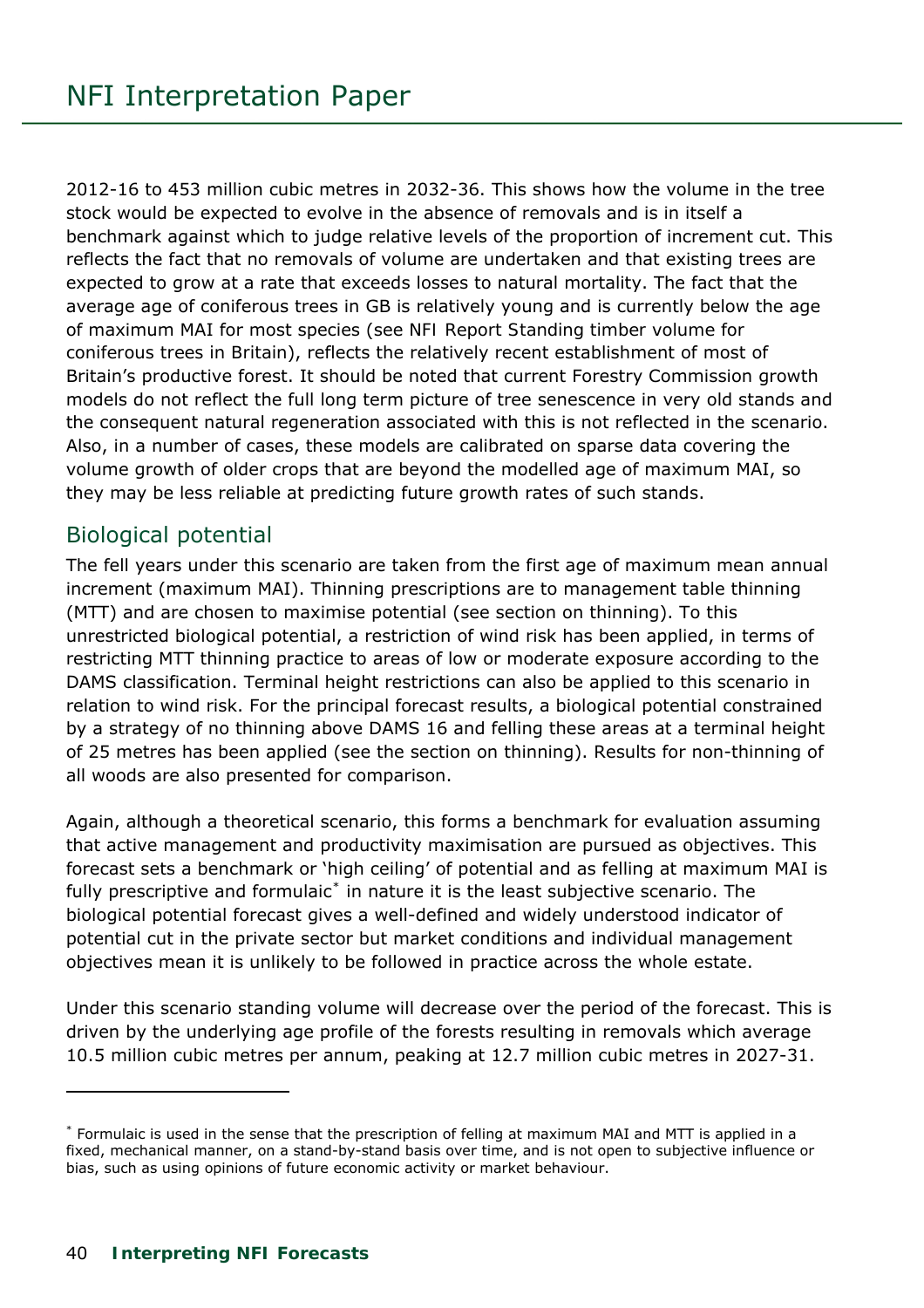2012-16 to 453 million cubic metres in 2032-36. This shows how the volume in the tree stock would be expected to evolve in the absence of removals and is in itself a benchmark against which to judge relative levels of the proportion of increment cut. This reflects the fact that no removals of volume are undertaken and that existing trees are expected to grow at a rate that exceeds losses to natural mortality. The fact that the average age of coniferous trees in GB is relatively young and is currently below the age of maximum MAI for most species (see NFI Report Standing timber volume for coniferous trees in Britain), reflects the relatively recent establishment of most of Britain's productive forest. It should be noted that current Forestry Commission growth models do not reflect the full long term picture of tree senescence in very old stands and the consequent natural regeneration associated with this is not reflected in the scenario. Also, in a number of cases, these models are calibrated on sparse data covering the volume growth of older crops that are beyond the modelled age of maximum MAI, so they may be less reliable at predicting future growth rates of such stands.

## Biological potential

The fell years under this scenario are taken from the first age of maximum mean annual increment (maximum MAI). Thinning prescriptions are to management table thinning (MTT) and are chosen to maximise potential (see section on thinning). To this unrestricted biological potential, a restriction of wind risk has been applied, in terms of restricting MTT thinning practice to areas of low or moderate exposure according to the DAMS classification. Terminal height restrictions can also be applied to this scenario in relation to wind risk. For the principal forecast results, a biological potential constrained by a strategy of no thinning above DAMS 16 and felling these areas at a terminal height of 25 metres has been applied (see the section on thinning). Results for non-thinning of all woods are also presented for comparison.

Again, although a theoretical scenario, this forms a benchmark for evaluation assuming that active management and productivity maximisation are pursued as objectives. This forecast sets a benchmark or 'high ceiling' of potential and as felling at maximum MAI is fully prescriptive and formulaic* in nature it is the least subjective scenario. The biological potential forecast gives a well-defined and widely understood indicator of potential cut in the private sector but market conditions and individual management objectives mean it is unlikely to be followed in practice across the whole estate.

Under this scenario standing volume will decrease over the period of the forecast. This is driven by the underlying age profile of the forests resulting in removals which average 10.5 million cubic metres per annum, peaking at 12.7 million cubic metres in 2027-31.

---

* Formulaic is used in the sense that the prescription of felling at maximum MAI and MTT is applied in a fixed, mechanical manner, on a stand-by-stand basis over time, and is not open to subjective influence or bias, such as using opinions of future economic activity or market behaviour.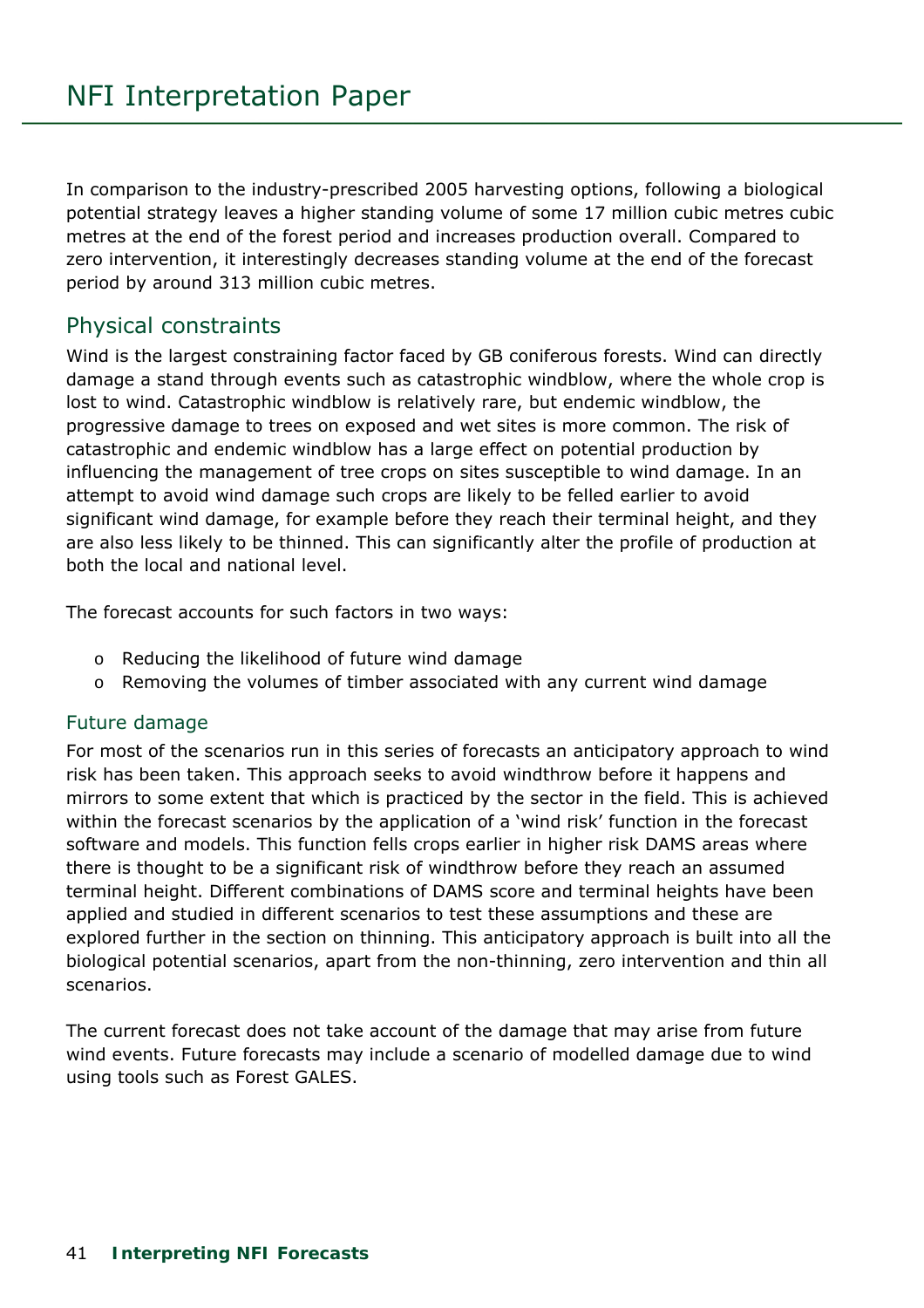In comparison to the industry-prescribed 2005 harvesting options, following a biological potential strategy leaves a higher standing volume of some 17 million cubic metres cubic metres at the end of the forest period and increases production overall. Compared to zero intervention, it interestingly decreases standing volume at the end of the forecast period by around 313 million cubic metres.

## Physical constraints

Wind is the largest constraining factor faced by GB coniferous forests. Wind can directly damage a stand through events such as catastrophic windblow, where the whole crop is lost to wind. Catastrophic windblow is relatively rare, but endemic windblow, the progressive damage to trees on exposed and wet sites is more common. The risk of catastrophic and endemic windblow has a large effect on potential production by influencing the management of tree crops on sites susceptible to wind damage. In an attempt to avoid wind damage such crops are likely to be felled earlier to avoid significant wind damage, for example before they reach their terminal height, and they are also less likely to be thinned. This can significantly alter the profile of production at both the local and national level.

The forecast accounts for such factors in two ways:

- Reducing the likelihood of future wind damage
- Removing the volumes of timber associated with any current wind damage

### Future damage

For most of the scenarios run in this series of forecasts an anticipatory approach to wind risk has been taken. This approach seeks to avoid windthrow before it happens and mirrors to some extent that which is practiced by the sector in the field. This is achieved within the forecast scenarios by the application of a 'wind risk' function in the forecast software and models. This function fells crops earlier in higher risk DAMS areas where there is thought to be a significant risk of windthrow before they reach an assumed terminal height. Different combinations of DAMS score and terminal heights have been applied and studied in different scenarios to test these assumptions and these are explored further in the section on thinning. This anticipatory approach is built into all the biological potential scenarios, apart from the non-thinning, zero intervention and thin all scenarios.

The current forecast does not take account of the damage that may arise from future wind events. Future forecasts may include a scenario of modelled damage due to wind using tools such as Forest GALES.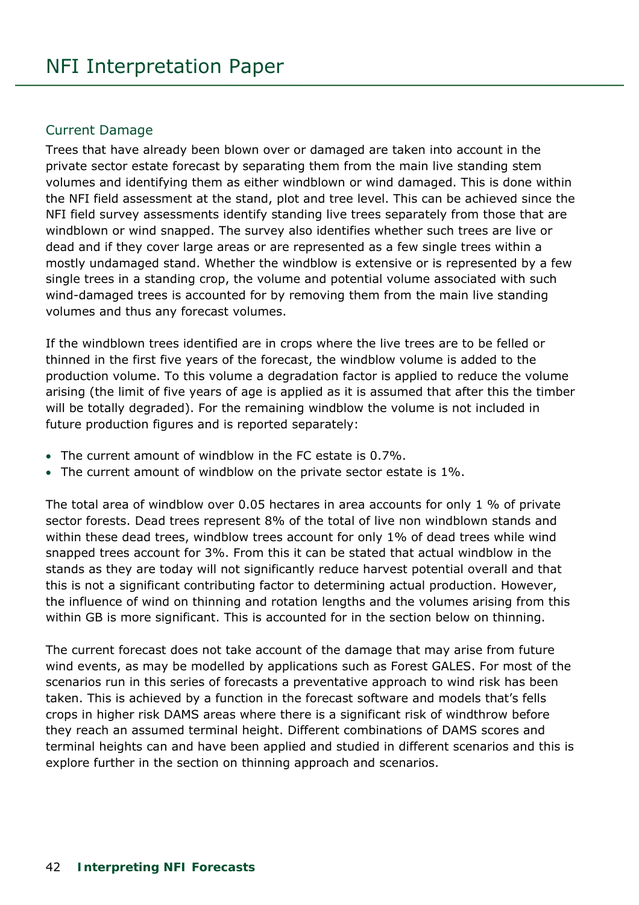## Current Damage

Trees that have already been blown over or damaged are taken into account in the private sector estate forecast by separating them from the main live standing stem volumes and identifying them as either windblown or wind damaged. This is done within the NFI field assessment at the stand, plot and tree level. This can be achieved since the NFI field survey assessments identify standing live trees separately from those that are windblown or wind snapped. The survey also identifies whether such trees are live or dead and if they cover large areas or are represented as a few single trees within a mostly undamaged stand. Whether the windblow is extensive or is represented by a few single trees in a standing crop, the volume and potential volume associated with such wind-damaged trees is accounted for by removing them from the main live standing volumes and thus any forecast volumes.

If the windblown trees identified are in crops where the live trees are to be felled or thinned in the first five years of the forecast, the windblow volume is added to the production volume. To this volume a degradation factor is applied to reduce the volume arising (the limit of five years of age is applied as it is assumed that after this the timber will be totally degraded). For the remaining windblow the volume is not included in future production figures and is reported separately:

- The current amount of windblow in the FC estate is 0.7%.
- The current amount of windblow on the private sector estate is 1%.

The total area of windblow over 0.05 hectares in area accounts for only 1 % of private sector forests. Dead trees represent 8% of the total of live non windblown stands and within these dead trees, windblow trees account for only 1% of dead trees while wind snapped trees account for 3%. From this it can be stated that actual windblow in the stands as they are today will not significantly reduce harvest potential overall and that this is not a significant contributing factor to determining actual production. However, the influence of wind on thinning and rotation lengths and the volumes arising from this within GB is more significant. This is accounted for in the section below on thinning.

The current forecast does not take account of the damage that may arise from future wind events, as may be modelled by applications such as Forest GALES. For most of the scenarios run in this series of forecasts a preventative approach to wind risk has been taken. This is achieved by a function in the forecast software and models that's fells crops in higher risk DAMS areas where there is a significant risk of windthrow before they reach an assumed terminal height. Different combinations of DAMS scores and terminal heights can and have been applied and studied in different scenarios and this is explore further in the section on thinning approach and scenarios.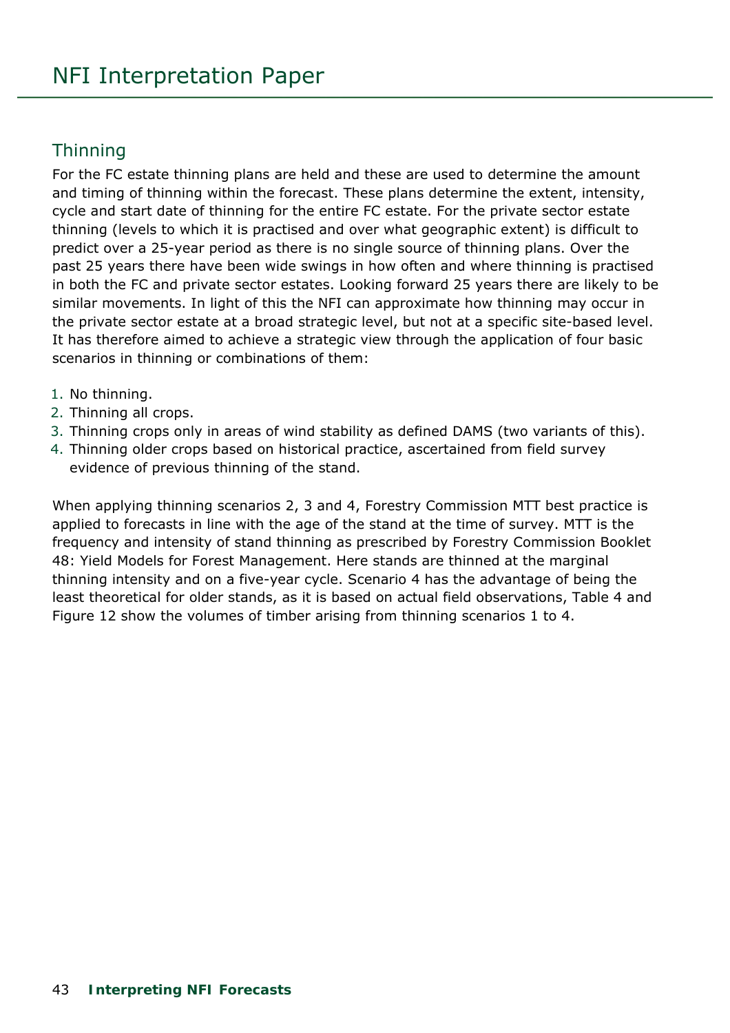## Thinning

For the FC estate thinning plans are held and these are used to determine the amount and timing of thinning within the forecast. These plans determine the extent, intensity, cycle and start date of thinning for the entire FC estate. For the private sector estate thinning (levels to which it is practised and over what geographic extent) is difficult to predict over a 25-year period as there is no single source of thinning plans. Over the past 25 years there have been wide swings in how often and where thinning is practised in both the FC and private sector estates. Looking forward 25 years there are likely to be similar movements. In light of this the NFI can approximate how thinning may occur in the private sector estate at a broad strategic level, but not at a specific site-based level. It has therefore aimed to achieve a strategic view through the application of four basic scenarios in thinning or combinations of them:

1. No thinning.
2. Thinning all crops.
3. Thinning crops only in areas of wind stability as defined DAMS (two variants of this).
4. Thinning older crops based on historical practice, ascertained from field survey evidence of previous thinning of the stand.

When applying thinning scenarios 2, 3 and 4, Forestry Commission MTT best practice is applied to forecasts in line with the age of the stand at the time of survey. MTT is the frequency and intensity of stand thinning as prescribed by Forestry Commission Booklet 48: Yield Models for Forest Management. Here stands are thinned at the marginal thinning intensity and on a five-year cycle. Scenario 4 has the advantage of being the least theoretical for older stands, as it is based on actual field observations, Table 4 and Figure 12 show the volumes of timber arising from thinning scenarios 1 to 4.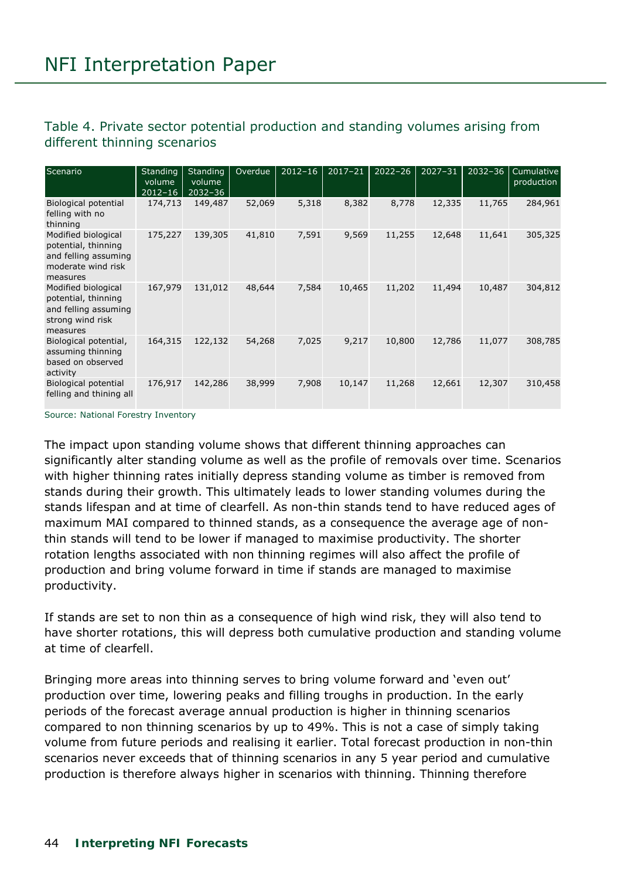### Table 4. Private sector potential production and standing volumes arising from different thinning scenarios

| Scenario | Standing volume 2012–16 | Standing volume 2032–36 | Overdue | 2012–16 | 2017–21 | 2022–26 | 2027–31 | 2032–36 | Cumulative production |
|---|---|---|---|---|---|---|---|---|---|
| Biological potential felling with no thinning | 174,713 | 149,487 | 52,069 | 5,318 | 8,382 | 8,778 | 12,335 | 11,765 | 284,961 |
| Modified biological potential, thinning and felling assuming moderate wind risk measures | 175,227 | 139,305 | 41,810 | 7,591 | 9,569 | 11,255 | 12,648 | 11,641 | 305,325 |
| Modified biological potential, thinning and felling assuming strong wind risk measures | 167,979 | 131,012 | 48,644 | 7,584 | 10,465 | 11,202 | 11,494 | 10,487 | 304,812 |
| Biological potential, assuming thinning based on observed activity | 164,315 | 122,132 | 54,268 | 7,025 | 9,217 | 10,800 | 12,786 | 11,077 | 308,785 |
| Biological potential felling and thining all | 176,917 | 142,286 | 38,999 | 7,908 | 10,147 | 11,268 | 12,661 | 12,307 | 310,458 |

Source: National Forestry Inventory

The impact upon standing volume shows that different thinning approaches can significantly alter standing volume as well as the profile of removals over time. Scenarios with higher thinning rates initially depress standing volume as timber is removed from stands during their growth. This ultimately leads to lower standing volumes during the stands lifespan and at time of clearfell. As non-thin stands tend to have reduced ages of maximum MAI compared to thinned stands, as a consequence the average age of non-thin stands will tend to be lower if managed to maximise productivity. The shorter rotation lengths associated with non thinning regimes will also affect the profile of production and bring volume forward in time if stands are managed to maximise productivity.

If stands are set to non thin as a consequence of high wind risk, they will also tend to have shorter rotations, this will depress both cumulative production and standing volume at time of clearfell.

Bringing more areas into thinning serves to bring volume forward and 'even out' production over time, lowering peaks and filling troughs in production. In the early periods of the forecast average annual production is higher in thinning scenarios compared to non thinning scenarios by up to 49%. This is not a case of simply taking volume from future periods and realising it earlier. Total forecast production in non-thin scenarios never exceeds that of thinning scenarios in any 5 year period and cumulative production is therefore always higher in scenarios with thinning. Thinning therefore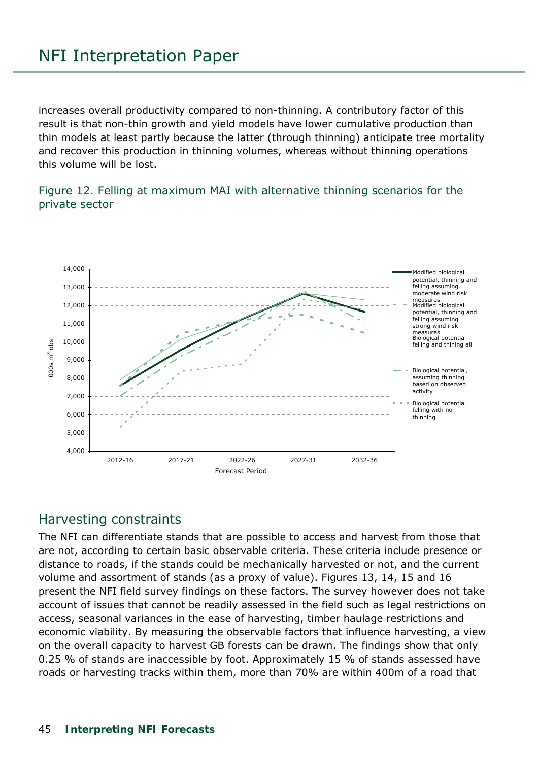increases overall productivity compared to non-thinning. A contributory factor of this result is that non-thin growth and yield models have lower cumulative production than thin models at least partly because the latter (through thinning) anticipate tree mortality and recover this production in thinning volumes, whereas without thinning operations this volume will be lost.

Figure 12. Felling at maximum MAI with alternative thinning scenarios for the private sector

## Harvesting constraints

The NFI can differentiate stands that are possible to access and harvest from those that are not, according to certain basic observable criteria. These criteria include presence or distance to roads, if the stands could be mechanically harvested or not, and the current volume and assortment of stands (as a proxy of value). Figures 13, 14, 15 and 16 present the NFI field survey findings on these factors. The survey however does not take account of issues that cannot be readily assessed in the field such as legal restrictions on access, seasonal variances in the ease of harvesting, timber haulage restrictions and economic viability. By measuring the observable factors that influence harvesting, a view on the overall capacity to harvest GB forests can be drawn. The findings show that only 0.25 % of stands are inaccessible by foot. Approximately 15 % of stands assessed have roads or harvesting tracks within them, more than 70% are within 400m of a road that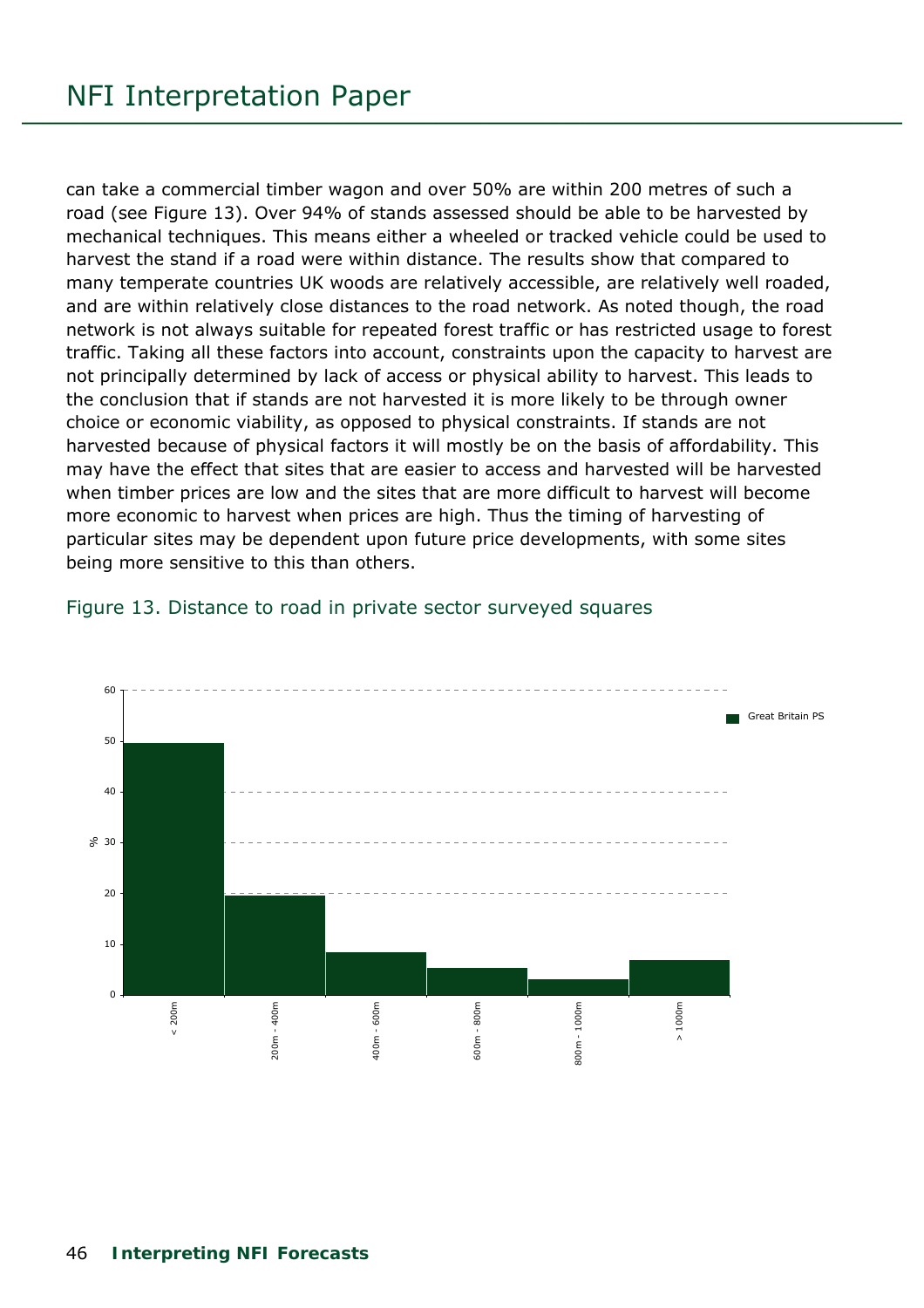can take a commercial timber wagon and over 50% are within 200 metres of such a road (see Figure 13). Over 94% of stands assessed should be able to be harvested by mechanical techniques. This means either a wheeled or tracked vehicle could be used to harvest the stand if a road were within distance. The results show that compared to many temperate countries UK woods are relatively accessible, are relatively well roaded, and are within relatively close distances to the road network. As noted though, the road network is not always suitable for repeated forest traffic or has restricted usage to forest traffic. Taking all these factors into account, constraints upon the capacity to harvest are not principally determined by lack of access or physical ability to harvest. This leads to the conclusion that if stands are not harvested it is more likely to be through owner choice or economic viability, as opposed to physical constraints. If stands are not harvested because of physical factors it will mostly be on the basis of affordability. This may have the effect that sites that are easier to access and harvested will be harvested when timber prices are low and the sites that are more difficult to harvest will become more economic to harvest when prices are high. Thus the timing of harvesting of particular sites may be dependent upon future price developments, with some sites being more sensitive to this than others.

Figure 13. Distance to road in private sector surveyed squares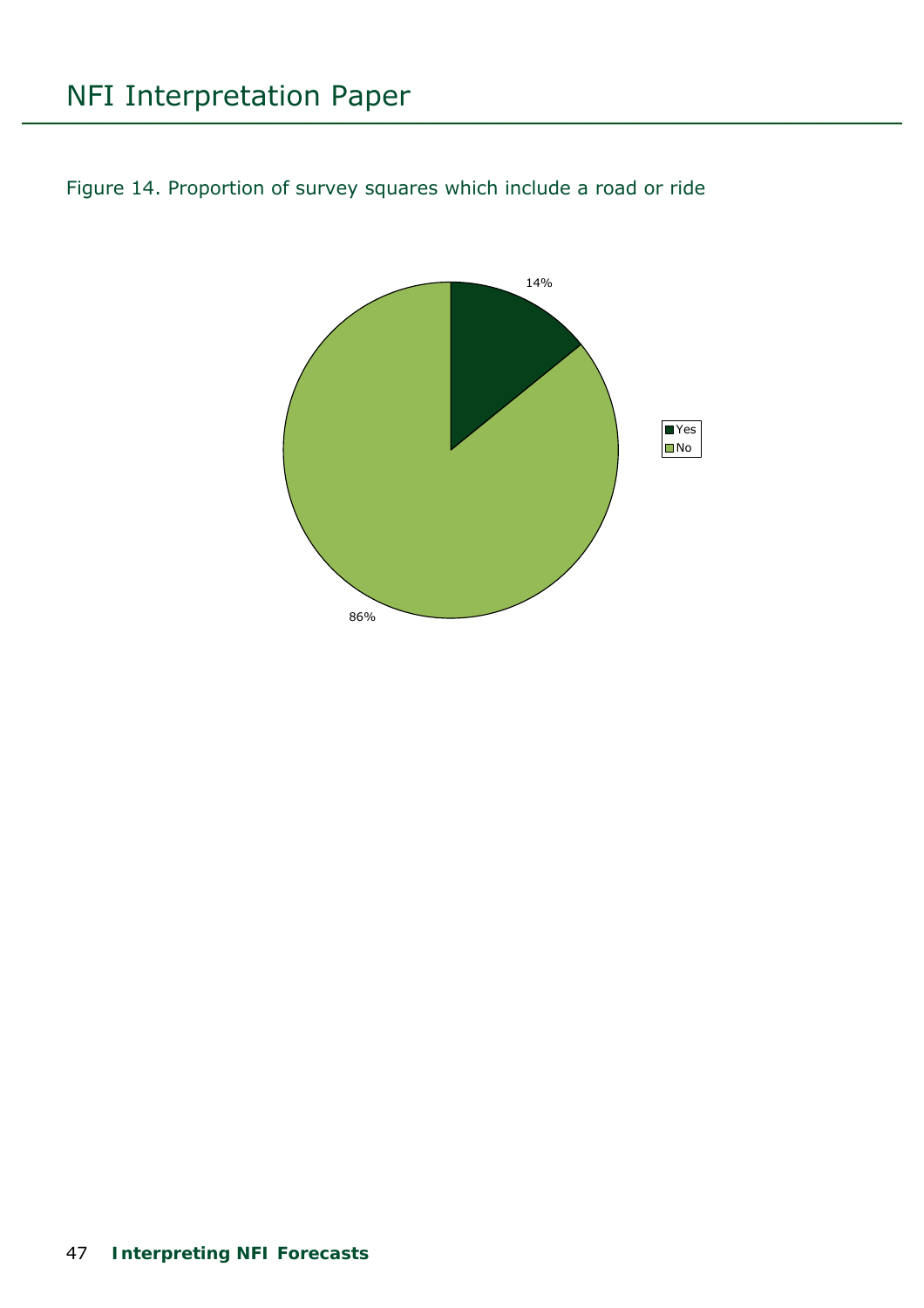Figure 14. Proportion of survey squares which include a road or ride

14%

86%

Yes
No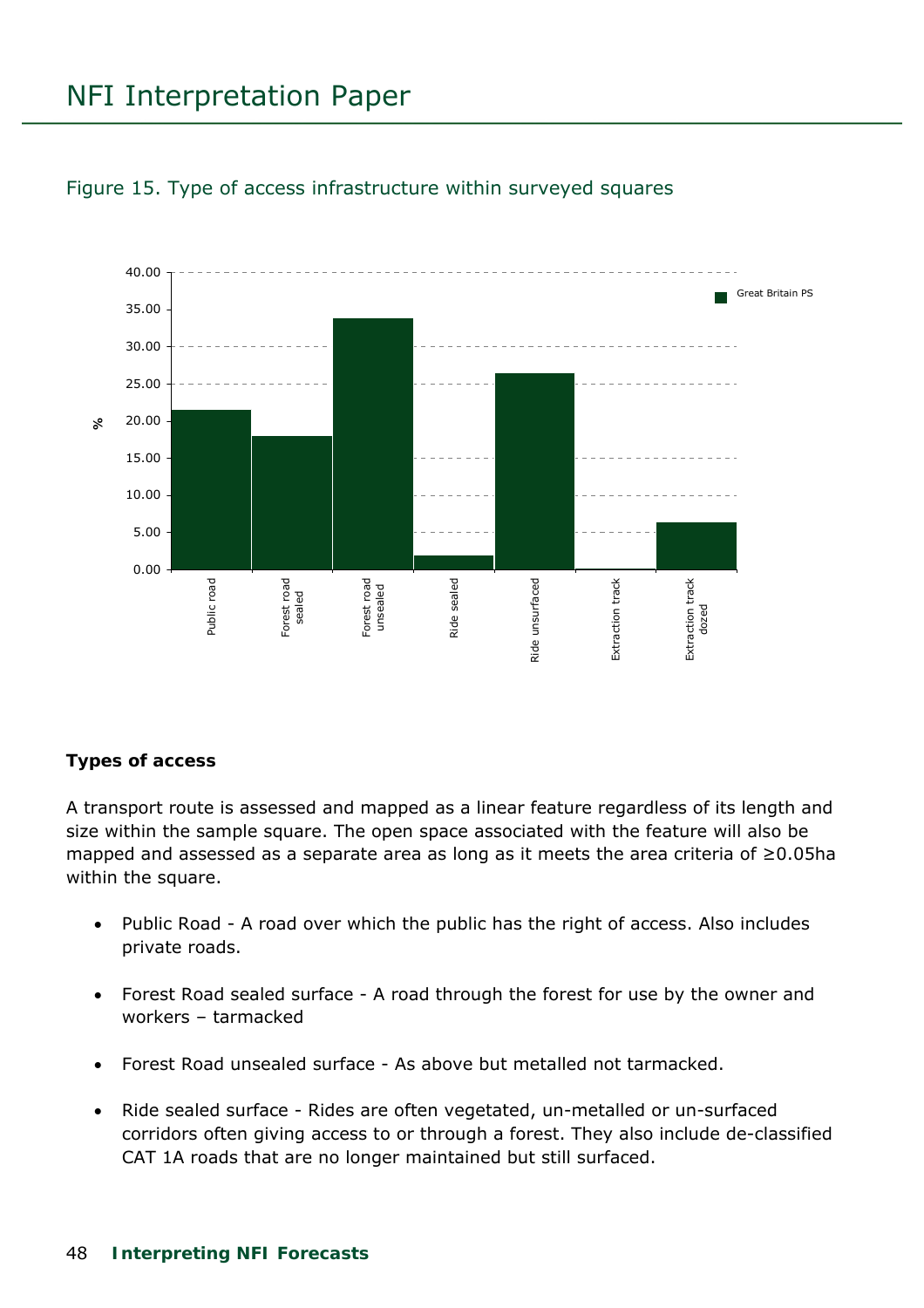Figure 15. Type of access infrastructure within surveyed squares

### Types of access

A transport route is assessed and mapped as a linear feature regardless of its length and size within the sample square. The open space associated with the feature will also be mapped and assessed as a separate area as long as it meets the area criteria of ≥0.05ha within the square.

- Public Road - A road over which the public has the right of access. Also includes private roads.
- Forest Road sealed surface - A road through the forest for use by the owner and workers – tarmacked
- Forest Road unsealed surface - As above but metalled not tarmacked.
- Ride sealed surface - Rides are often vegetated, un-metalled or un-surfaced corridors often giving access to or through a forest. They also include de-classified CAT 1A roads that are no longer maintained but still surfaced.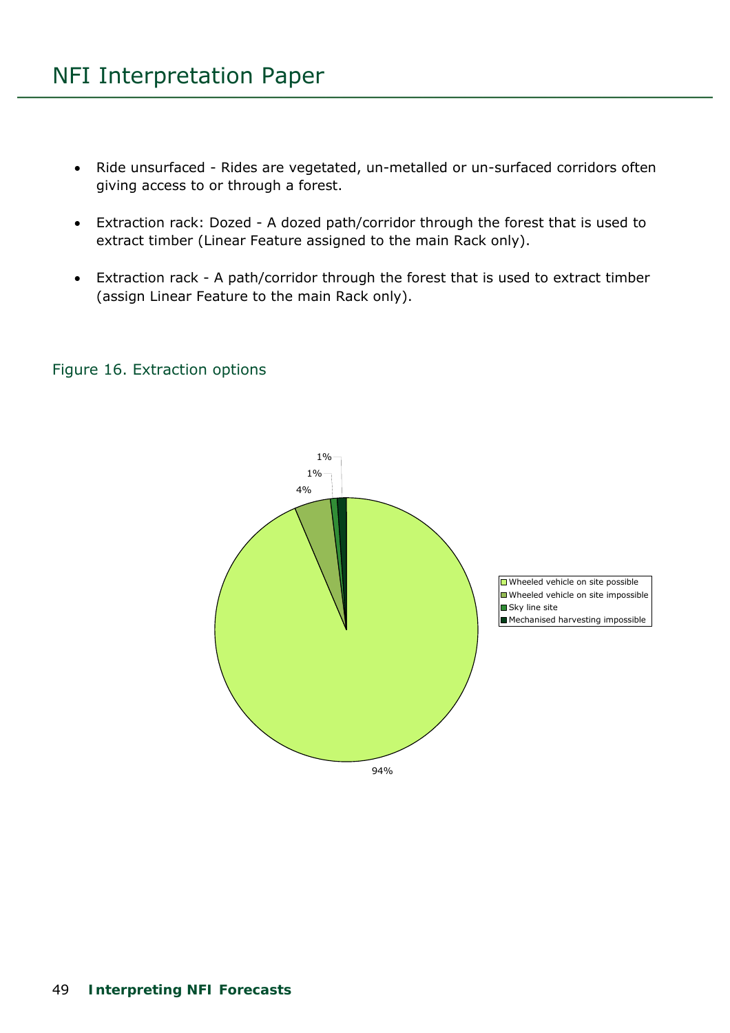- Ride unsurfaced - Rides are vegetated, un-metalled or un-surfaced corridors often giving access to or through a forest.
- Extraction rack: Dozed - A dozed path/corridor through the forest that is used to extract timber (Linear Feature assigned to the main Rack only).
- Extraction rack - A path/corridor through the forest that is used to extract timber (assign Linear Feature to the main Rack only).

Figure 16. Extraction options

| Extraction option | Percentage |
|---|---|
| Wheeled vehicle on site possible | 94% |
| Wheeled vehicle on site impossible | 4% |
| Sky line site | 1% |
| Mechanised harvesting impossible | 1% |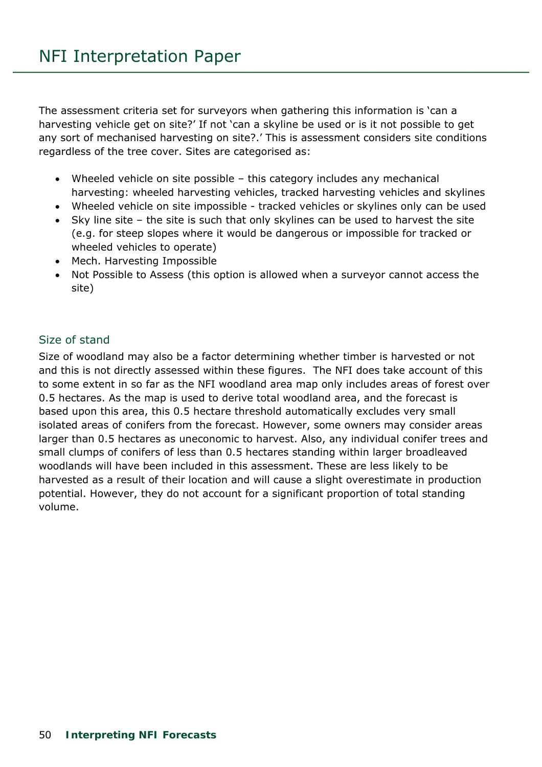The assessment criteria set for surveyors when gathering this information is 'can a harvesting vehicle get on site?' If not 'can a skyline be used or is it not possible to get any sort of mechanised harvesting on site?.' This is assessment considers site conditions regardless of the tree cover. Sites are categorised as:

- Wheeled vehicle on site possible – this category includes any mechanical harvesting: wheeled harvesting vehicles, tracked harvesting vehicles and skylines
- Wheeled vehicle on site impossible - tracked vehicles or skylines only can be used
- Sky line site – the site is such that only skylines can be used to harvest the site (e.g. for steep slopes where it would be dangerous or impossible for tracked or wheeled vehicles to operate)
- Mech. Harvesting Impossible
- Not Possible to Assess (this option is allowed when a surveyor cannot access the site)

## Size of stand

Size of woodland may also be a factor determining whether timber is harvested or not and this is not directly assessed within these figures. The NFI does take account of this to some extent in so far as the NFI woodland area map only includes areas of forest over 0.5 hectares. As the map is used to derive total woodland area, and the forecast is based upon this area, this 0.5 hectare threshold automatically excludes very small isolated areas of conifers from the forecast. However, some owners may consider areas larger than 0.5 hectares as uneconomic to harvest. Also, any individual conifer trees and small clumps of conifers of less than 0.5 hectares standing within larger broadleaved woodlands will have been included in this assessment. These are less likely to be harvested as a result of their location and will cause a slight overestimate in production potential. However, they do not account for a significant proportion of total standing volume.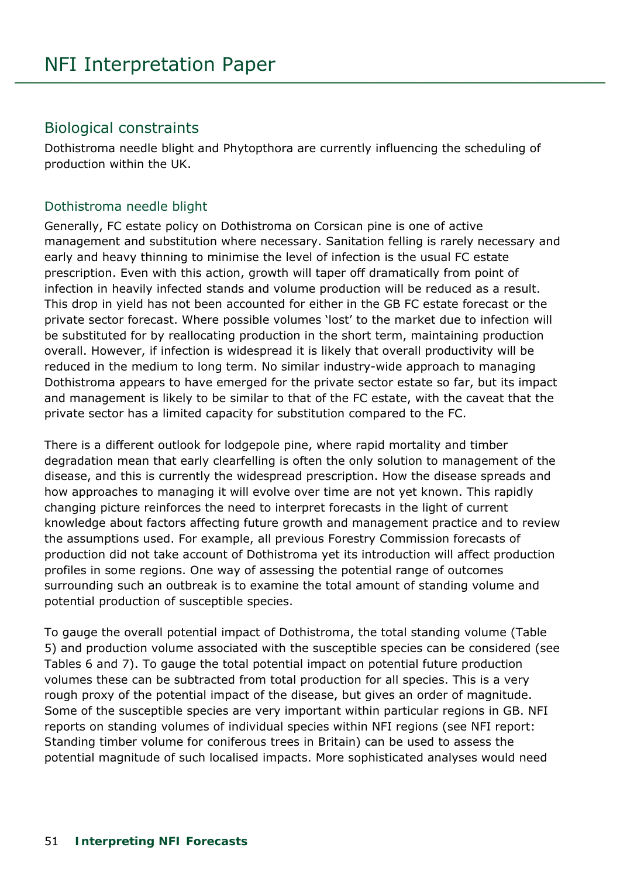## Biological constraints

Dothistroma needle blight and Phytopthora are currently influencing the scheduling of production within the UK.

### Dothistroma needle blight

Generally, FC estate policy on Dothistroma on Corsican pine is one of active management and substitution where necessary. Sanitation felling is rarely necessary and early and heavy thinning to minimise the level of infection is the usual FC estate prescription. Even with this action, growth will taper off dramatically from point of infection in heavily infected stands and volume production will be reduced as a result. This drop in yield has not been accounted for either in the GB FC estate forecast or the private sector forecast. Where possible volumes 'lost' to the market due to infection will be substituted for by reallocating production in the short term, maintaining production overall. However, if infection is widespread it is likely that overall productivity will be reduced in the medium to long term. No similar industry-wide approach to managing Dothistroma appears to have emerged for the private sector estate so far, but its impact and management is likely to be similar to that of the FC estate, with the caveat that the private sector has a limited capacity for substitution compared to the FC.

There is a different outlook for lodgepole pine, where rapid mortality and timber degradation mean that early clearfelling is often the only solution to management of the disease, and this is currently the widespread prescription. How the disease spreads and how approaches to managing it will evolve over time are not yet known. This rapidly changing picture reinforces the need to interpret forecasts in the light of current knowledge about factors affecting future growth and management practice and to review the assumptions used. For example, all previous Forestry Commission forecasts of production did not take account of Dothistroma yet its introduction will affect production profiles in some regions. One way of assessing the potential range of outcomes surrounding such an outbreak is to examine the total amount of standing volume and potential production of susceptible species.

To gauge the overall potential impact of Dothistroma, the total standing volume (Table 5) and production volume associated with the susceptible species can be considered (see Tables 6 and 7). To gauge the total potential impact on potential future production volumes these can be subtracted from total production for all species. This is a very rough proxy of the potential impact of the disease, but gives an order of magnitude. Some of the susceptible species are very important within particular regions in GB. NFI reports on standing volumes of individual species within NFI regions (see NFI report: Standing timber volume for coniferous trees in Britain) can be used to assess the potential magnitude of such localised impacts. More sophisticated analyses would need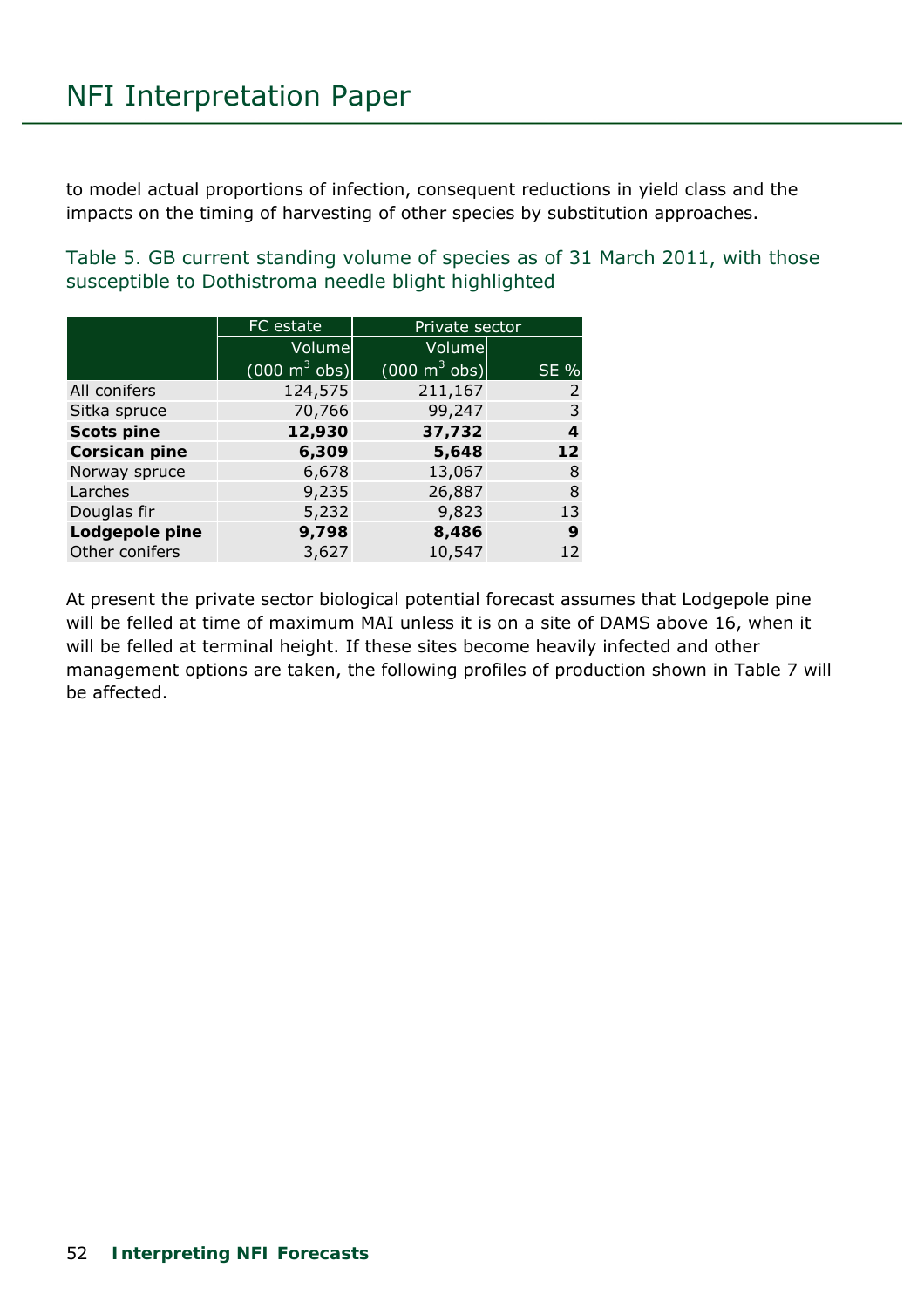to model actual proportions of infection, consequent reductions in yield class and the impacts on the timing of harvesting of other species by substitution approaches.

Table 5. GB current standing volume of species as of 31 March 2011, with those susceptible to Dothistroma needle blight highlighted

| | FC estate | Private sector | |
|---|---|---|---|
| | Volume (000 $m^3$ obs) | Volume (000 $m^3$ obs) | SE % |
| All conifers | 124,575 | 211,167 | 2 |
| Sitka spruce | 70,766 | 99,247 | 3 |
| **Scots pine** | **12,930** | **37,732** | **4** |
| **Corsican pine** | **6,309** | **5,648** | **12** |
| Norway spruce | 6,678 | 13,067 | 8 |
| Larches | 9,235 | 26,887 | 8 |
| Douglas fir | 5,232 | 9,823 | 13 |
| **Lodgepole pine** | **9,798** | **8,486** | **9** |
| Other conifers | 3,627 | 10,547 | 12 |

At present the private sector biological potential forecast assumes that Lodgepole pine will be felled at time of maximum MAI unless it is on a site of DAMS above 16, when it will be felled at terminal height. If these sites become heavily infected and other management options are taken, the following profiles of production shown in Table 7 will be affected.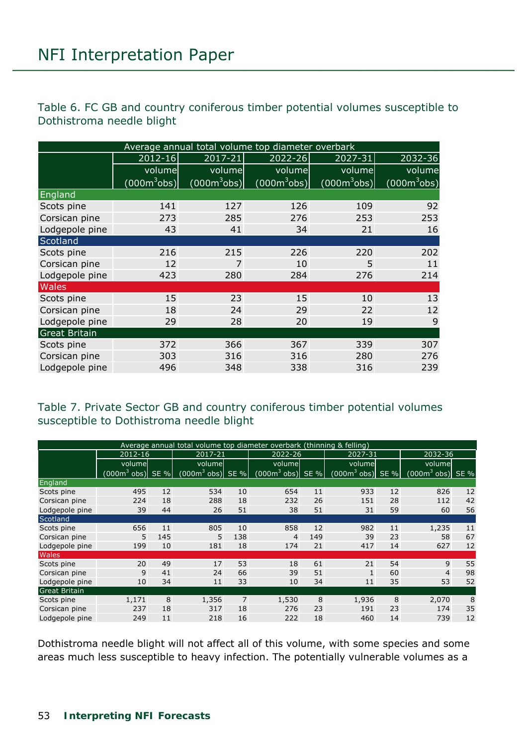Table 6. FC GB and country coniferous timber potential volumes susceptible to Dothistroma needle blight

| | Average annual total volume top diameter overbark | | | | |
|---|---|---|---|---|---|
| | 2012-16 | 2017-21 | 2022-26 | 2027-31 | 2032-36 |
| | volume (000m$^3$obs) | volume (000m$^3$obs) | volume (000m$^3$obs) | volume (000m$^3$obs) | volume (000m$^3$obs) |
| **England** | | | | | |
| Scots pine | 141 | 127 | 126 | 109 | 92 |
| Corsican pine | 273 | 285 | 276 | 253 | 253 |
| Lodgepole pine | 43 | 41 | 34 | 21 | 16 |
| **Scotland** | | | | | |
| Scots pine | 216 | 215 | 226 | 220 | 202 |
| Corsican pine | 12 | 7 | 10 | 5 | 11 |
| Lodgepole pine | 423 | 280 | 284 | 276 | 214 |
| **Wales** | | | | | |
| Scots pine | 15 | 23 | 15 | 10 | 13 |
| Corsican pine | 18 | 24 | 29 | 22 | 12 |
| Lodgepole pine | 29 | 28 | 20 | 19 | 9 |
| **Great Britain** | | | | | |
| Scots pine | 372 | 366 | 367 | 339 | 307 |
| Corsican pine | 303 | 316 | 316 | 280 | 276 |
| Lodgepole pine | 496 | 348 | 338 | 316 | 239 |

Table 7. Private Sector GB and country coniferous timber potential volumes susceptible to Dothistroma needle blight

| | Average annual total volume top diameter overbark (thinning & felling) | | | | | | | | | |
|---|---|---|---|---|---|---|---|---|---|---|
| | 2012-16 | | 2017-21 | | 2022-26 | | 2027-31 | | 2032-36 | |
| | volume (000m$^3$ obs) | SE % | volume (000m$^3$ obs) | SE % | volume (000m$^3$ obs) | SE % | volume (000m$^3$ obs) | SE % | volume (000m$^3$ obs) | SE % |
| **England** | | | | | | | | | | |
| Scots pine | 495 | 12 | 534 | 10 | 654 | 11 | 933 | 12 | 826 | 12 |
| Corsican pine | 224 | 18 | 288 | 18 | 232 | 26 | 151 | 28 | 112 | 42 |
| Lodgepole pine | 39 | 44 | 26 | 51 | 38 | 51 | 31 | 59 | 60 | 56 |
| **Scotland** | | | | | | | | | | |
| Scots pine | 656 | 11 | 805 | 10 | 858 | 12 | 982 | 11 | 1,235 | 11 |
| Corsican pine | 5 | 145 | 5 | 138 | 4 | 149 | 39 | 23 | 58 | 67 |
| Lodgepole pine | 199 | 10 | 181 | 18 | 174 | 21 | 417 | 14 | 627 | 12 |
| **Wales** | | | | | | | | | | |
| Scots pine | 20 | 49 | 17 | 53 | 18 | 61 | 21 | 54 | 9 | 55 |
| Corsican pine | 9 | 41 | 24 | 66 | 39 | 51 | 1 | 60 | 4 | 98 |
| Lodgepole pine | 10 | 34 | 11 | 33 | 10 | 34 | 11 | 35 | 53 | 52 |
| **Great Britain** | | | | | | | | | | |
| Scots pine | 1,171 | 8 | 1,356 | 7 | 1,530 | 8 | 1,936 | 8 | 2,070 | 8 |
| Corsican pine | 237 | 18 | 317 | 18 | 276 | 23 | 191 | 23 | 174 | 35 |
| Lodgepole pine | 249 | 11 | 218 | 16 | 222 | 18 | 460 | 14 | 739 | 12 |

Dothistroma needle blight will not affect all of this volume, with some species and some areas much less susceptible to heavy infection. The potentially vulnerable volumes as a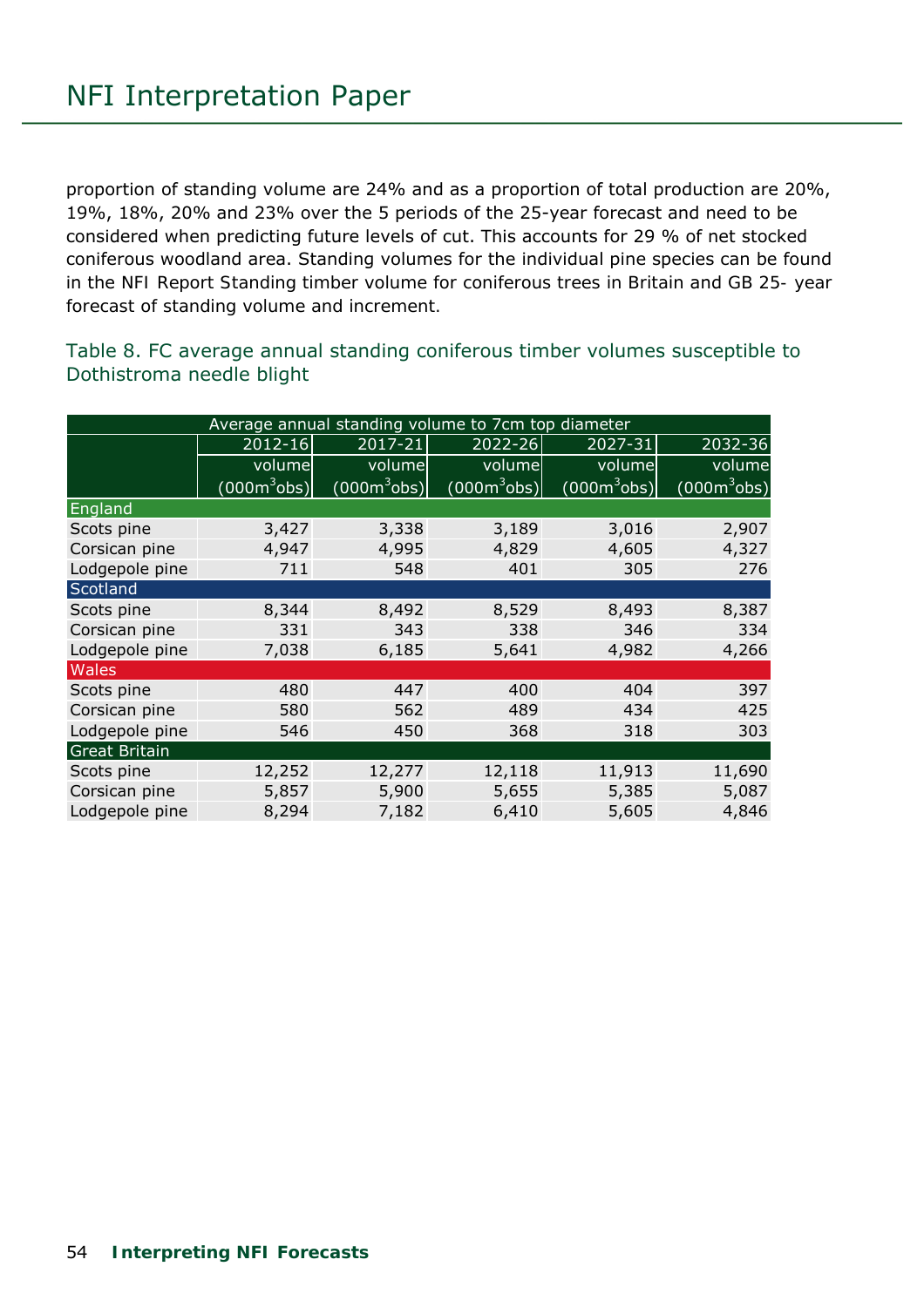proportion of standing volume are 24% and as a proportion of total production are 20%, 19%, 18%, 20% and 23% over the 5 periods of the 25-year forecast and need to be considered when predicting future levels of cut. This accounts for 29 % of net stocked coniferous woodland area. Standing volumes for the individual pine species can be found in the NFI Report Standing timber volume for coniferous trees in Britain and GB 25- year forecast of standing volume and increment.

### Table 8. FC average annual standing coniferous timber volumes susceptible to Dothistroma needle blight

| | Average annual standing volume to 7cm top diameter | | | | |
|---|---|---|---|---|---|
| | 2012-16 | 2017-21 | 2022-26 | 2027-31 | 2032-36 |
| | volume (000m$^3$obs) | volume (000m$^3$obs) | volume (000m$^3$obs) | volume (000m$^3$obs) | volume (000m$^3$obs) |
| **England** | | | | | |
| Scots pine | 3,427 | 3,338 | 3,189 | 3,016 | 2,907 |
| Corsican pine | 4,947 | 4,995 | 4,829 | 4,605 | 4,327 |
| Lodgepole pine | 711 | 548 | 401 | 305 | 276 |
| **Scotland** | | | | | |
| Scots pine | 8,344 | 8,492 | 8,529 | 8,493 | 8,387 |
| Corsican pine | 331 | 343 | 338 | 346 | 334 |
| Lodgepole pine | 7,038 | 6,185 | 5,641 | 4,982 | 4,266 |
| **Wales** | | | | | |
| Scots pine | 480 | 447 | 400 | 404 | 397 |
| Corsican pine | 580 | 562 | 489 | 434 | 425 |
| Lodgepole pine | 546 | 450 | 368 | 318 | 303 |
| **Great Britain** | | | | | |
| Scots pine | 12,252 | 12,277 | 12,118 | 11,913 | 11,690 |
| Corsican pine | 5,857 | 5,900 | 5,655 | 5,385 | 5,087 |
| Lodgepole pine | 8,294 | 7,182 | 6,410 | 5,605 | 4,846 |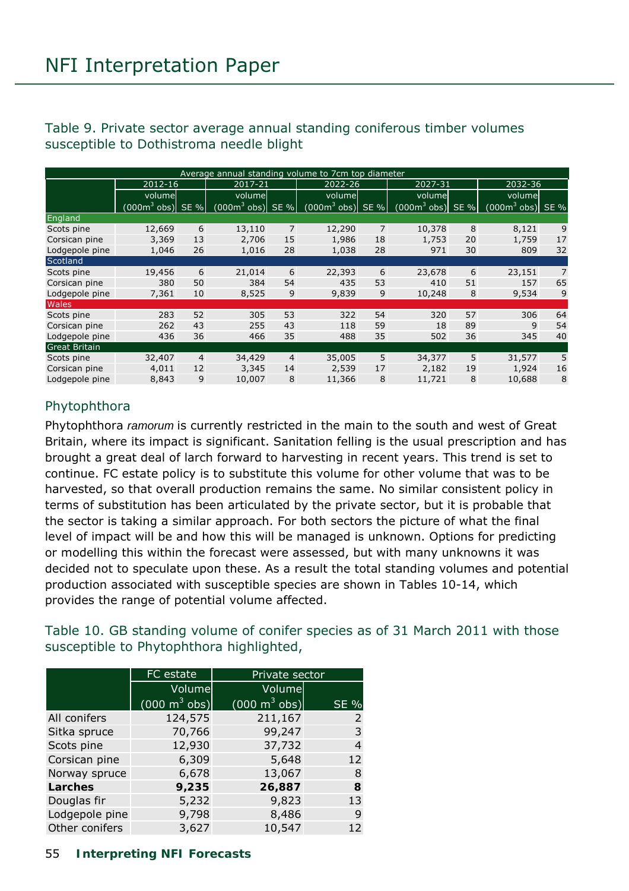Table 9. Private sector average annual standing coniferous timber volumes susceptible to Dothistroma needle blight

| | Average annual standing volume to 7cm top diameter | | | | | | | | | |
|---|---|---|---|---|---|---|---|---|---|---|
| | 2012-16 | | 2017-21 | | 2022-26 | | 2027-31 | | 2032-36 | |
| | volume ($000m^3$ obs) | SE % | volume ($000m^3$ obs) | SE % | volume ($000m^3$ obs) | SE % | volume ($000m^3$ obs) | SE % | volume ($000m^3$ obs) | SE % |
| **England** | | | | | | | | | | |
| Scots pine | 12,669 | 6 | 13,110 | 7 | 12,290 | 7 | 10,378 | 8 | 8,121 | 9 |
| Corsican pine | 3,369 | 13 | 2,706 | 15 | 1,986 | 18 | 1,753 | 20 | 1,759 | 17 |
| Lodgepole pine | 1,046 | 26 | 1,016 | 28 | 1,038 | 28 | 971 | 30 | 809 | 32 |
| **Scotland** | | | | | | | | | | |
| Scots pine | 19,456 | 6 | 21,014 | 6 | 22,393 | 6 | 23,678 | 6 | 23,151 | 7 |
| Corsican pine | 380 | 50 | 384 | 54 | 435 | 53 | 410 | 51 | 157 | 65 |
| Lodgepole pine | 7,361 | 10 | 8,525 | 9 | 9,839 | 9 | 10,248 | 8 | 9,534 | 9 |
| **Wales** | | | | | | | | | | |
| Scots pine | 283 | 52 | 305 | 53 | 322 | 54 | 320 | 57 | 306 | 64 |
| Corsican pine | 262 | 43 | 255 | 43 | 118 | 59 | 18 | 89 | 9 | 54 |
| Lodgepole pine | 436 | 36 | 466 | 35 | 488 | 35 | 502 | 36 | 345 | 40 |
| **Great Britain** | | | | | | | | | | |
| Scots pine | 32,407 | 4 | 34,429 | 4 | 35,005 | 5 | 34,377 | 5 | 31,577 | 5 |
| Corsican pine | 4,011 | 12 | 3,345 | 14 | 2,539 | 17 | 2,182 | 19 | 1,924 | 16 |
| Lodgepole pine | 8,843 | 9 | 10,007 | 8 | 11,366 | 8 | 11,721 | 8 | 10,688 | 8 |

## Phytophthora

Phytophthora *ramorum* is currently restricted in the main to the south and west of Great Britain, where its impact is significant. Sanitation felling is the usual prescription and has brought a great deal of larch forward to harvesting in recent years. This trend is set to continue. FC estate policy is to substitute this volume for other volume that was to be harvested, so that overall production remains the same. No similar consistent policy in terms of substitution has been articulated by the private sector, but it is probable that the sector is taking a similar approach. For both sectors the picture of what the final level of impact will be and how this will be managed is unknown. Options for predicting or modelling this within the forecast were assessed, but with many unknowns it was decided not to speculate upon these. As a result the total standing volumes and potential production associated with susceptible species are shown in Tables 10-14, which provides the range of potential volume affected.

Table 10. GB standing volume of conifer species as of 31 March 2011 with those susceptible to Phytophthora highlighted,

| | FC estate | Private sector | |
|---|---|---|---|
| | Volume ($000\ m^3$ obs) | Volume ($000\ m^3$ obs) | SE % |
| All conifers | 124,575 | 211,167 | 2 |
| Sitka spruce | 70,766 | 99,247 | 3 |
| Scots pine | 12,930 | 37,732 | 4 |
| Corsican pine | 6,309 | 5,648 | 12 |
| Norway spruce | 6,678 | 13,067 | 8 |
| **Larches** | **9,235** | **26,887** | **8** |
| Douglas fir | 5,232 | 9,823 | 13 |
| Lodgepole pine | 9,798 | 8,486 | 9 |
| Other conifers | 3,627 | 10,547 | 12 |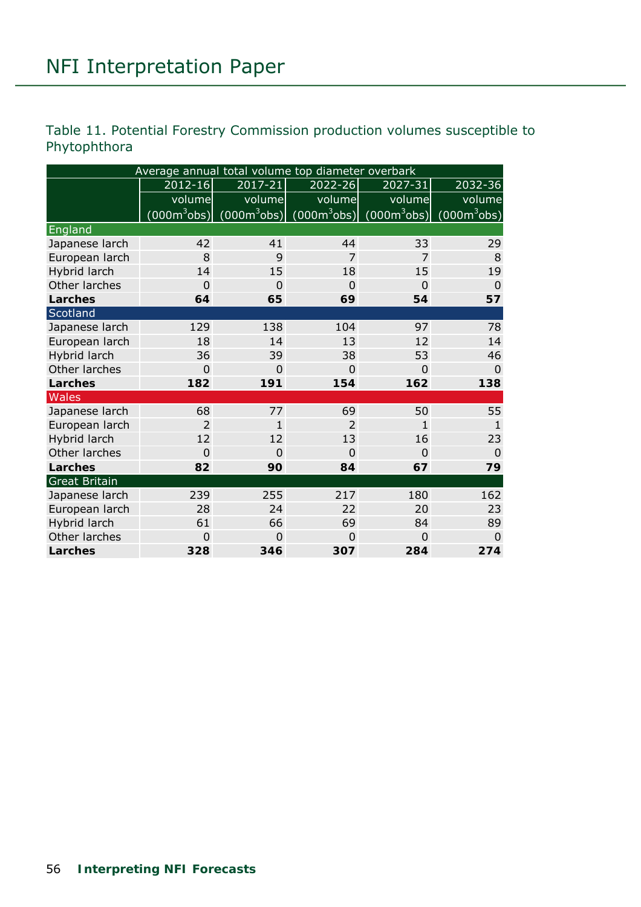Table 11. Potential Forestry Commission production volumes susceptible to Phytophthora

| | Average annual total volume top diameter overbark | | | | |
|---|---|---|---|---|---|
| | 2012-16 | 2017-21 | 2022-26 | 2027-31 | 2032-36 |
| | volume ($000m^3$obs) | volume ($000m^3$obs) | volume ($000m^3$obs) | volume ($000m^3$obs) | volume ($000m^3$obs) |
| **England** | | | | | |
| Japanese larch | 42 | 41 | 44 | 33 | 29 |
| European larch | 8 | 9 | 7 | 7 | 8 |
| Hybrid larch | 14 | 15 | 18 | 15 | 19 |
| Other larches | 0 | 0 | 0 | 0 | 0 |
| **Larches** | **64** | **65** | **69** | **54** | **57** |
| **Scotland** | | | | | |
| Japanese larch | 129 | 138 | 104 | 97 | 78 |
| European larch | 18 | 14 | 13 | 12 | 14 |
| Hybrid larch | 36 | 39 | 38 | 53 | 46 |
| Other larches | 0 | 0 | 0 | 0 | 0 |
| **Larches** | **182** | **191** | **154** | **162** | **138** |
| **Wales** | | | | | |
| Japanese larch | 68 | 77 | 69 | 50 | 55 |
| European larch | 2 | 1 | 2 | 1 | 1 |
| Hybrid larch | 12 | 12 | 13 | 16 | 23 |
| Other larches | 0 | 0 | 0 | 0 | 0 |
| **Larches** | **82** | **90** | **84** | **67** | **79** |
| **Great Britain** | | | | | |
| Japanese larch | 239 | 255 | 217 | 180 | 162 |
| European larch | 28 | 24 | 22 | 20 | 23 |
| Hybrid larch | 61 | 66 | 69 | 84 | 89 |
| Other larches | 0 | 0 | 0 | 0 | 0 |
| **Larches** | **328** | **346** | **307** | **284** | **274** |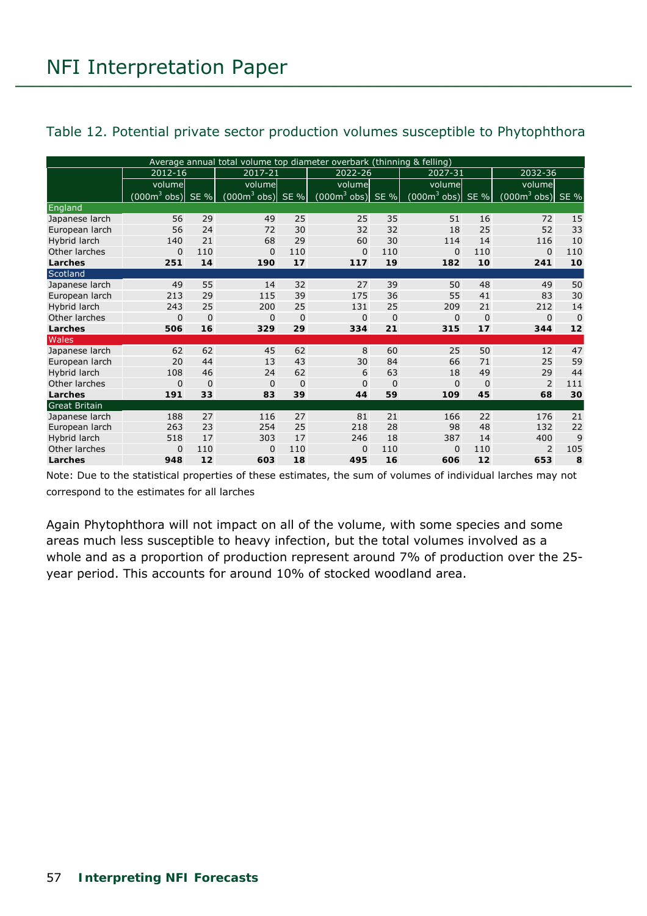Table 12. Potential private sector production volumes susceptible to Phytophthora

| | Average annual total volume top diameter overbark (thinning & felling) | | | | | | | | | |
|---|---|---|---|---|---|---|---|---|---|---|
| | 2012-16 | | 2017-21 | | 2022-26 | | 2027-31 | | 2032-36 | |
| | volume (000m³ obs) | SE % | volume (000m³ obs) | SE % | volume (000m³ obs) | SE % | volume (000m³ obs) | SE % | volume (000m³ obs) | SE % |
| **England** | | | | | | | | | | |
| Japanese larch | 56 | 29 | 49 | 25 | 25 | 35 | 51 | 16 | 72 | 15 |
| European larch | 56 | 24 | 72 | 30 | 32 | 32 | 18 | 25 | 52 | 33 |
| Hybrid larch | 140 | 21 | 68 | 29 | 60 | 30 | 114 | 14 | 116 | 10 |
| Other larches | 0 | 110 | 0 | 110 | 0 | 110 | 0 | 110 | 0 | 110 |
| **Larches** | **251** | **14** | **190** | **17** | **117** | **19** | **182** | **10** | **241** | **10** |
| **Scotland** | | | | | | | | | | |
| Japanese larch | 49 | 55 | 14 | 32 | 27 | 39 | 50 | 48 | 49 | 50 |
| European larch | 213 | 29 | 115 | 39 | 175 | 36 | 55 | 41 | 83 | 30 |
| Hybrid larch | 243 | 25 | 200 | 25 | 131 | 25 | 209 | 21 | 212 | 14 |
| Other larches | 0 | 0 | 0 | 0 | 0 | 0 | 0 | 0 | 0 | 0 |
| **Larches** | **506** | **16** | **329** | **29** | **334** | **21** | **315** | **17** | **344** | **12** |
| **Wales** | | | | | | | | | | |
| Japanese larch | 62 | 62 | 45 | 62 | 8 | 60 | 25 | 50 | 12 | 47 |
| European larch | 20 | 44 | 13 | 43 | 30 | 84 | 66 | 71 | 25 | 59 |
| Hybrid larch | 108 | 46 | 24 | 62 | 6 | 63 | 18 | 49 | 29 | 44 |
| Other larches | 0 | 0 | 0 | 0 | 0 | 0 | 0 | 0 | 2 | 111 |
| **Larches** | **191** | **33** | **83** | **39** | **44** | **59** | **109** | **45** | **68** | **30** |
| **Great Britain** | | | | | | | | | | |
| Japanese larch | 188 | 27 | 116 | 27 | 81 | 21 | 166 | 22 | 176 | 21 |
| European larch | 263 | 23 | 254 | 25 | 218 | 28 | 98 | 48 | 132 | 22 |
| Hybrid larch | 518 | 17 | 303 | 17 | 246 | 18 | 387 | 14 | 400 | 9 |
| Other larches | 0 | 110 | 0 | 110 | 0 | 110 | 0 | 110 | 2 | 105 |
| **Larches** | **948** | **12** | **603** | **18** | **495** | **16** | **606** | **12** | **653** | **8** |

Note: Due to the statistical properties of these estimates, the sum of volumes of individual larches may not correspond to the estimates for all larches

Again Phytophthora will not impact on all of the volume, with some species and some areas much less susceptible to heavy infection, but the total volumes involved as a whole and as a proportion of production represent around 7% of production over the 25-year period. This accounts for around 10% of stocked woodland area.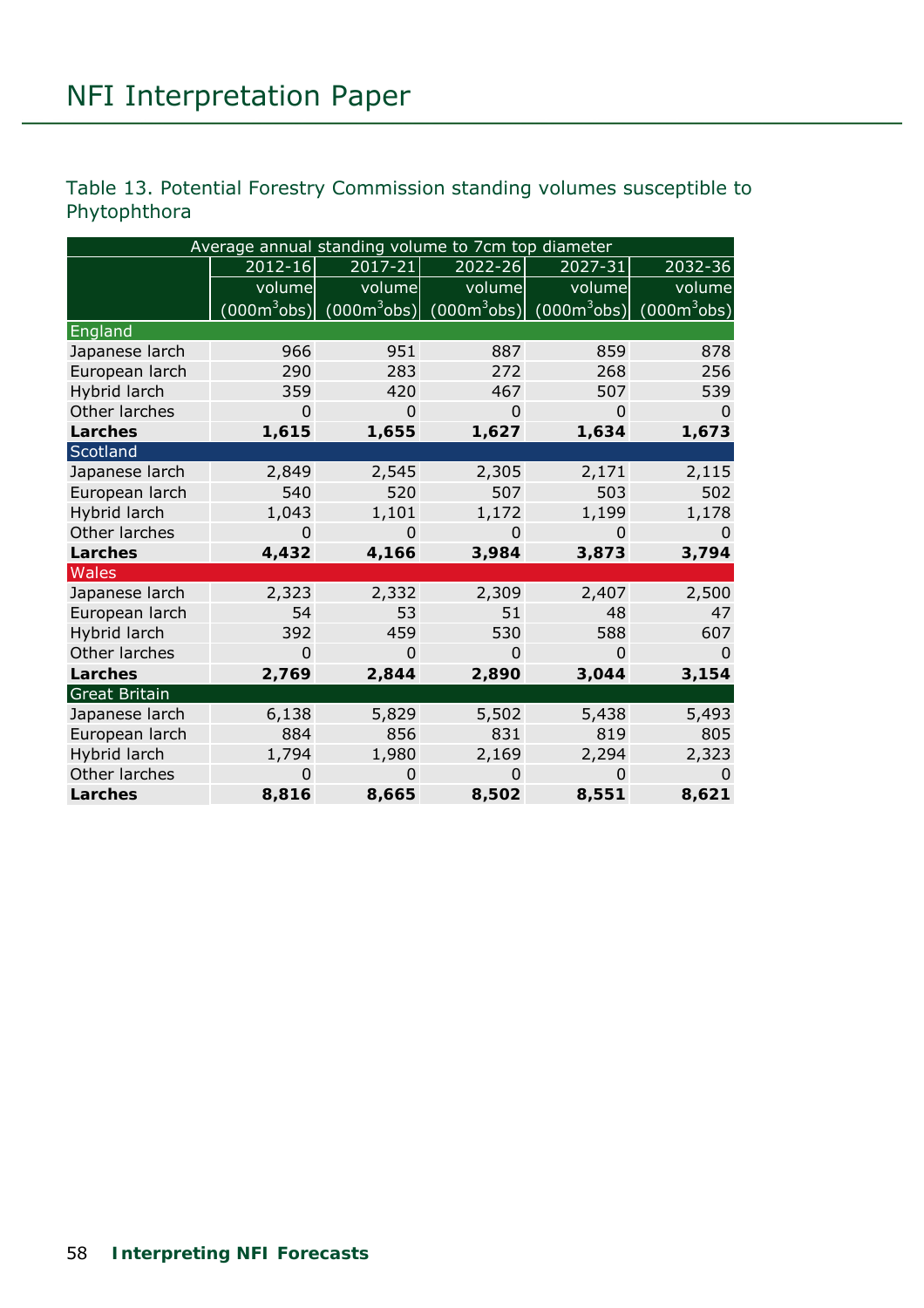Table 13. Potential Forestry Commission standing volumes susceptible to Phytophthora

| | Average annual standing volume to 7cm top diameter | | | | |
|---|---|---|---|---|---|
| | 2012-16 | 2017-21 | 2022-26 | 2027-31 | 2032-36 |
| | volume (000m$^3$obs) | volume (000m$^3$obs) | volume (000m$^3$obs) | volume (000m$^3$obs) | volume (000m$^3$obs) |
| **England** | | | | | |
| Japanese larch | 966 | 951 | 887 | 859 | 878 |
| European larch | 290 | 283 | 272 | 268 | 256 |
| Hybrid larch | 359 | 420 | 467 | 507 | 539 |
| Other larches | 0 | 0 | 0 | 0 | 0 |
| **Larches** | **1,615** | **1,655** | **1,627** | **1,634** | **1,673** |
| **Scotland** | | | | | |
| Japanese larch | 2,849 | 2,545 | 2,305 | 2,171 | 2,115 |
| European larch | 540 | 520 | 507 | 503 | 502 |
| Hybrid larch | 1,043 | 1,101 | 1,172 | 1,199 | 1,178 |
| Other larches | 0 | 0 | 0 | 0 | 0 |
| **Larches** | **4,432** | **4,166** | **3,984** | **3,873** | **3,794** |
| **Wales** | | | | | |
| Japanese larch | 2,323 | 2,332 | 2,309 | 2,407 | 2,500 |
| European larch | 54 | 53 | 51 | 48 | 47 |
| Hybrid larch | 392 | 459 | 530 | 588 | 607 |
| Other larches | 0 | 0 | 0 | 0 | 0 |
| **Larches** | **2,769** | **2,844** | **2,890** | **3,044** | **3,154** |
| **Great Britain** | | | | | |
| Japanese larch | 6,138 | 5,829 | 5,502 | 5,438 | 5,493 |
| European larch | 884 | 856 | 831 | 819 | 805 |
| Hybrid larch | 1,794 | 1,980 | 2,169 | 2,294 | 2,323 |
| Other larches | 0 | 0 | 0 | 0 | 0 |
| **Larches** | **8,816** | **8,665** | **8,502** | **8,551** | **8,621** |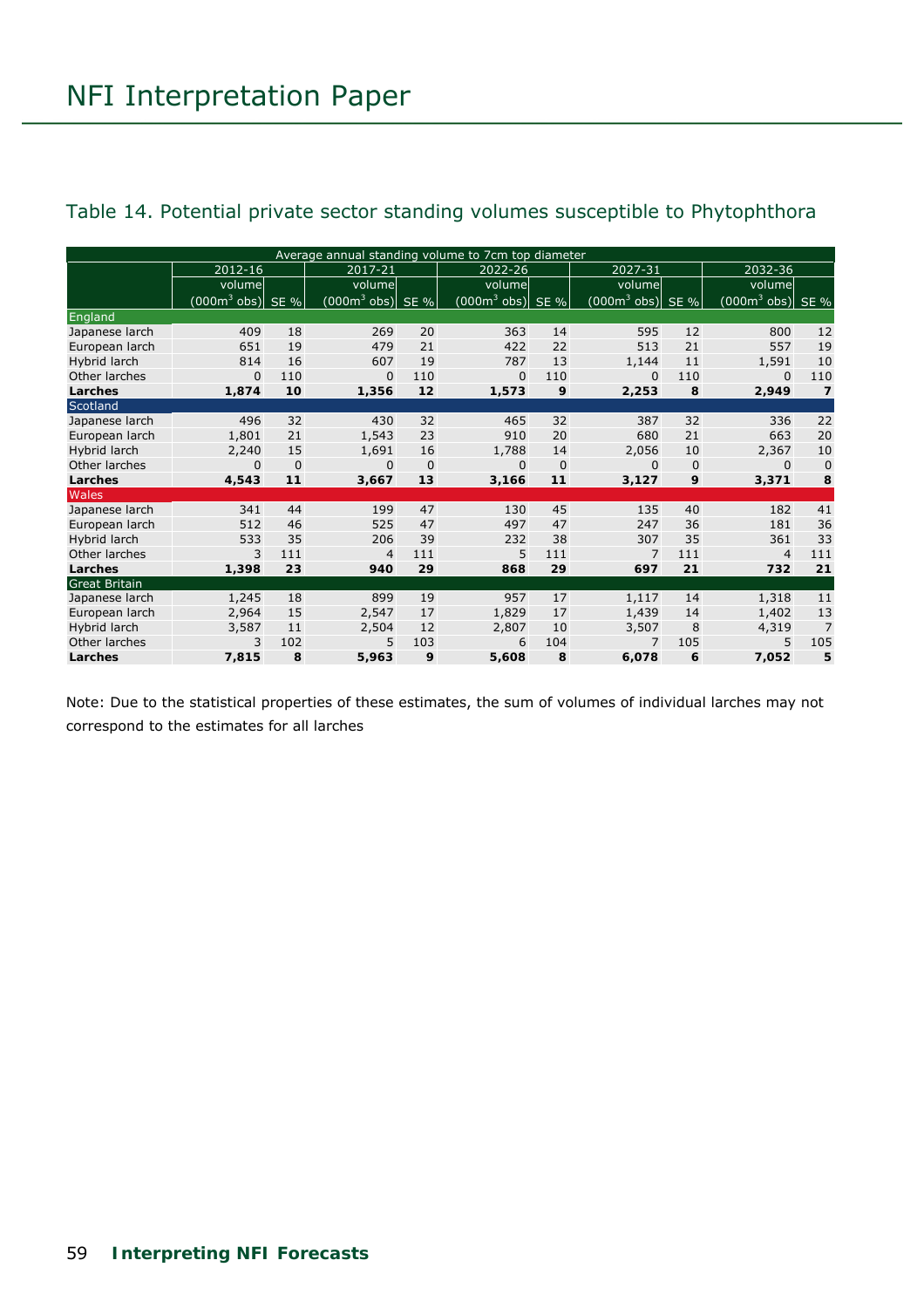## Table 14. Potential private sector standing volumes susceptible to Phytophthora

| | Average annual standing volume to 7cm top diameter | | | | | | | | | |
|---|---|---|---|---|---|---|---|---|---|---|
| | 2012-16 | | 2017-21 | | 2022-26 | | 2027-31 | | 2032-36 | |
| | volume (000m$^3$ obs) | SE % | volume (000m$^3$ obs) | SE % | volume (000m$^3$ obs) | SE % | volume (000m$^3$ obs) | SE % | volume (000m$^3$ obs) | SE % |
| **England** | | | | | | | | | | |
| Japanese larch | 409 | 18 | 269 | 20 | 363 | 14 | 595 | 12 | 800 | 12 |
| European larch | 651 | 19 | 479 | 21 | 422 | 22 | 513 | 21 | 557 | 19 |
| Hybrid larch | 814 | 16 | 607 | 19 | 787 | 13 | 1,144 | 11 | 1,591 | 10 |
| Other larches | 0 | 110 | 0 | 110 | 0 | 110 | 0 | 110 | 0 | 110 |
| **Larches** | **1,874** | **10** | **1,356** | **12** | **1,573** | **9** | **2,253** | **8** | **2,949** | **7** |
| **Scotland** | | | | | | | | | | |
| Japanese larch | 496 | 32 | 430 | 32 | 465 | 32 | 387 | 32 | 336 | 22 |
| European larch | 1,801 | 21 | 1,543 | 23 | 910 | 20 | 680 | 21 | 663 | 20 |
| Hybrid larch | 2,240 | 15 | 1,691 | 16 | 1,788 | 14 | 2,056 | 10 | 2,367 | 10 |
| Other larches | 0 | 0 | 0 | 0 | 0 | 0 | 0 | 0 | 0 | 0 |
| **Larches** | **4,543** | **11** | **3,667** | **13** | **3,166** | **11** | **3,127** | **9** | **3,371** | **8** |
| **Wales** | | | | | | | | | | |
| Japanese larch | 341 | 44 | 199 | 47 | 130 | 45 | 135 | 40 | 182 | 41 |
| European larch | 512 | 46 | 525 | 47 | 497 | 47 | 247 | 36 | 181 | 36 |
| Hybrid larch | 533 | 35 | 206 | 39 | 232 | 38 | 307 | 35 | 361 | 33 |
| Other larches | 3 | 111 | 4 | 111 | 5 | 111 | 7 | 111 | 4 | 111 |
| **Larches** | **1,398** | **23** | **940** | **29** | **868** | **29** | **697** | **21** | **732** | **21** |
| **Great Britain** | | | | | | | | | | |
| Japanese larch | 1,245 | 18 | 899 | 19 | 957 | 17 | 1,117 | 14 | 1,318 | 11 |
| European larch | 2,964 | 15 | 2,547 | 17 | 1,829 | 17 | 1,439 | 14 | 1,402 | 13 |
| Hybrid larch | 3,587 | 11 | 2,504 | 12 | 2,807 | 10 | 3,507 | 8 | 4,319 | 7 |
| Other larches | 3 | 102 | 5 | 103 | 6 | 104 | 7 | 105 | 5 | 105 |
| **Larches** | **7,815** | **8** | **5,963** | **9** | **5,608** | **8** | **6,078** | **6** | **7,052** | **5** |

Note: Due to the statistical properties of these estimates, the sum of volumes of individual larches may not correspond to the estimates for all larches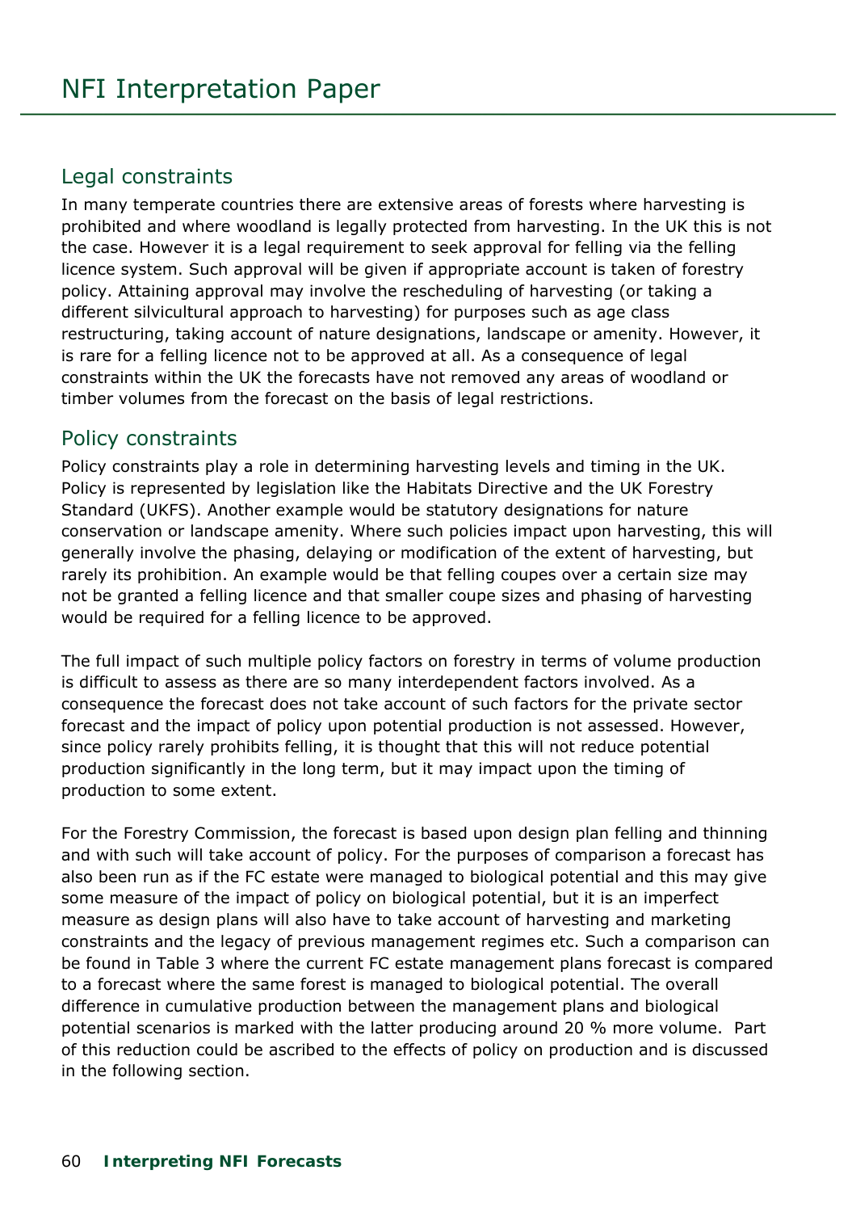## Legal constraints

In many temperate countries there are extensive areas of forests where harvesting is prohibited and where woodland is legally protected from harvesting. In the UK this is not the case. However it is a legal requirement to seek approval for felling via the felling licence system. Such approval will be given if appropriate account is taken of forestry policy. Attaining approval may involve the rescheduling of harvesting (or taking a different silvicultural approach to harvesting) for purposes such as age class restructuring, taking account of nature designations, landscape or amenity. However, it is rare for a felling licence not to be approved at all. As a consequence of legal constraints within the UK the forecasts have not removed any areas of woodland or timber volumes from the forecast on the basis of legal restrictions.

## Policy constraints

Policy constraints play a role in determining harvesting levels and timing in the UK. Policy is represented by legislation like the Habitats Directive and the UK Forestry Standard (UKFS). Another example would be statutory designations for nature conservation or landscape amenity. Where such policies impact upon harvesting, this will generally involve the phasing, delaying or modification of the extent of harvesting, but rarely its prohibition. An example would be that felling coupes over a certain size may not be granted a felling licence and that smaller coupe sizes and phasing of harvesting would be required for a felling licence to be approved.

The full impact of such multiple policy factors on forestry in terms of volume production is difficult to assess as there are so many interdependent factors involved. As a consequence the forecast does not take account of such factors for the private sector forecast and the impact of policy upon potential production is not assessed. However, since policy rarely prohibits felling, it is thought that this will not reduce potential production significantly in the long term, but it may impact upon the timing of production to some extent.

For the Forestry Commission, the forecast is based upon design plan felling and thinning and with such will take account of policy. For the purposes of comparison a forecast has also been run as if the FC estate were managed to biological potential and this may give some measure of the impact of policy on biological potential, but it is an imperfect measure as design plans will also have to take account of harvesting and marketing constraints and the legacy of previous management regimes etc. Such a comparison can be found in Table 3 where the current FC estate management plans forecast is compared to a forecast where the same forest is managed to biological potential. The overall difference in cumulative production between the management plans and biological potential scenarios is marked with the latter producing around 20 % more volume. Part of this reduction could be ascribed to the effects of policy on production and is discussed in the following section.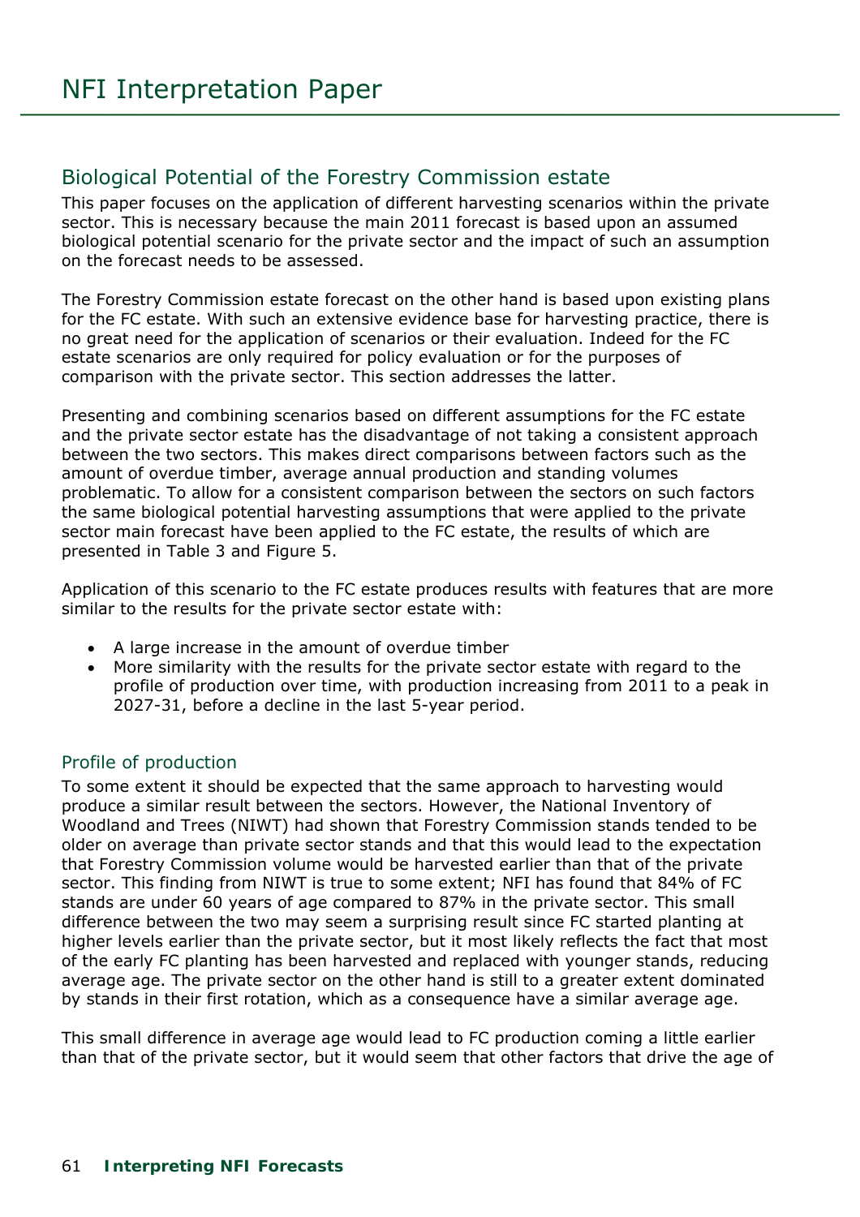## Biological Potential of the Forestry Commission estate

This paper focuses on the application of different harvesting scenarios within the private sector. This is necessary because the main 2011 forecast is based upon an assumed biological potential scenario for the private sector and the impact of such an assumption on the forecast needs to be assessed.

The Forestry Commission estate forecast on the other hand is based upon existing plans for the FC estate. With such an extensive evidence base for harvesting practice, there is no great need for the application of scenarios or their evaluation. Indeed for the FC estate scenarios are only required for policy evaluation or for the purposes of comparison with the private sector. This section addresses the latter.

Presenting and combining scenarios based on different assumptions for the FC estate and the private sector estate has the disadvantage of not taking a consistent approach between the two sectors. This makes direct comparisons between factors such as the amount of overdue timber, average annual production and standing volumes problematic. To allow for a consistent comparison between the sectors on such factors the same biological potential harvesting assumptions that were applied to the private sector main forecast have been applied to the FC estate, the results of which are presented in Table 3 and Figure 5.

Application of this scenario to the FC estate produces results with features that are more similar to the results for the private sector estate with:

- A large increase in the amount of overdue timber
- More similarity with the results for the private sector estate with regard to the profile of production over time, with production increasing from 2011 to a peak in 2027-31, before a decline in the last 5-year period.

### Profile of production

To some extent it should be expected that the same approach to harvesting would produce a similar result between the sectors. However, the National Inventory of Woodland and Trees (NIWT) had shown that Forestry Commission stands tended to be older on average than private sector stands and that this would lead to the expectation that Forestry Commission volume would be harvested earlier than that of the private sector. This finding from NIWT is true to some extent; NFI has found that 84% of FC stands are under 60 years of age compared to 87% in the private sector. This small difference between the two may seem a surprising result since FC started planting at higher levels earlier than the private sector, but it most likely reflects the fact that most of the early FC planting has been harvested and replaced with younger stands, reducing average age. The private sector on the other hand is still to a greater extent dominated by stands in their first rotation, which as a consequence have a similar average age.

This small difference in average age would lead to FC production coming a little earlier than that of the private sector, but it would seem that other factors that drive the age of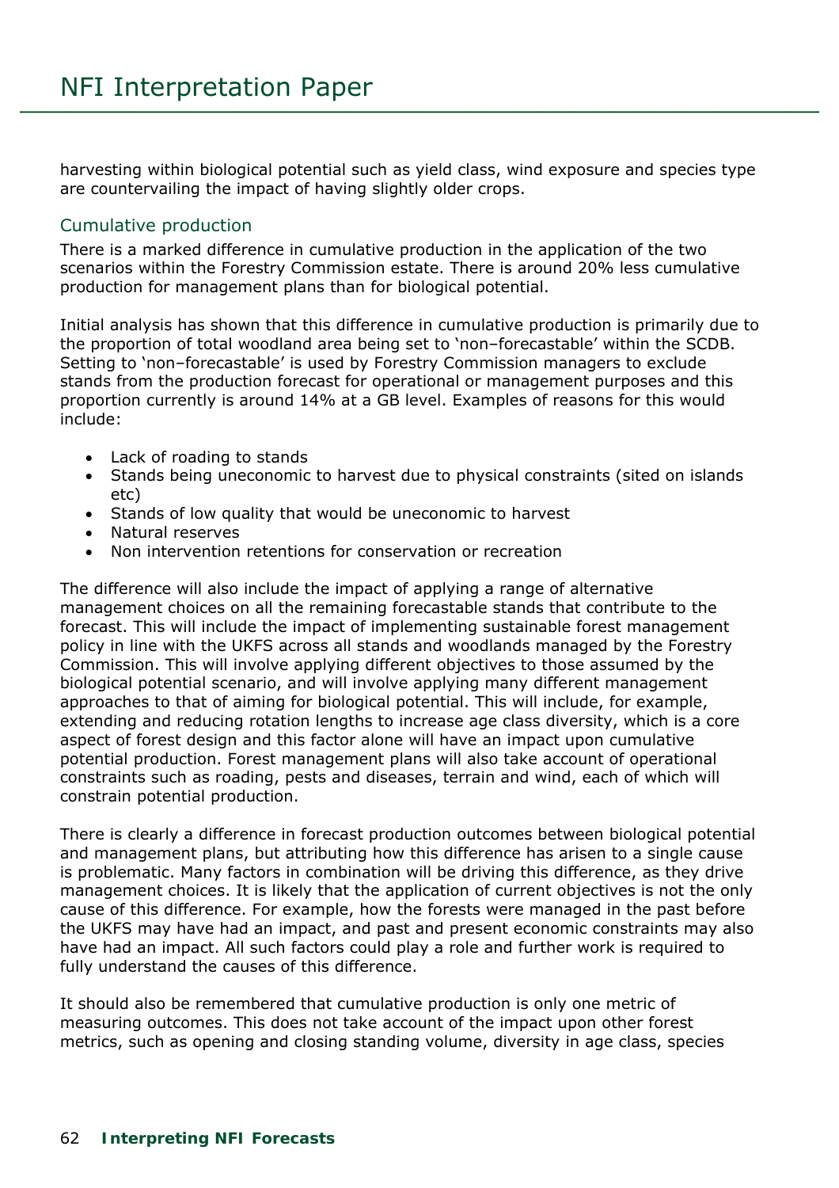harvesting within biological potential such as yield class, wind exposure and species type are countervailing the impact of having slightly older crops.

### Cumulative production

There is a marked difference in cumulative production in the application of the two scenarios within the Forestry Commission estate. There is around 20% less cumulative production for management plans than for biological potential.

Initial analysis has shown that this difference in cumulative production is primarily due to the proportion of total woodland area being set to 'non–forecastable' within the SCDB. Setting to 'non–forecastable' is used by Forestry Commission managers to exclude stands from the production forecast for operational or management purposes and this proportion currently is around 14% at a GB level. Examples of reasons for this would include:

- Lack of roading to stands
- Stands being uneconomic to harvest due to physical constraints (sited on islands etc)
- Stands of low quality that would be uneconomic to harvest
- Natural reserves
- Non intervention retentions for conservation or recreation

The difference will also include the impact of applying a range of alternative management choices on all the remaining forecastable stands that contribute to the forecast. This will include the impact of implementing sustainable forest management policy in line with the UKFS across all stands and woodlands managed by the Forestry Commission. This will involve applying different objectives to those assumed by the biological potential scenario, and will involve applying many different management approaches to that of aiming for biological potential. This will include, for example, extending and reducing rotation lengths to increase age class diversity, which is a core aspect of forest design and this factor alone will have an impact upon cumulative potential production. Forest management plans will also take account of operational constraints such as roading, pests and diseases, terrain and wind, each of which will constrain potential production.

There is clearly a difference in forecast production outcomes between biological potential and management plans, but attributing how this difference has arisen to a single cause is problematic. Many factors in combination will be driving this difference, as they drive management choices. It is likely that the application of current objectives is not the only cause of this difference. For example, how the forests were managed in the past before the UKFS may have had an impact, and past and present economic constraints may also have had an impact. All such factors could play a role and further work is required to fully understand the causes of this difference.

It should also be remembered that cumulative production is only one metric of measuring outcomes. This does not take account of the impact upon other forest metrics, such as opening and closing standing volume, diversity in age class, species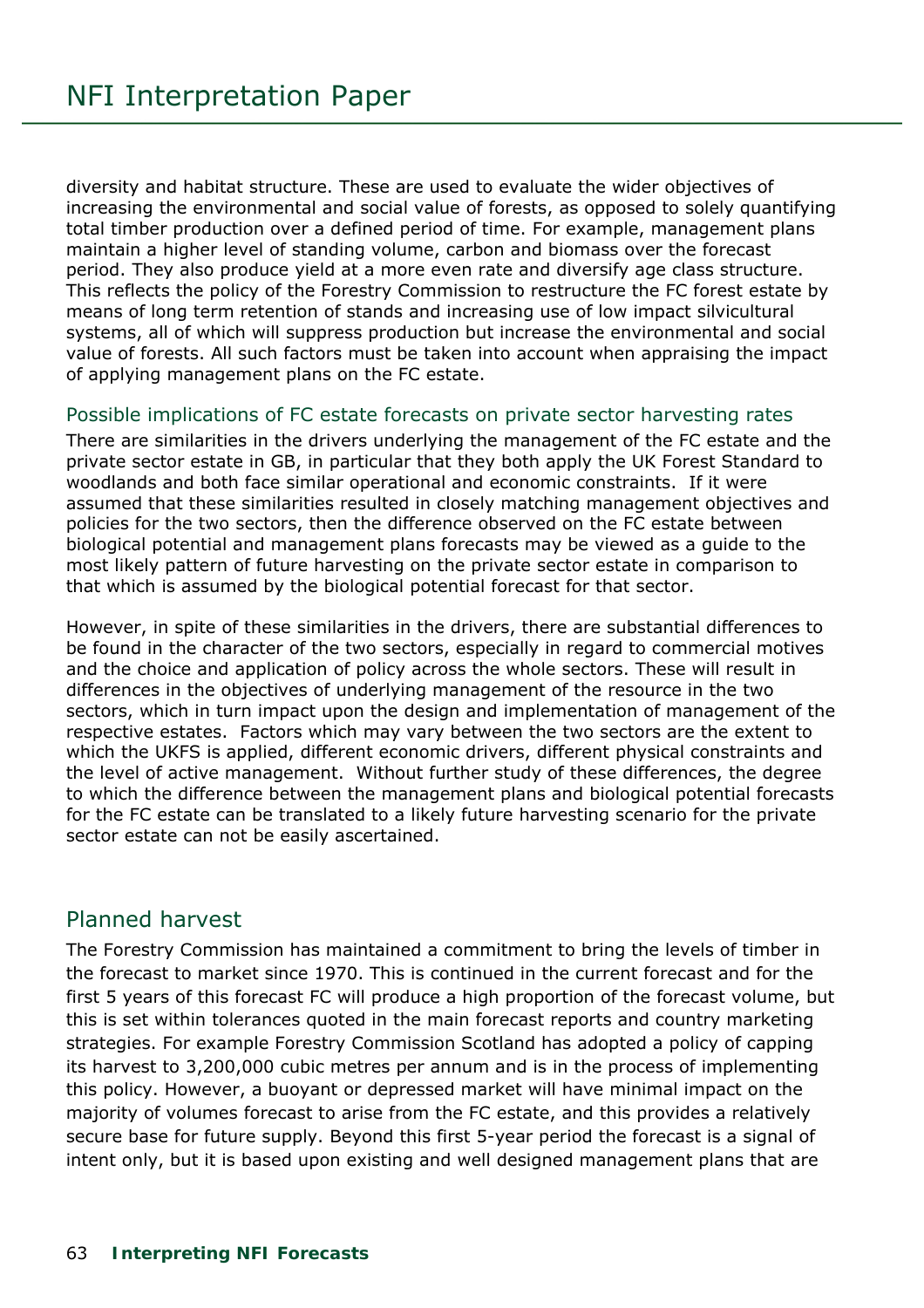diversity and habitat structure. These are used to evaluate the wider objectives of increasing the environmental and social value of forests, as opposed to solely quantifying total timber production over a defined period of time. For example, management plans maintain a higher level of standing volume, carbon and biomass over the forecast period. They also produce yield at a more even rate and diversify age class structure. This reflects the policy of the Forestry Commission to restructure the FC forest estate by means of long term retention of stands and increasing use of low impact silvicultural systems, all of which will suppress production but increase the environmental and social value of forests. All such factors must be taken into account when appraising the impact of applying management plans on the FC estate.

### Possible implications of FC estate forecasts on private sector harvesting rates

There are similarities in the drivers underlying the management of the FC estate and the private sector estate in GB, in particular that they both apply the UK Forest Standard to woodlands and both face similar operational and economic constraints. If it were assumed that these similarities resulted in closely matching management objectives and policies for the two sectors, then the difference observed on the FC estate between biological potential and management plans forecasts may be viewed as a guide to the most likely pattern of future harvesting on the private sector estate in comparison to that which is assumed by the biological potential forecast for that sector.

However, in spite of these similarities in the drivers, there are substantial differences to be found in the character of the two sectors, especially in regard to commercial motives and the choice and application of policy across the whole sectors. These will result in differences in the objectives of underlying management of the resource in the two sectors, which in turn impact upon the design and implementation of management of the respective estates. Factors which may vary between the two sectors are the extent to which the UKFS is applied, different economic drivers, different physical constraints and the level of active management. Without further study of these differences, the degree to which the difference between the management plans and biological potential forecasts for the FC estate can be translated to a likely future harvesting scenario for the private sector estate can not be easily ascertained.

## Planned harvest

The Forestry Commission has maintained a commitment to bring the levels of timber in the forecast to market since 1970. This is continued in the current forecast and for the first 5 years of this forecast FC will produce a high proportion of the forecast volume, but this is set within tolerances quoted in the main forecast reports and country marketing strategies. For example Forestry Commission Scotland has adopted a policy of capping its harvest to 3,200,000 cubic metres per annum and is in the process of implementing this policy. However, a buoyant or depressed market will have minimal impact on the majority of volumes forecast to arise from the FC estate, and this provides a relatively secure base for future supply. Beyond this first 5-year period the forecast is a signal of intent only, but it is based upon existing and well designed management plans that are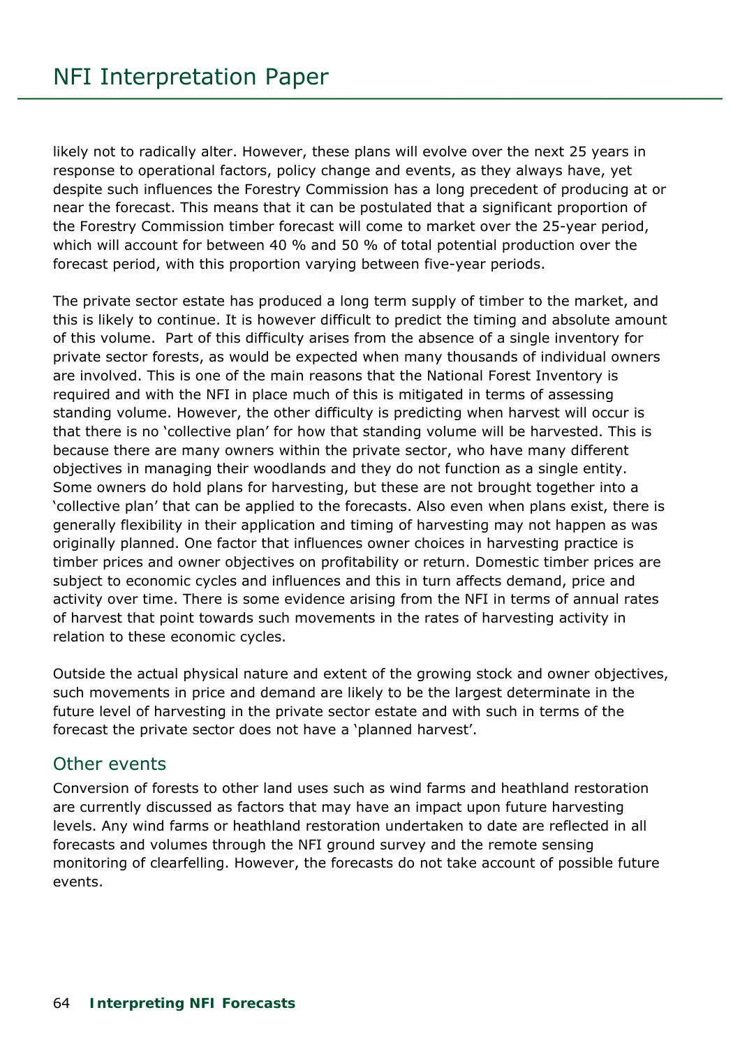likely not to radically alter. However, these plans will evolve over the next 25 years in response to operational factors, policy change and events, as they always have, yet despite such influences the Forestry Commission has a long precedent of producing at or near the forecast. This means that it can be postulated that a significant proportion of the Forestry Commission timber forecast will come to market over the 25-year period, which will account for between 40 % and 50 % of total potential production over the forecast period, with this proportion varying between five-year periods.

The private sector estate has produced a long term supply of timber to the market, and this is likely to continue. It is however difficult to predict the timing and absolute amount of this volume. Part of this difficulty arises from the absence of a single inventory for private sector forests, as would be expected when many thousands of individual owners are involved. This is one of the main reasons that the National Forest Inventory is required and with the NFI in place much of this is mitigated in terms of assessing standing volume. However, the other difficulty is predicting when harvest will occur is that there is no 'collective plan' for how that standing volume will be harvested. This is because there are many owners within the private sector, who have many different objectives in managing their woodlands and they do not function as a single entity. Some owners do hold plans for harvesting, but these are not brought together into a 'collective plan' that can be applied to the forecasts. Also even when plans exist, there is generally flexibility in their application and timing of harvesting may not happen as was originally planned. One factor that influences owner choices in harvesting practice is timber prices and owner objectives on profitability or return. Domestic timber prices are subject to economic cycles and influences and this in turn affects demand, price and activity over time. There is some evidence arising from the NFI in terms of annual rates of harvest that point towards such movements in the rates of harvesting activity in relation to these economic cycles.

Outside the actual physical nature and extent of the growing stock and owner objectives, such movements in price and demand are likely to be the largest determinate in the future level of harvesting in the private sector estate and with such in terms of the forecast the private sector does not have a 'planned harvest'.

## Other events

Conversion of forests to other land uses such as wind farms and heathland restoration are currently discussed as factors that may have an impact upon future harvesting levels. Any wind farms or heathland restoration undertaken to date are reflected in all forecasts and volumes through the NFI ground survey and the remote sensing monitoring of clearfelling. However, the forecasts do not take account of possible future events.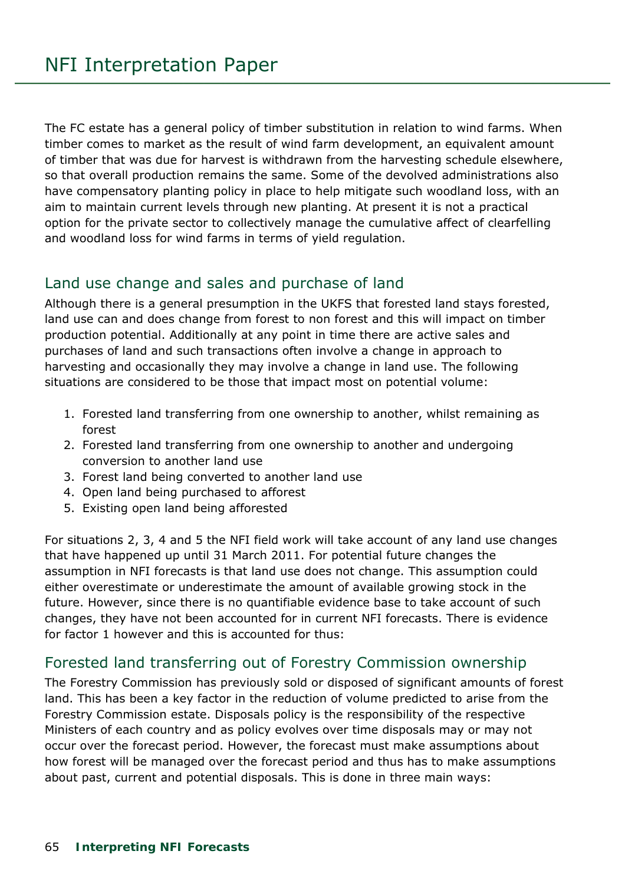The FC estate has a general policy of timber substitution in relation to wind farms. When timber comes to market as the result of wind farm development, an equivalent amount of timber that was due for harvest is withdrawn from the harvesting schedule elsewhere, so that overall production remains the same. Some of the devolved administrations also have compensatory planting policy in place to help mitigate such woodland loss, with an aim to maintain current levels through new planting. At present it is not a practical option for the private sector to collectively manage the cumulative affect of clearfelling and woodland loss for wind farms in terms of yield regulation.

## Land use change and sales and purchase of land

Although there is a general presumption in the UKFS that forested land stays forested, land use can and does change from forest to non forest and this will impact on timber production potential. Additionally at any point in time there are active sales and purchases of land and such transactions often involve a change in approach to harvesting and occasionally they may involve a change in land use. The following situations are considered to be those that impact most on potential volume:

1. Forested land transferring from one ownership to another, whilst remaining as forest
2. Forested land transferring from one ownership to another and undergoing conversion to another land use
3. Forest land being converted to another land use
4. Open land being purchased to afforest
5. Existing open land being afforested

For situations 2, 3, 4 and 5 the NFI field work will take account of any land use changes that have happened up until 31 March 2011. For potential future changes the assumption in NFI forecasts is that land use does not change. This assumption could either overestimate or underestimate the amount of available growing stock in the future. However, since there is no quantifiable evidence base to take account of such changes, they have not been accounted for in current NFI forecasts. There is evidence for factor 1 however and this is accounted for thus:

## Forested land transferring out of Forestry Commission ownership

The Forestry Commission has previously sold or disposed of significant amounts of forest land. This has been a key factor in the reduction of volume predicted to arise from the Forestry Commission estate. Disposals policy is the responsibility of the respective Ministers of each country and as policy evolves over time disposals may or may not occur over the forecast period. However, the forecast must make assumptions about how forest will be managed over the forecast period and thus has to make assumptions about past, current and potential disposals. This is done in three main ways: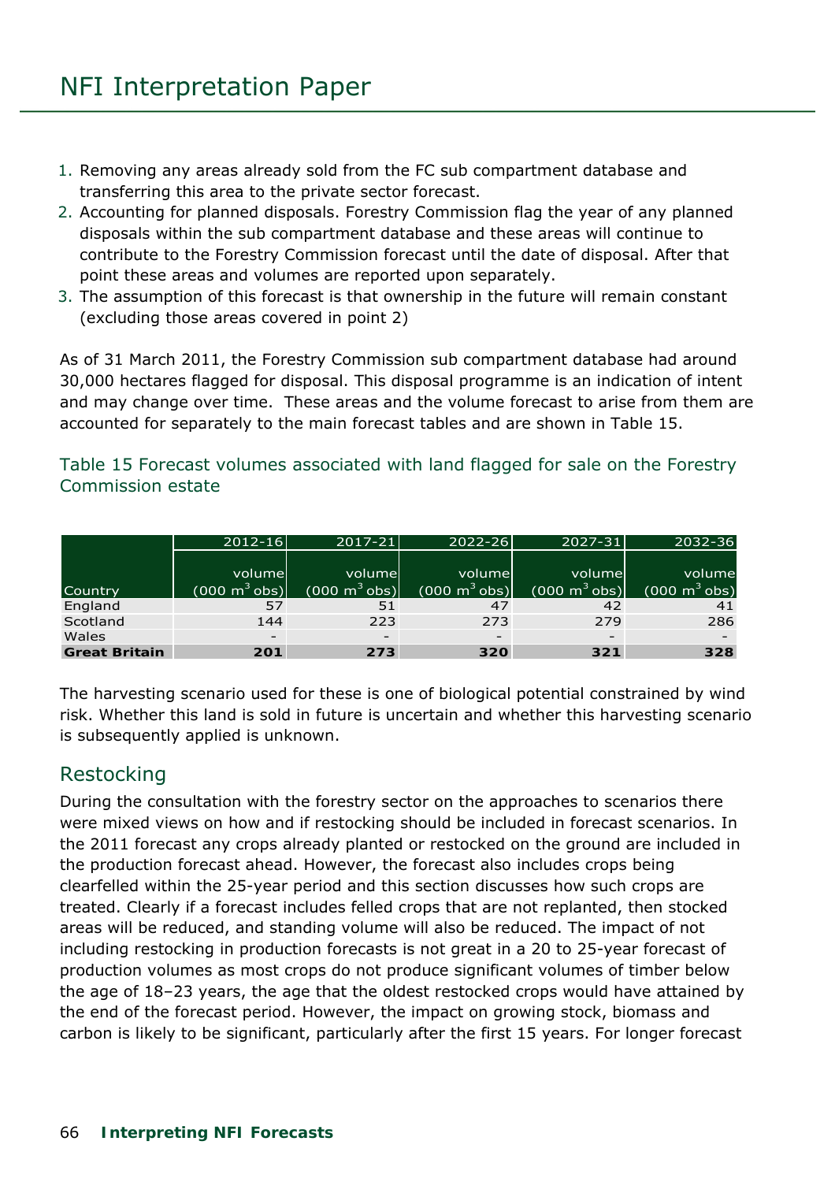1. Removing any areas already sold from the FC sub compartment database and transferring this area to the private sector forecast.
2. Accounting for planned disposals. Forestry Commission flag the year of any planned disposals within the sub compartment database and these areas will continue to contribute to the Forestry Commission forecast until the date of disposal. After that point these areas and volumes are reported upon separately.
3. The assumption of this forecast is that ownership in the future will remain constant (excluding those areas covered in point 2)

As of 31 March 2011, the Forestry Commission sub compartment database had around 30,000 hectares flagged for disposal. This disposal programme is an indication of intent and may change over time. These areas and the volume forecast to arise from them are accounted for separately to the main forecast tables and are shown in Table 15.

### Table 15 Forecast volumes associated with land flagged for sale on the Forestry Commission estate

| | 2012-16 | 2017-21 | 2022-26 | 2027-31 | 2032-36 |
|---|---|---|---|---|---|
| Country | volume (000 $m^3$ obs) | volume (000 $m^3$ obs) | volume (000 $m^3$ obs) | volume (000 $m^3$ obs) | volume (000 $m^3$ obs) |
| England | 57 | 51 | 47 | 42 | 41 |
| Scotland | 144 | 223 | 273 | 279 | 286 |
| Wales | - | - | - | - | - |
| **Great Britain** | **201** | **273** | **320** | **321** | **328** |

The harvesting scenario used for these is one of biological potential constrained by wind risk. Whether this land is sold in future is uncertain and whether this harvesting scenario is subsequently applied is unknown.

## Restocking

During the consultation with the forestry sector on the approaches to scenarios there were mixed views on how and if restocking should be included in forecast scenarios. In the 2011 forecast any crops already planted or restocked on the ground are included in the production forecast ahead. However, the forecast also includes crops being clearfelled within the 25-year period and this section discusses how such crops are treated. Clearly if a forecast includes felled crops that are not replanted, then stocked areas will be reduced, and standing volume will also be reduced. The impact of not including restocking in production forecasts is not great in a 20 to 25-year forecast of production volumes as most crops do not produce significant volumes of timber below the age of 18–23 years, the age that the oldest restocked crops would have attained by the end of the forecast period. However, the impact on growing stock, biomass and carbon is likely to be significant, particularly after the first 15 years. For longer forecast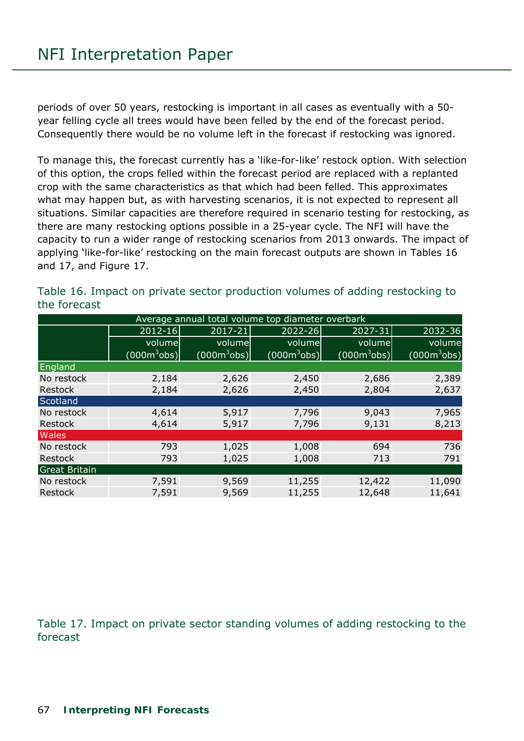periods of over 50 years, restocking is important in all cases as eventually with a 50-year felling cycle all trees would have been felled by the end of the forecast period. Consequently there would be no volume left in the forecast if restocking was ignored.

To manage this, the forecast currently has a 'like-for-like' restock option. With selection of this option, the crops felled within the forecast period are replaced with a replanted crop with the same characteristics as that which had been felled. This approximates what may happen but, as with harvesting scenarios, it is not expected to represent all situations. Similar capacities are therefore required in scenario testing for restocking, as there are many restocking options possible in a 25-year cycle. The NFI will have the capacity to run a wider range of restocking scenarios from 2013 onwards. The impact of applying 'like-for-like' restocking on the main forecast outputs are shown in Tables 16 and 17, and Figure 17.

## Table 16. Impact on private sector production volumes of adding restocking to the forecast

| | Average annual total volume top diameter overbark | | | | |
|---|---|---|---|---|---|
| | 2012-16 | 2017-21 | 2022-26 | 2027-31 | 2032-36 |
| | volume (000m$^3$obs) | volume (000m$^3$obs) | volume (000m$^3$obs) | volume (000m$^3$obs) | volume (000m$^3$obs) |
| **England** | | | | | |
| No restock | 2,184 | 2,626 | 2,450 | 2,686 | 2,389 |
| Restock | 2,184 | 2,626 | 2,450 | 2,804 | 2,637 |
| **Scotland** | | | | | |
| No restock | 4,614 | 5,917 | 7,796 | 9,043 | 7,965 |
| Restock | 4,614 | 5,917 | 7,796 | 9,131 | 8,213 |
| **Wales** | | | | | |
| No restock | 793 | 1,025 | 1,008 | 694 | 736 |
| Restock | 793 | 1,025 | 1,008 | 713 | 791 |
| **Great Britain** | | | | | |
| No restock | 7,591 | 9,569 | 11,255 | 12,422 | 11,090 |
| Restock | 7,591 | 9,569 | 11,255 | 12,648 | 11,641 |

## Table 17. Impact on private sector standing volumes of adding restocking to the forecast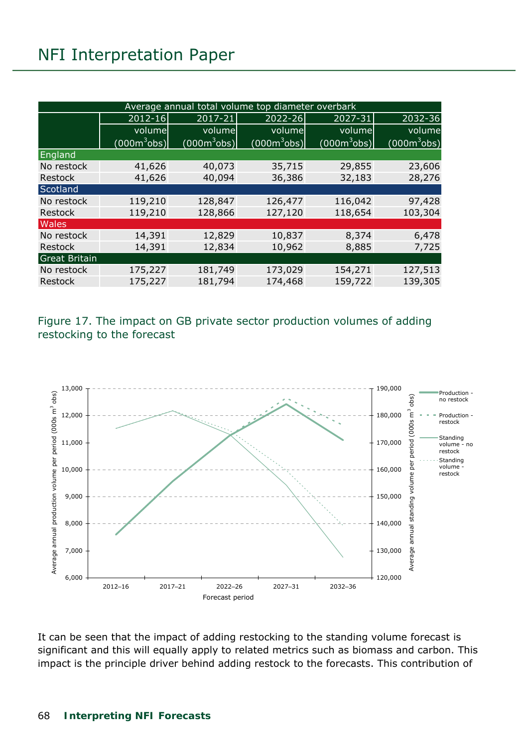| Average annual total volume top diameter overbark | | | | | |
|---|---|---|---|---|---|
| | 2012-16 | 2017-21 | 2022-26 | 2027-31 | 2032-36 |
| | volume (000m$^3$obs) | volume (000m$^3$obs) | volume (000m$^3$obs) | volume (000m$^3$obs) | volume (000m$^3$obs) |
| **England** | | | | | |
| No restock | 41,626 | 40,073 | 35,715 | 29,855 | 23,606 |
| Restock | 41,626 | 40,094 | 36,386 | 32,183 | 28,276 |
| **Scotland** | | | | | |
| No restock | 119,210 | 128,847 | 126,477 | 116,042 | 97,428 |
| Restock | 119,210 | 128,866 | 127,120 | 118,654 | 103,304 |
| **Wales** | | | | | |
| No restock | 14,391 | 12,829 | 10,837 | 8,374 | 6,478 |
| Restock | 14,391 | 12,834 | 10,962 | 8,885 | 7,725 |
| **Great Britain** | | | | | |
| No restock | 175,227 | 181,749 | 173,029 | 154,271 | 127,513 |
| Restock | 175,227 | 181,794 | 174,468 | 159,722 | 139,305 |

Figure 17. The impact on GB private sector production volumes of adding restocking to the forecast

It can be seen that the impact of adding restocking to the standing volume forecast is significant and this will equally apply to related metrics such as biomass and carbon. This impact is the principle driver behind adding restock to the forecasts. This contribution of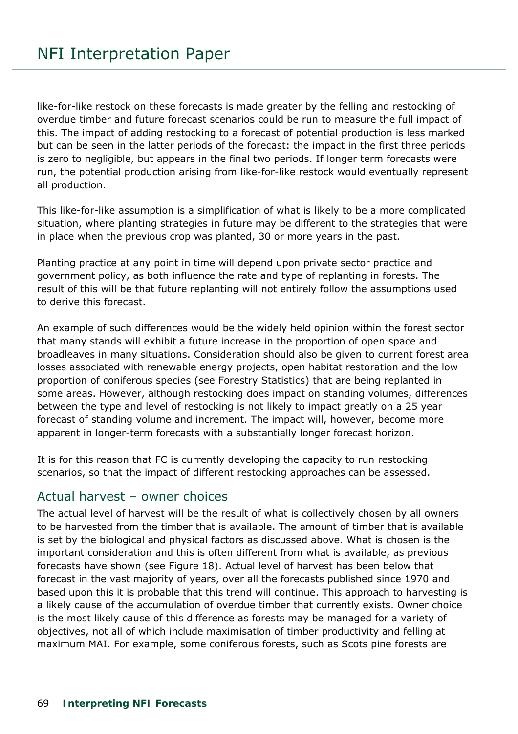like-for-like restock on these forecasts is made greater by the felling and restocking of overdue timber and future forecast scenarios could be run to measure the full impact of this. The impact of adding restocking to a forecast of potential production is less marked but can be seen in the latter periods of the forecast: the impact in the first three periods is zero to negligible, but appears in the final two periods. If longer term forecasts were run, the potential production arising from like-for-like restock would eventually represent all production.

This like-for-like assumption is a simplification of what is likely to be a more complicated situation, where planting strategies in future may be different to the strategies that were in place when the previous crop was planted, 30 or more years in the past.

Planting practice at any point in time will depend upon private sector practice and government policy, as both influence the rate and type of replanting in forests. The result of this will be that future replanting will not entirely follow the assumptions used to derive this forecast.

An example of such differences would be the widely held opinion within the forest sector that many stands will exhibit a future increase in the proportion of open space and broadleaves in many situations. Consideration should also be given to current forest area losses associated with renewable energy projects, open habitat restoration and the low proportion of coniferous species (see Forestry Statistics) that are being replanted in some areas. However, although restocking does impact on standing volumes, differences between the type and level of restocking is not likely to impact greatly on a 25 year forecast of standing volume and increment. The impact will, however, become more apparent in longer-term forecasts with a substantially longer forecast horizon.

It is for this reason that FC is currently developing the capacity to run restocking scenarios, so that the impact of different restocking approaches can be assessed.

## Actual harvest – owner choices

The actual level of harvest will be the result of what is collectively chosen by all owners to be harvested from the timber that is available. The amount of timber that is available is set by the biological and physical factors as discussed above. What is chosen is the important consideration and this is often different from what is available, as previous forecasts have shown (see Figure 18). Actual level of harvest has been below that forecast in the vast majority of years, over all the forecasts published since 1970 and based upon this it is probable that this trend will continue. This approach to harvesting is a likely cause of the accumulation of overdue timber that currently exists. Owner choice is the most likely cause of this difference as forests may be managed for a variety of objectives, not all of which include maximisation of timber productivity and felling at maximum MAI. For example, some coniferous forests, such as Scots pine forests are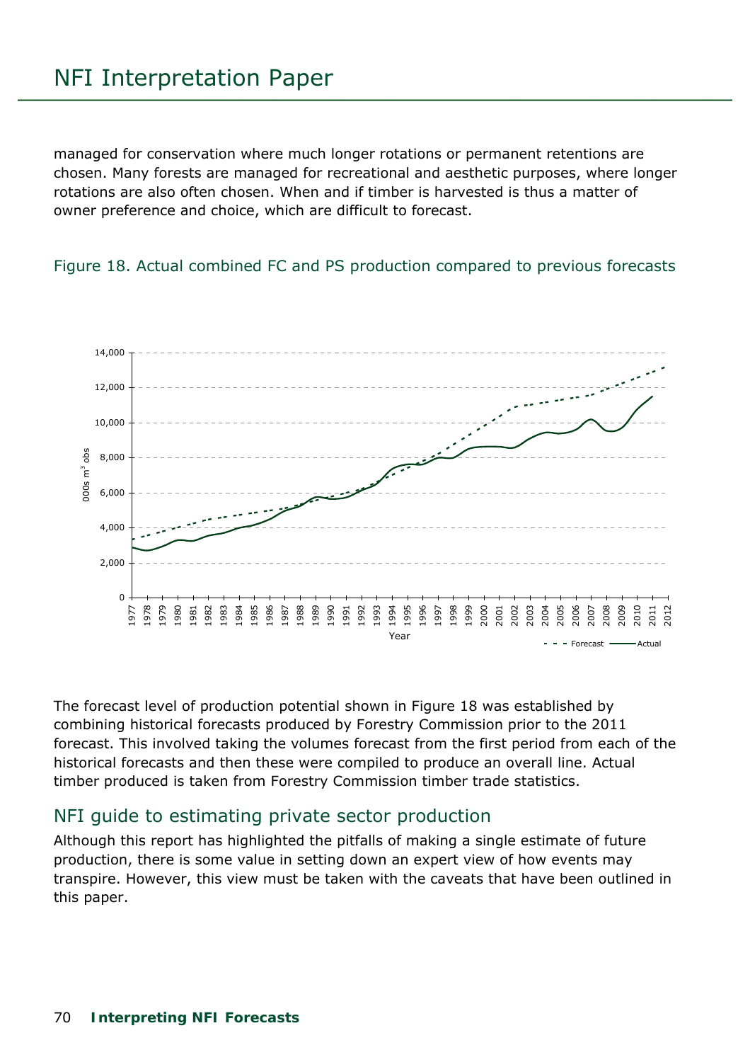managed for conservation where much longer rotations or permanent retentions are chosen. Many forests are managed for recreational and aesthetic purposes, where longer rotations are also often chosen. When and if timber is harvested is thus a matter of owner preference and choice, which are difficult to forecast.

Figure 18. Actual combined FC and PS production compared to previous forecasts

The forecast level of production potential shown in Figure 18 was established by combining historical forecasts produced by Forestry Commission prior to the 2011 forecast. This involved taking the volumes forecast from the first period from each of the historical forecasts and then these were compiled to produce an overall line. Actual timber produced is taken from Forestry Commission timber trade statistics.

## NFI guide to estimating private sector production

Although this report has highlighted the pitfalls of making a single estimate of future production, there is some value in setting down an expert view of how events may transpire. However, this view must be taken with the caveats that have been outlined in this paper.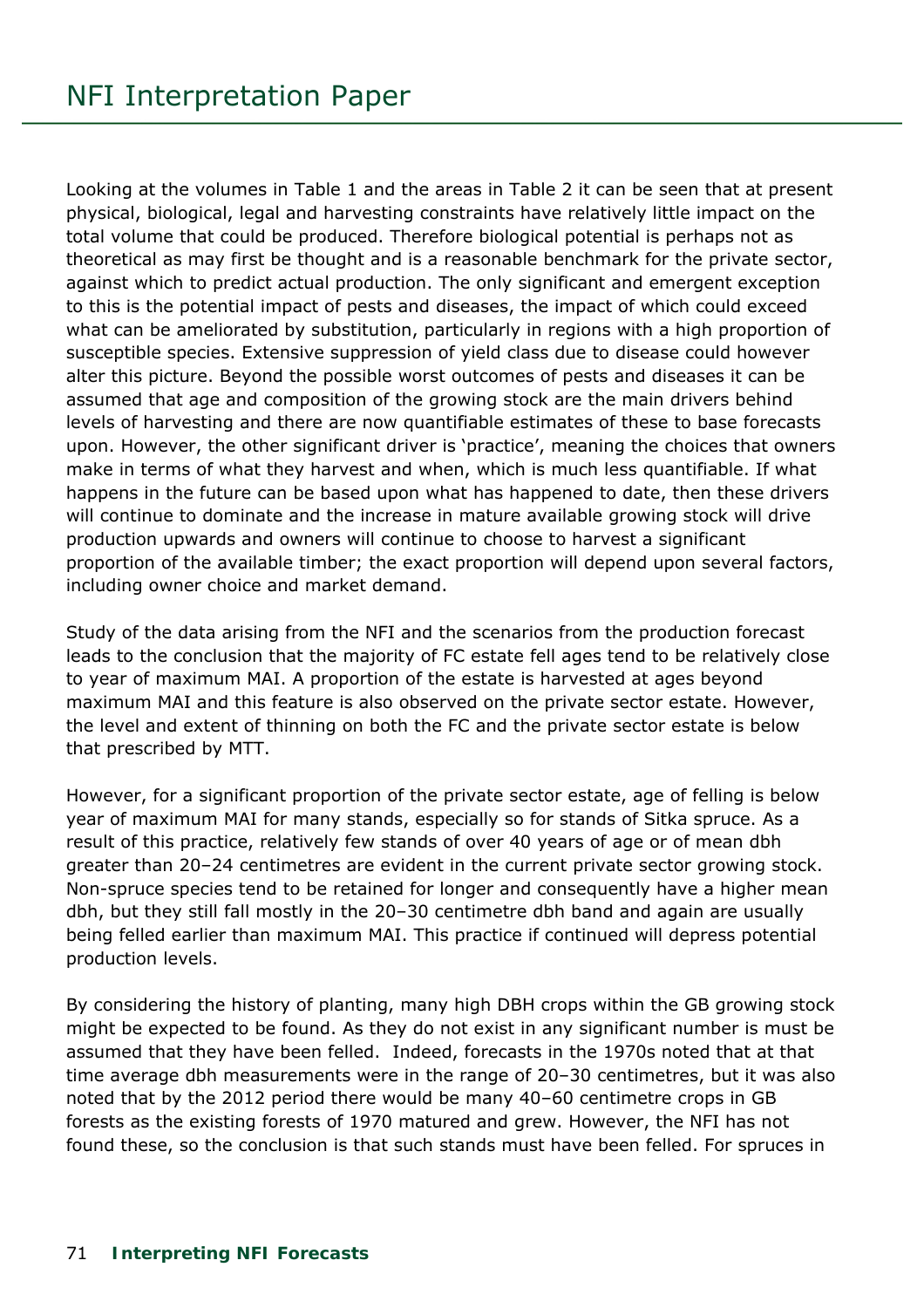Looking at the volumes in Table 1 and the areas in Table 2 it can be seen that at present physical, biological, legal and harvesting constraints have relatively little impact on the total volume that could be produced. Therefore biological potential is perhaps not as theoretical as may first be thought and is a reasonable benchmark for the private sector, against which to predict actual production. The only significant and emergent exception to this is the potential impact of pests and diseases, the impact of which could exceed what can be ameliorated by substitution, particularly in regions with a high proportion of susceptible species. Extensive suppression of yield class due to disease could however alter this picture. Beyond the possible worst outcomes of pests and diseases it can be assumed that age and composition of the growing stock are the main drivers behind levels of harvesting and there are now quantifiable estimates of these to base forecasts upon. However, the other significant driver is 'practice', meaning the choices that owners make in terms of what they harvest and when, which is much less quantifiable. If what happens in the future can be based upon what has happened to date, then these drivers will continue to dominate and the increase in mature available growing stock will drive production upwards and owners will continue to choose to harvest a significant proportion of the available timber; the exact proportion will depend upon several factors, including owner choice and market demand.

Study of the data arising from the NFI and the scenarios from the production forecast leads to the conclusion that the majority of FC estate fell ages tend to be relatively close to year of maximum MAI. A proportion of the estate is harvested at ages beyond maximum MAI and this feature is also observed on the private sector estate. However, the level and extent of thinning on both the FC and the private sector estate is below that prescribed by MTT.

However, for a significant proportion of the private sector estate, age of felling is below year of maximum MAI for many stands, especially so for stands of Sitka spruce. As a result of this practice, relatively few stands of over 40 years of age or of mean dbh greater than 20–24 centimetres are evident in the current private sector growing stock. Non-spruce species tend to be retained for longer and consequently have a higher mean dbh, but they still fall mostly in the 20–30 centimetre dbh band and again are usually being felled earlier than maximum MAI. This practice if continued will depress potential production levels.

By considering the history of planting, many high DBH crops within the GB growing stock might be expected to be found. As they do not exist in any significant number is must be assumed that they have been felled. Indeed, forecasts in the 1970s noted that at that time average dbh measurements were in the range of 20–30 centimetres, but it was also noted that by the 2012 period there would be many 40–60 centimetre crops in GB forests as the existing forests of 1970 matured and grew. However, the NFI has not found these, so the conclusion is that such stands must have been felled. For spruces in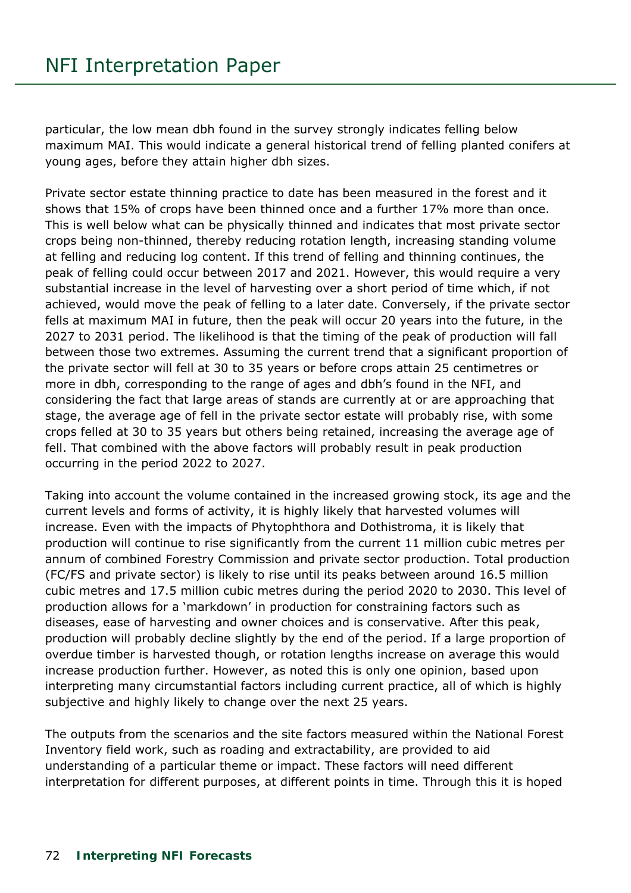particular, the low mean dbh found in the survey strongly indicates felling below maximum MAI. This would indicate a general historical trend of felling planted conifers at young ages, before they attain higher dbh sizes.

Private sector estate thinning practice to date has been measured in the forest and it shows that 15% of crops have been thinned once and a further 17% more than once. This is well below what can be physically thinned and indicates that most private sector crops being non-thinned, thereby reducing rotation length, increasing standing volume at felling and reducing log content. If this trend of felling and thinning continues, the peak of felling could occur between 2017 and 2021. However, this would require a very substantial increase in the level of harvesting over a short period of time which, if not achieved, would move the peak of felling to a later date. Conversely, if the private sector fells at maximum MAI in future, then the peak will occur 20 years into the future, in the 2027 to 2031 period. The likelihood is that the timing of the peak of production will fall between those two extremes. Assuming the current trend that a significant proportion of the private sector will fell at 30 to 35 years or before crops attain 25 centimetres or more in dbh, corresponding to the range of ages and dbh's found in the NFI, and considering the fact that large areas of stands are currently at or are approaching that stage, the average age of fell in the private sector estate will probably rise, with some crops felled at 30 to 35 years but others being retained, increasing the average age of fell. That combined with the above factors will probably result in peak production occurring in the period 2022 to 2027.

Taking into account the volume contained in the increased growing stock, its age and the current levels and forms of activity, it is highly likely that harvested volumes will increase. Even with the impacts of Phytophthora and Dothistroma, it is likely that production will continue to rise significantly from the current 11 million cubic metres per annum of combined Forestry Commission and private sector production. Total production (FC/FS and private sector) is likely to rise until its peaks between around 16.5 million cubic metres and 17.5 million cubic metres during the period 2020 to 2030. This level of production allows for a 'markdown' in production for constraining factors such as diseases, ease of harvesting and owner choices and is conservative. After this peak, production will probably decline slightly by the end of the period. If a large proportion of overdue timber is harvested though, or rotation lengths increase on average this would increase production further. However, as noted this is only one opinion, based upon interpreting many circumstantial factors including current practice, all of which is highly subjective and highly likely to change over the next 25 years.

The outputs from the scenarios and the site factors measured within the National Forest Inventory field work, such as roading and extractability, are provided to aid understanding of a particular theme or impact. These factors will need different interpretation for different purposes, at different points in time. Through this it is hoped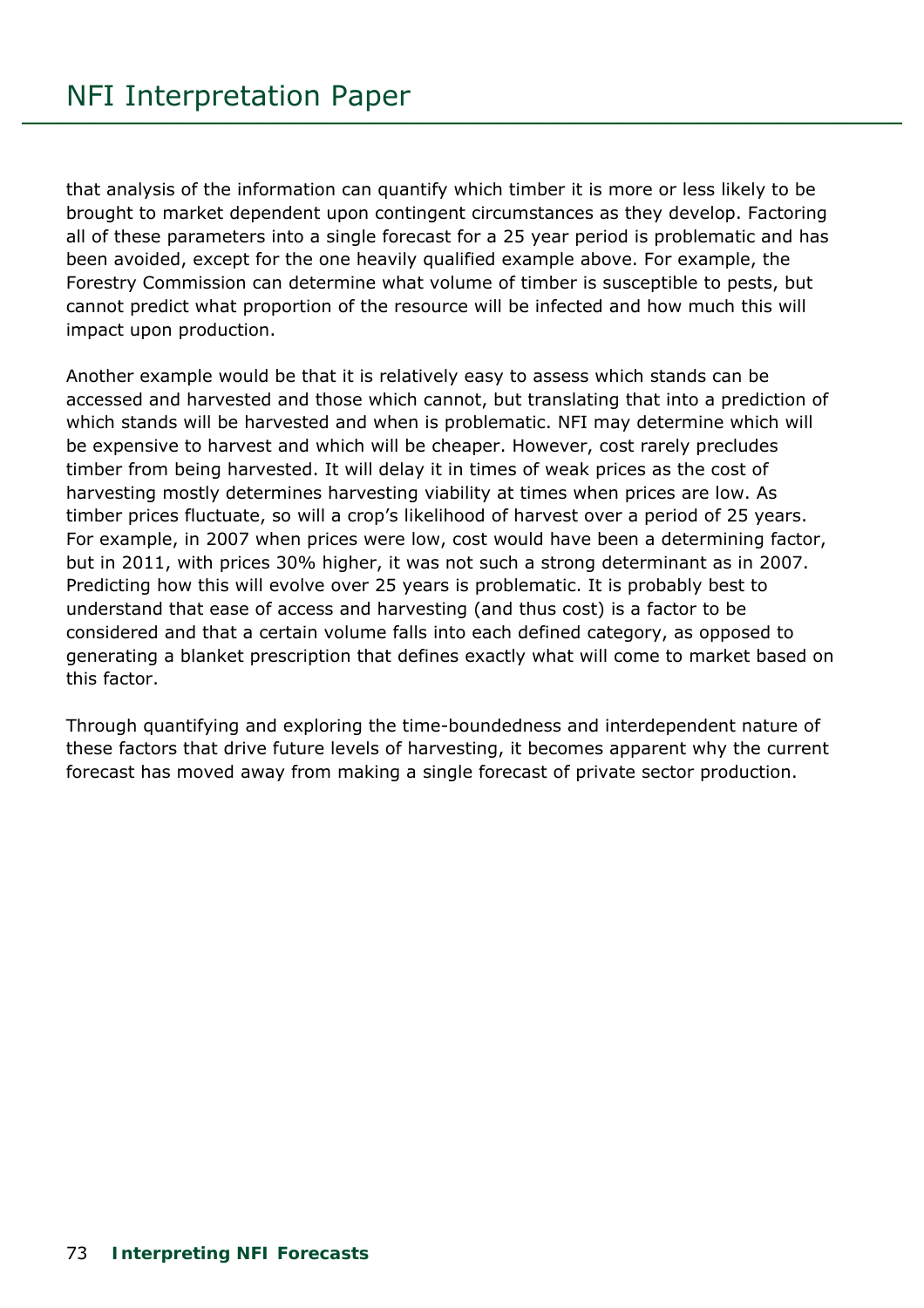that analysis of the information can quantify which timber it is more or less likely to be brought to market dependent upon contingent circumstances as they develop. Factoring all of these parameters into a single forecast for a 25 year period is problematic and has been avoided, except for the one heavily qualified example above. For example, the Forestry Commission can determine what volume of timber is susceptible to pests, but cannot predict what proportion of the resource will be infected and how much this will impact upon production.

Another example would be that it is relatively easy to assess which stands can be accessed and harvested and those which cannot, but translating that into a prediction of which stands will be harvested and when is problematic. NFI may determine which will be expensive to harvest and which will be cheaper. However, cost rarely precludes timber from being harvested. It will delay it in times of weak prices as the cost of harvesting mostly determines harvesting viability at times when prices are low. As timber prices fluctuate, so will a crop's likelihood of harvest over a period of 25 years. For example, in 2007 when prices were low, cost would have been a determining factor, but in 2011, with prices 30% higher, it was not such a strong determinant as in 2007. Predicting how this will evolve over 25 years is problematic. It is probably best to understand that ease of access and harvesting (and thus cost) is a factor to be considered and that a certain volume falls into each defined category, as opposed to generating a blanket prescription that defines exactly what will come to market based on this factor.

Through quantifying and exploring the time-boundedness and interdependent nature of these factors that drive future levels of harvesting, it becomes apparent why the current forecast has moved away from making a single forecast of private sector production.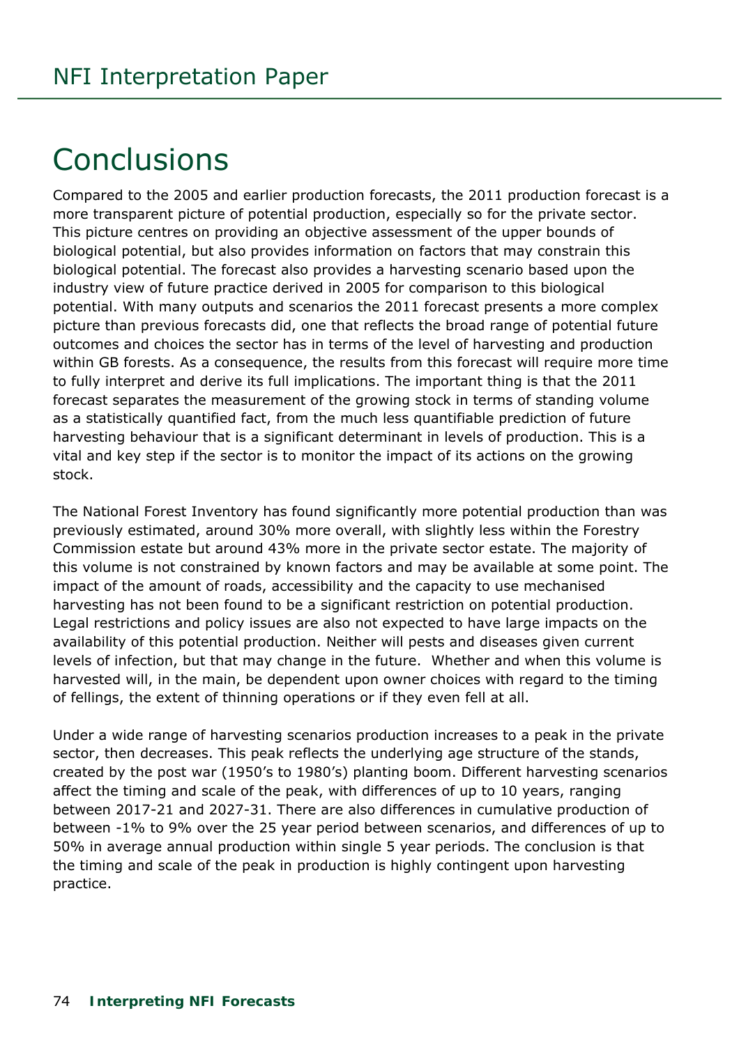# Conclusions

Compared to the 2005 and earlier production forecasts, the 2011 production forecast is a more transparent picture of potential production, especially so for the private sector. This picture centres on providing an objective assessment of the upper bounds of biological potential, but also provides information on factors that may constrain this biological potential. The forecast also provides a harvesting scenario based upon the industry view of future practice derived in 2005 for comparison to this biological potential. With many outputs and scenarios the 2011 forecast presents a more complex picture than previous forecasts did, one that reflects the broad range of potential future outcomes and choices the sector has in terms of the level of harvesting and production within GB forests. As a consequence, the results from this forecast will require more time to fully interpret and derive its full implications. The important thing is that the 2011 forecast separates the measurement of the growing stock in terms of standing volume as a statistically quantified fact, from the much less quantifiable prediction of future harvesting behaviour that is a significant determinant in levels of production. This is a vital and key step if the sector is to monitor the impact of its actions on the growing stock.

The National Forest Inventory has found significantly more potential production than was previously estimated, around 30% more overall, with slightly less within the Forestry Commission estate but around 43% more in the private sector estate. The majority of this volume is not constrained by known factors and may be available at some point. The impact of the amount of roads, accessibility and the capacity to use mechanised harvesting has not been found to be a significant restriction on potential production. Legal restrictions and policy issues are also not expected to have large impacts on the availability of this potential production. Neither will pests and diseases given current levels of infection, but that may change in the future. Whether and when this volume is harvested will, in the main, be dependent upon owner choices with regard to the timing of fellings, the extent of thinning operations or if they even fell at all.

Under a wide range of harvesting scenarios production increases to a peak in the private sector, then decreases. This peak reflects the underlying age structure of the stands, created by the post war (1950's to 1980's) planting boom. Different harvesting scenarios affect the timing and scale of the peak, with differences of up to 10 years, ranging between 2017-21 and 2027-31. There are also differences in cumulative production of between -1% to 9% over the 25 year period between scenarios, and differences of up to 50% in average annual production within single 5 year periods. The conclusion is that the timing and scale of the peak in production is highly contingent upon harvesting practice.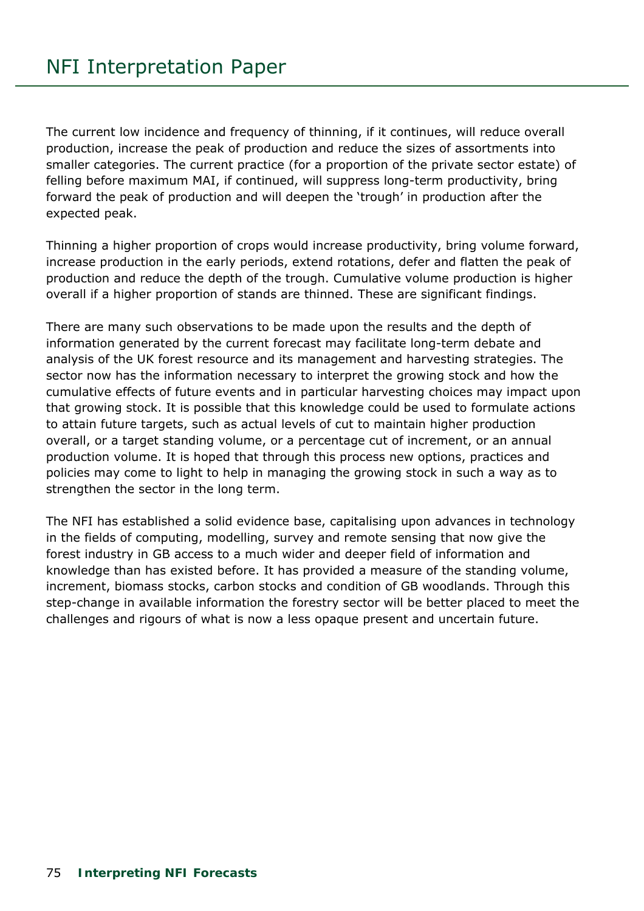The current low incidence and frequency of thinning, if it continues, will reduce overall production, increase the peak of production and reduce the sizes of assortments into smaller categories. The current practice (for a proportion of the private sector estate) of felling before maximum MAI, if continued, will suppress long-term productivity, bring forward the peak of production and will deepen the 'trough' in production after the expected peak.

Thinning a higher proportion of crops would increase productivity, bring volume forward, increase production in the early periods, extend rotations, defer and flatten the peak of production and reduce the depth of the trough. Cumulative volume production is higher overall if a higher proportion of stands are thinned. These are significant findings.

There are many such observations to be made upon the results and the depth of information generated by the current forecast may facilitate long-term debate and analysis of the UK forest resource and its management and harvesting strategies. The sector now has the information necessary to interpret the growing stock and how the cumulative effects of future events and in particular harvesting choices may impact upon that growing stock. It is possible that this knowledge could be used to formulate actions to attain future targets, such as actual levels of cut to maintain higher production overall, or a target standing volume, or a percentage cut of increment, or an annual production volume. It is hoped that through this process new options, practices and policies may come to light to help in managing the growing stock in such a way as to strengthen the sector in the long term.

The NFI has established a solid evidence base, capitalising upon advances in technology in the fields of computing, modelling, survey and remote sensing that now give the forest industry in GB access to a much wider and deeper field of information and knowledge than has existed before. It has provided a measure of the standing volume, increment, biomass stocks, carbon stocks and condition of GB woodlands. Through this step-change in available information the forestry sector will be better placed to meet the challenges and rigours of what is now a less opaque present and uncertain future.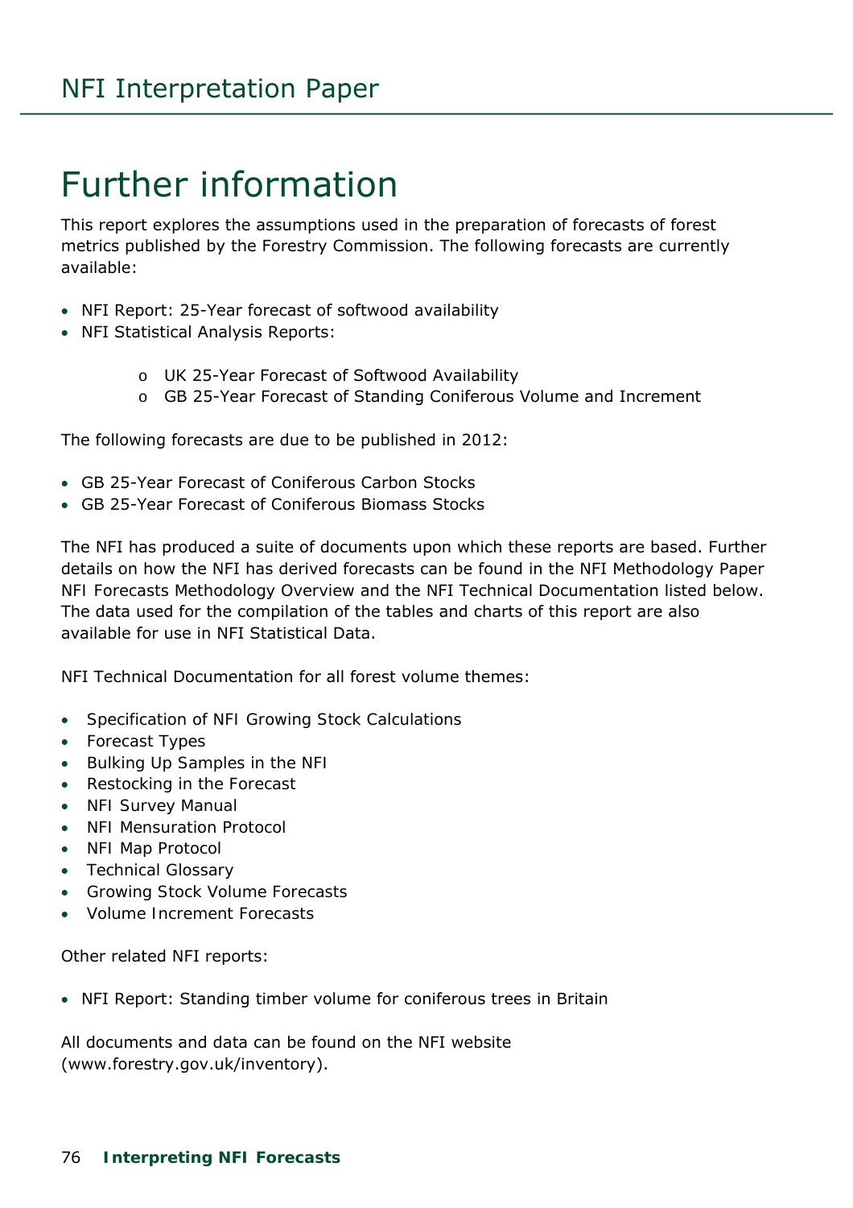# Further information

This report explores the assumptions used in the preparation of forecasts of forest metrics published by the Forestry Commission. The following forecasts are currently available:

- NFI Report: 25-Year forecast of softwood availability
- NFI Statistical Analysis Reports:
    - UK 25-Year Forecast of Softwood Availability
    - GB 25-Year Forecast of Standing Coniferous Volume and Increment

The following forecasts are due to be published in 2012:

- GB 25-Year Forecast of Coniferous Carbon Stocks
- GB 25-Year Forecast of Coniferous Biomass Stocks

The NFI has produced a suite of documents upon which these reports are based. Further details on how the NFI has derived forecasts can be found in the NFI Methodology Paper NFI Forecasts Methodology Overview and the NFI Technical Documentation listed below. The data used for the compilation of the tables and charts of this report are also available for use in NFI Statistical Data.

NFI Technical Documentation for all forest volume themes:

- Specification of NFI Growing Stock Calculations
- Forecast Types
- Bulking Up Samples in the NFI
- Restocking in the Forecast
- NFI Survey Manual
- NFI Mensuration Protocol
- NFI Map Protocol
- Technical Glossary
- Growing Stock Volume Forecasts
- Volume Increment Forecasts

Other related NFI reports:

- NFI Report: Standing timber volume for coniferous trees in Britain

All documents and data can be found on the NFI website (www.forestry.gov.uk/inventory).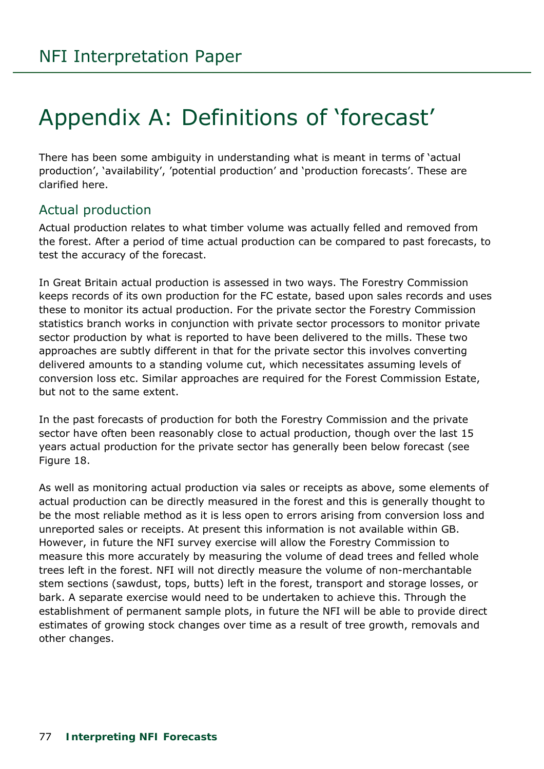# Appendix A: Definitions of 'forecast'

There has been some ambiguity in understanding what is meant in terms of 'actual production', 'availability', 'potential production' and 'production forecasts'. These are clarified here.

## Actual production

Actual production relates to what timber volume was actually felled and removed from the forest. After a period of time actual production can be compared to past forecasts, to test the accuracy of the forecast.

In Great Britain actual production is assessed in two ways. The Forestry Commission keeps records of its own production for the FC estate, based upon sales records and uses these to monitor its actual production. For the private sector the Forestry Commission statistics branch works in conjunction with private sector processors to monitor private sector production by what is reported to have been delivered to the mills. These two approaches are subtly different in that for the private sector this involves converting delivered amounts to a standing volume cut, which necessitates assuming levels of conversion loss etc. Similar approaches are required for the Forest Commission Estate, but not to the same extent.

In the past forecasts of production for both the Forestry Commission and the private sector have often been reasonably close to actual production, though over the last 15 years actual production for the private sector has generally been below forecast (see Figure 18.

As well as monitoring actual production via sales or receipts as above, some elements of actual production can be directly measured in the forest and this is generally thought to be the most reliable method as it is less open to errors arising from conversion loss and unreported sales or receipts. At present this information is not available within GB. However, in future the NFI survey exercise will allow the Forestry Commission to measure this more accurately by measuring the volume of dead trees and felled whole trees left in the forest. NFI will not directly measure the volume of non-merchantable stem sections (sawdust, tops, butts) left in the forest, transport and storage losses, or bark. A separate exercise would need to be undertaken to achieve this. Through the establishment of permanent sample plots, in future the NFI will be able to provide direct estimates of growing stock changes over time as a result of tree growth, removals and other changes.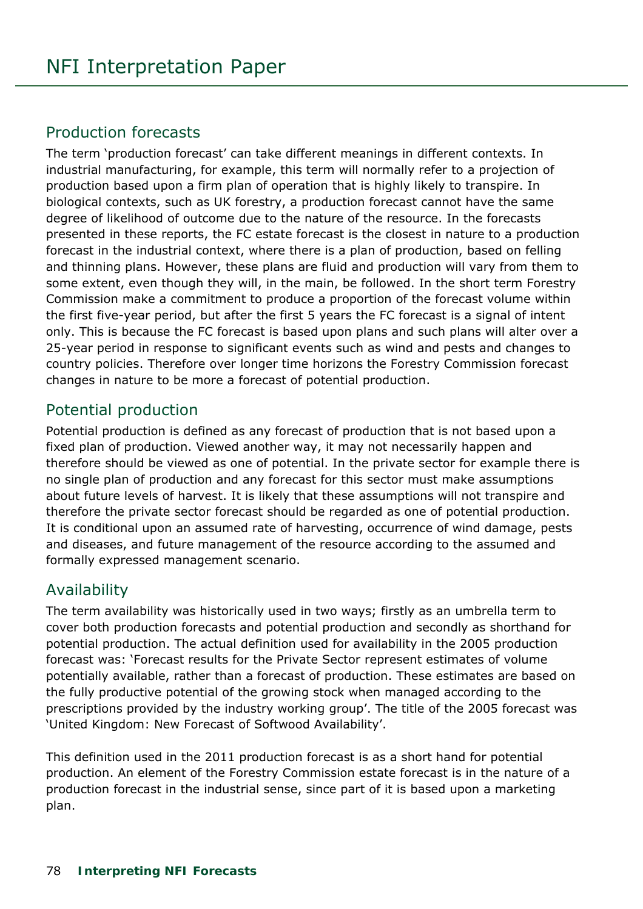## Production forecasts

The term 'production forecast' can take different meanings in different contexts. In industrial manufacturing, for example, this term will normally refer to a projection of production based upon a firm plan of operation that is highly likely to transpire. In biological contexts, such as UK forestry, a production forecast cannot have the same degree of likelihood of outcome due to the nature of the resource. In the forecasts presented in these reports, the FC estate forecast is the closest in nature to a production forecast in the industrial context, where there is a plan of production, based on felling and thinning plans. However, these plans are fluid and production will vary from them to some extent, even though they will, in the main, be followed. In the short term Forestry Commission make a commitment to produce a proportion of the forecast volume within the first five-year period, but after the first 5 years the FC forecast is a signal of intent only. This is because the FC forecast is based upon plans and such plans will alter over a 25-year period in response to significant events such as wind and pests and changes to country policies. Therefore over longer time horizons the Forestry Commission forecast changes in nature to be more a forecast of potential production.

## Potential production

Potential production is defined as any forecast of production that is not based upon a fixed plan of production. Viewed another way, it may not necessarily happen and therefore should be viewed as one of potential. In the private sector for example there is no single plan of production and any forecast for this sector must make assumptions about future levels of harvest. It is likely that these assumptions will not transpire and therefore the private sector forecast should be regarded as one of potential production. It is conditional upon an assumed rate of harvesting, occurrence of wind damage, pests and diseases, and future management of the resource according to the assumed and formally expressed management scenario.

## Availability

The term availability was historically used in two ways; firstly as an umbrella term to cover both production forecasts and potential production and secondly as shorthand for potential production. The actual definition used for availability in the 2005 production forecast was: 'Forecast results for the Private Sector represent estimates of volume potentially available, rather than a forecast of production. These estimates are based on the fully productive potential of the growing stock when managed according to the prescriptions provided by the industry working group'. The title of the 2005 forecast was 'United Kingdom: New Forecast of Softwood Availability'.

This definition used in the 2011 production forecast is as a short hand for potential production. An element of the Forestry Commission estate forecast is in the nature of a production forecast in the industrial sense, since part of it is based upon a marketing plan.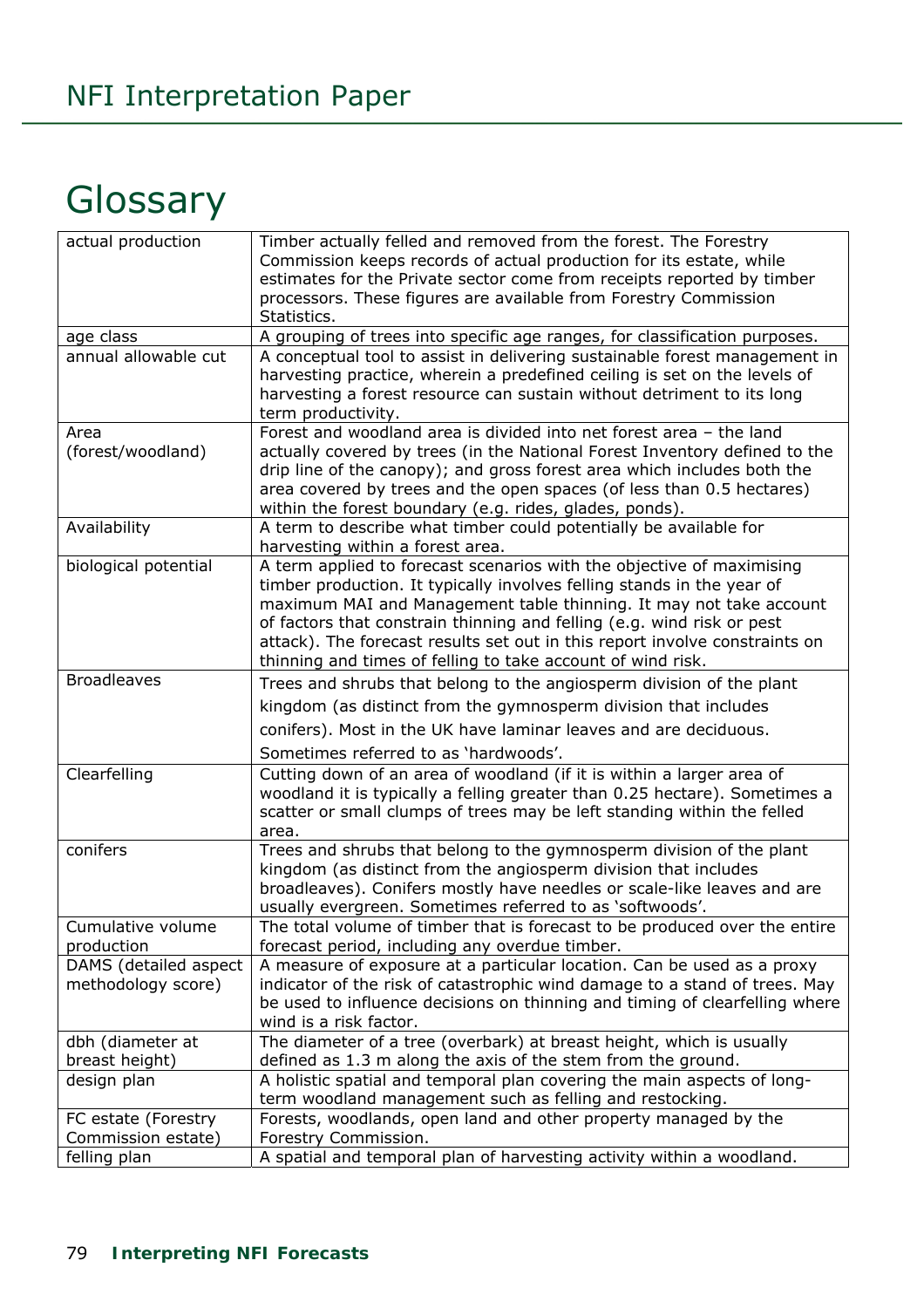# Glossary

| | |
|---|---|
| actual production | Timber actually felled and removed from the forest. The Forestry Commission keeps records of actual production for its estate, while estimates for the Private sector come from receipts reported by timber processors. These figures are available from Forestry Commission Statistics. |
| age class | A grouping of trees into specific age ranges, for classification purposes. |
| annual allowable cut | A conceptual tool to assist in delivering sustainable forest management in harvesting practice, wherein a predefined ceiling is set on the levels of harvesting a forest resource can sustain without detriment to its long term productivity. |
| Area (forest/woodland) | Forest and woodland area is divided into net forest area – the land actually covered by trees (in the National Forest Inventory defined to the drip line of the canopy); and gross forest area which includes both the area covered by trees and the open spaces (of less than 0.5 hectares) within the forest boundary (e.g. rides, glades, ponds). |
| Availability | A term to describe what timber could potentially be available for harvesting within a forest area. |
| biological potential | A term applied to forecast scenarios with the objective of maximising timber production. It typically involves felling stands in the year of maximum MAI and Management table thinning. It may not take account of factors that constrain thinning and felling (e.g. wind risk or pest attack). The forecast results set out in this report involve constraints on thinning and times of felling to take account of wind risk. |
| Broadleaves | Trees and shrubs that belong to the angiosperm division of the plant kingdom (as distinct from the gymnosperm division that includes conifers). Most in the UK have laminar leaves and are deciduous. Sometimes referred to as 'hardwoods'. |
| Clearfelling | Cutting down of an area of woodland (if it is within a larger area of woodland it is typically a felling greater than 0.25 hectare). Sometimes a scatter or small clumps of trees may be left standing within the felled area. |
| conifers | Trees and shrubs that belong to the gymnosperm division of the plant kingdom (as distinct from the angiosperm division that includes broadleaves). Conifers mostly have needles or scale-like leaves and are usually evergreen. Sometimes referred to as 'softwoods'. |
| Cumulative volume production | The total volume of timber that is forecast to be produced over the entire forecast period, including any overdue timber. |
| DAMS (detailed aspect methodology score) | A measure of exposure at a particular location. Can be used as a proxy indicator of the risk of catastrophic wind damage to a stand of trees. May be used to influence decisions on thinning and timing of clearfelling where wind is a risk factor. |
| dbh (diameter at breast height) | The diameter of a tree (overbark) at breast height, which is usually defined as 1.3 m along the axis of the stem from the ground. |
| design plan | A holistic spatial and temporal plan covering the main aspects of long-term woodland management such as felling and restocking. |
| FC estate (Forestry Commission estate) | Forests, woodlands, open land and other property managed by the Forestry Commission. |
| felling plan | A spatial and temporal plan of harvesting activity within a woodland. |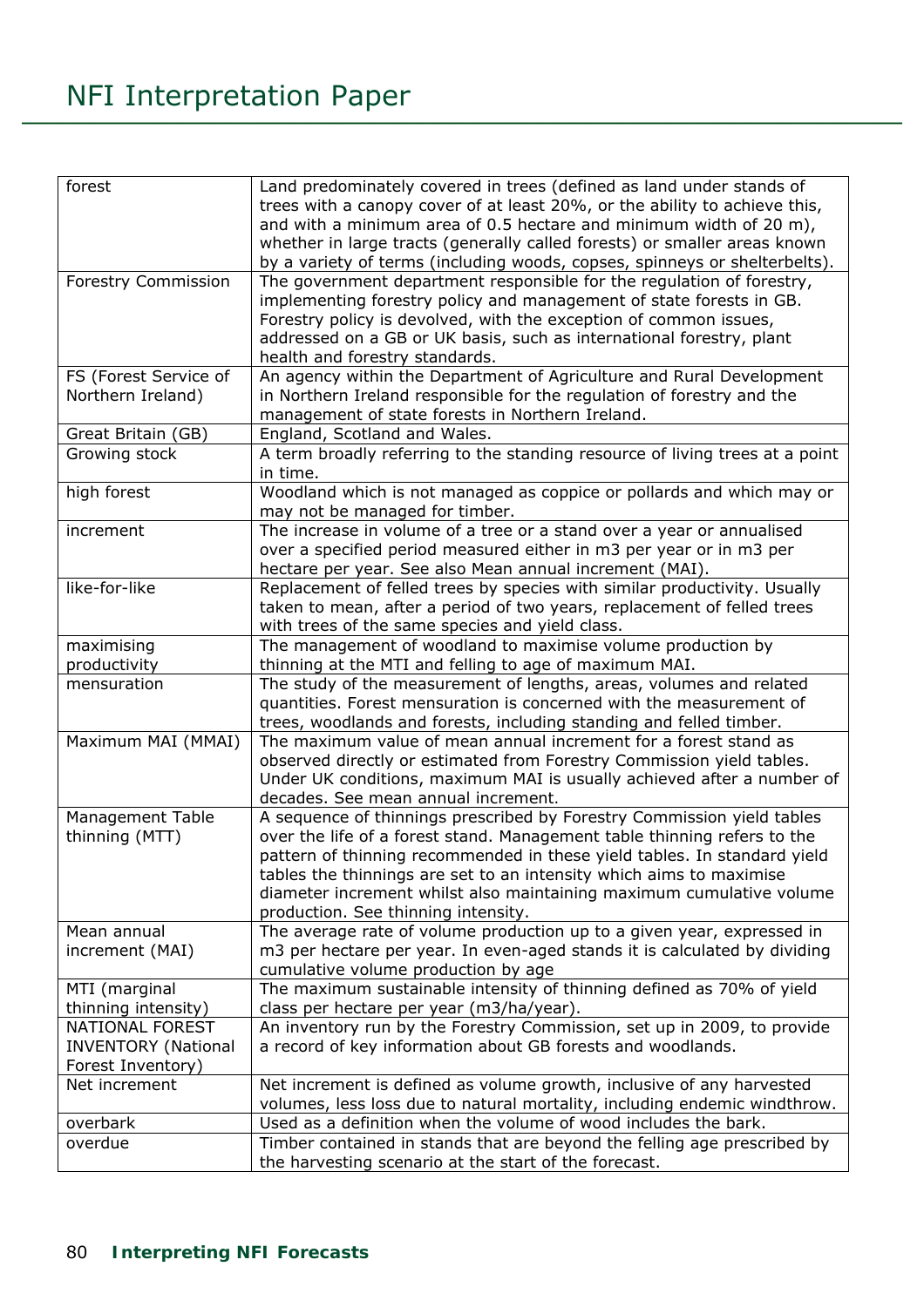| | |
|---|---|
| forest | Land predominately covered in trees (defined as land under stands of trees with a canopy cover of at least 20%, or the ability to achieve this, and with a minimum area of 0.5 hectare and minimum width of 20 m), whether in large tracts (generally called forests) or smaller areas known by a variety of terms (including woods, copses, spinneys or shelterbelts). |
| Forestry Commission | The government department responsible for the regulation of forestry, implementing forestry policy and management of state forests in GB. Forestry policy is devolved, with the exception of common issues, addressed on a GB or UK basis, such as international forestry, plant health and forestry standards. |
| FS (Forest Service of Northern Ireland) | An agency within the Department of Agriculture and Rural Development in Northern Ireland responsible for the regulation of forestry and the management of state forests in Northern Ireland. |
| Great Britain (GB) | England, Scotland and Wales. |
| Growing stock | A term broadly referring to the standing resource of living trees at a point in time. |
| high forest | Woodland which is not managed as coppice or pollards and which may or may not be managed for timber. |
| increment | The increase in volume of a tree or a stand over a year or annualised over a specified period measured either in m3 per year or in m3 per hectare per year. See also Mean annual increment (MAI). |
| like-for-like | Replacement of felled trees by species with similar productivity. Usually taken to mean, after a period of two years, replacement of felled trees with trees of the same species and yield class. |
| maximising productivity | The management of woodland to maximise volume production by thinning at the MTI and felling to age of maximum MAI. |
| mensuration | The study of the measurement of lengths, areas, volumes and related quantities. Forest mensuration is concerned with the measurement of trees, woodlands and forests, including standing and felled timber. |
| Maximum MAI (MMAI) | The maximum value of mean annual increment for a forest stand as observed directly or estimated from Forestry Commission yield tables. Under UK conditions, maximum MAI is usually achieved after a number of decades. See mean annual increment. |
| Management Table thinning (MTT) | A sequence of thinnings prescribed by Forestry Commission yield tables over the life of a forest stand. Management table thinning refers to the pattern of thinning recommended in these yield tables. In standard yield tables the thinnings are set to an intensity which aims to maximise diameter increment whilst also maintaining maximum cumulative volume production. See thinning intensity. |
| Mean annual increment (MAI) | The average rate of volume production up to a given year, expressed in m3 per hectare per year. In even-aged stands it is calculated by dividing cumulative volume production by age |
| MTI (marginal thinning intensity) | The maximum sustainable intensity of thinning defined as 70% of yield class per hectare per year (m3/ha/year). |
| NATIONAL FOREST INVENTORY (National Forest Inventory) | An inventory run by the Forestry Commission, set up in 2009, to provide a record of key information about GB forests and woodlands. |
| Net increment | Net increment is defined as volume growth, inclusive of any harvested volumes, less loss due to natural mortality, including endemic windthrow. |
| overbark | Used as a definition when the volume of wood includes the bark. |
| overdue | Timber contained in stands that are beyond the felling age prescribed by the harvesting scenario at the start of the forecast. |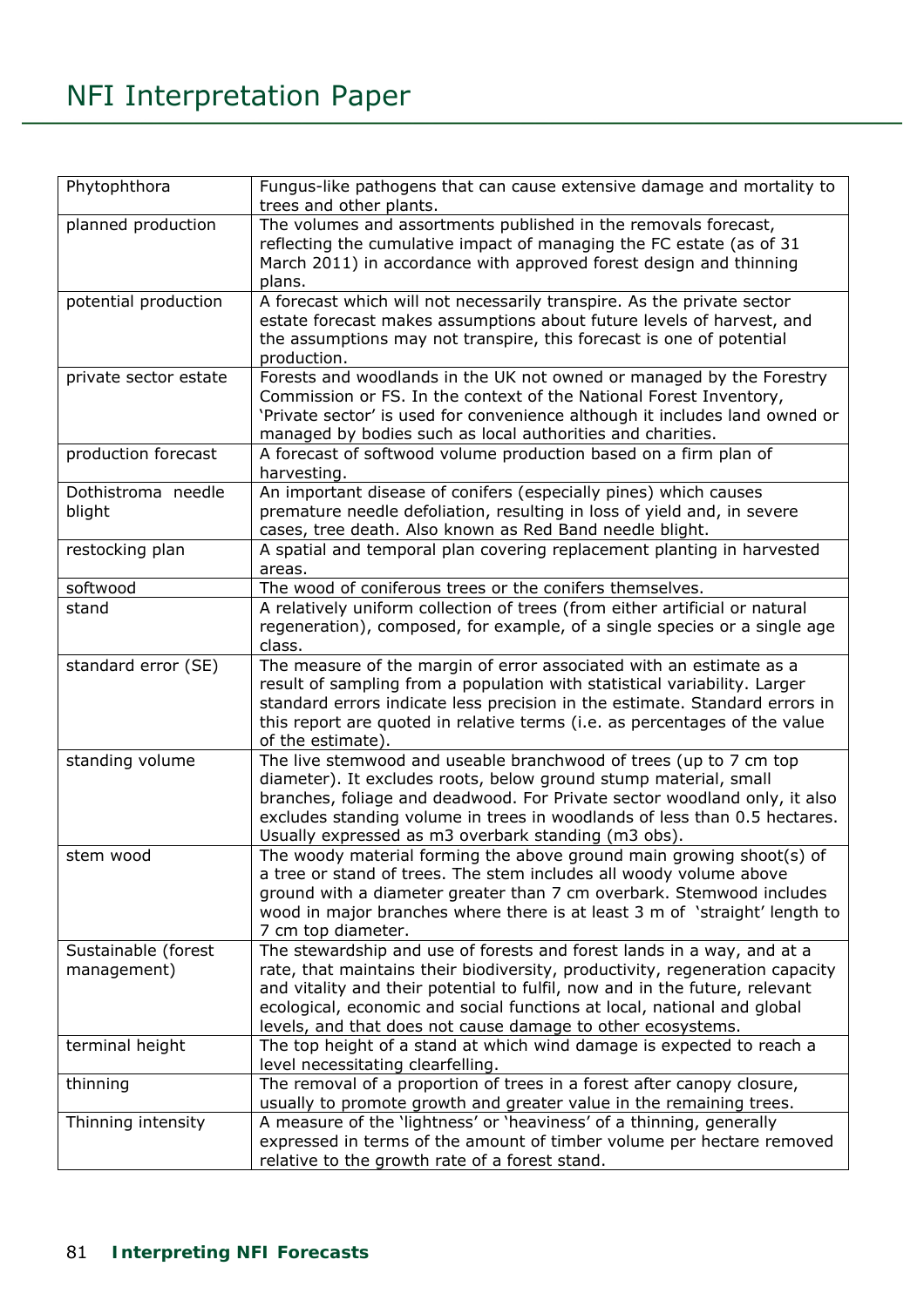| | |
|---|---|
| Phytophthora | Fungus-like pathogens that can cause extensive damage and mortality to trees and other plants. |
| planned production | The volumes and assortments published in the removals forecast, reflecting the cumulative impact of managing the FC estate (as of 31 March 2011) in accordance with approved forest design and thinning plans. |
| potential production | A forecast which will not necessarily transpire. As the private sector estate forecast makes assumptions about future levels of harvest, and the assumptions may not transpire, this forecast is one of potential production. |
| private sector estate | Forests and woodlands in the UK not owned or managed by the Forestry Commission or FS. In the context of the National Forest Inventory, 'Private sector' is used for convenience although it includes land owned or managed by bodies such as local authorities and charities. |
| production forecast | A forecast of softwood volume production based on a firm plan of harvesting. |
| Dothistroma needle blight | An important disease of conifers (especially pines) which causes premature needle defoliation, resulting in loss of yield and, in severe cases, tree death. Also known as Red Band needle blight. |
| restocking plan | A spatial and temporal plan covering replacement planting in harvested areas. |
| softwood | The wood of coniferous trees or the conifers themselves. |
| stand | A relatively uniform collection of trees (from either artificial or natural regeneration), composed, for example, of a single species or a single age class. |
| standard error (SE) | The measure of the margin of error associated with an estimate as a result of sampling from a population with statistical variability. Larger standard errors indicate less precision in the estimate. Standard errors in this report are quoted in relative terms (i.e. as percentages of the value of the estimate). |
| standing volume | The live stemwood and useable branchwood of trees (up to 7 cm top diameter). It excludes roots, below ground stump material, small branches, foliage and deadwood. For Private sector woodland only, it also excludes standing volume in trees in woodlands of less than 0.5 hectares. Usually expressed as m3 overbark standing (m3 obs). |
| stem wood | The woody material forming the above ground main growing shoot(s) of a tree or stand of trees. The stem includes all woody volume above ground with a diameter greater than 7 cm overbark. Stemwood includes wood in major branches where there is at least 3 m of 'straight' length to 7 cm top diameter. |
| Sustainable (forest management) | The stewardship and use of forests and forest lands in a way, and at a rate, that maintains their biodiversity, productivity, regeneration capacity and vitality and their potential to fulfil, now and in the future, relevant ecological, economic and social functions at local, national and global levels, and that does not cause damage to other ecosystems. |
| terminal height | The top height of a stand at which wind damage is expected to reach a level necessitating clearfelling. |
| thinning | The removal of a proportion of trees in a forest after canopy closure, usually to promote growth and greater value in the remaining trees. |
| Thinning intensity | A measure of the 'lightness' or 'heaviness' of a thinning, generally expressed in terms of the amount of timber volume per hectare removed relative to the growth rate of a forest stand. |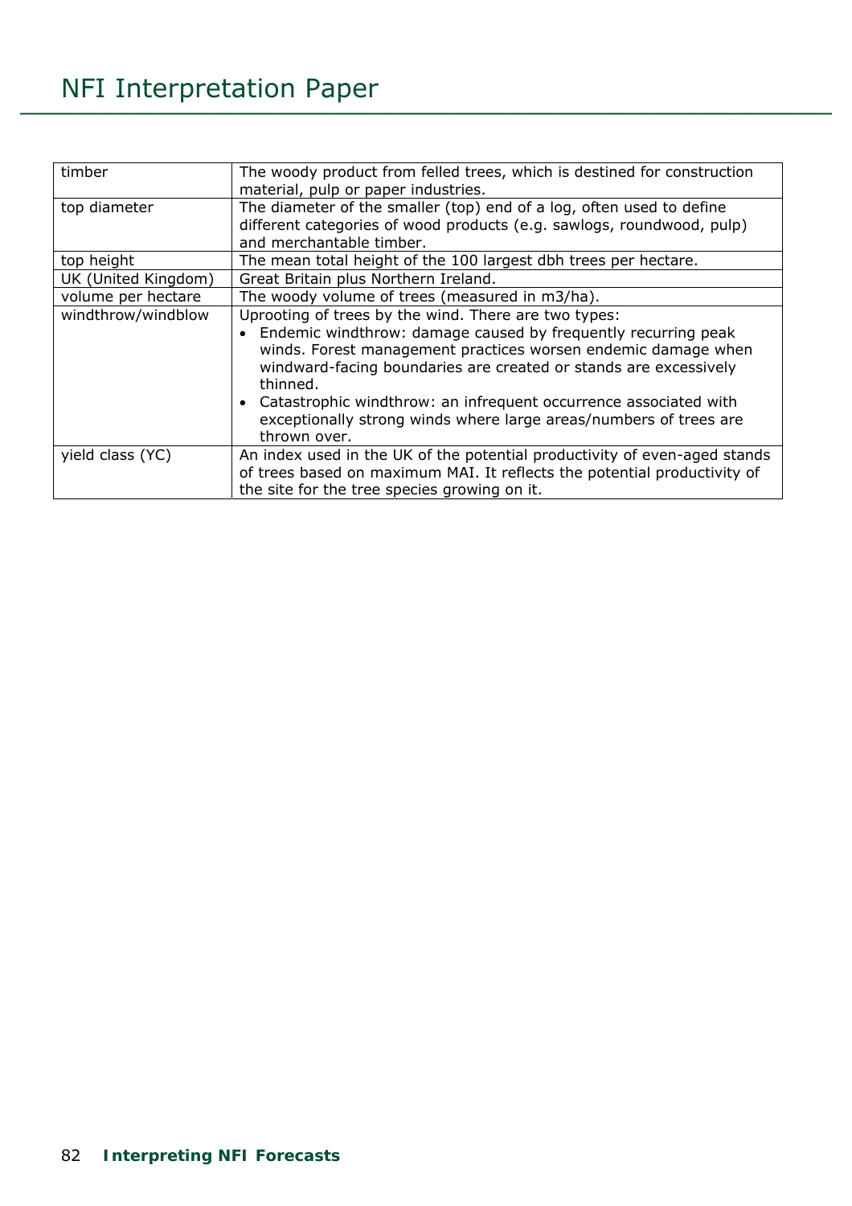| | |
|---|---|
| timber | The woody product from felled trees, which is destined for construction material, pulp or paper industries. |
| top diameter | The diameter of the smaller (top) end of a log, often used to define different categories of wood products (e.g. sawlogs, roundwood, pulp) and merchantable timber. |
| top height | The mean total height of the 100 largest dbh trees per hectare. |
| UK (United Kingdom) | Great Britain plus Northern Ireland. |
| volume per hectare | The woody volume of trees (measured in m3/ha). |
| windthrow/windblow | Uprooting of trees by the wind. There are two types:<br>• Endemic windthrow: damage caused by frequently recurring peak winds. Forest management practices worsen endemic damage when windward-facing boundaries are created or stands are excessively thinned.<br>• Catastrophic windthrow: an infrequent occurrence associated with exceptionally strong winds where large areas/numbers of trees are thrown over. |
| yield class (YC) | An index used in the UK of the potential productivity of even-aged stands of trees based on maximum MAI. It reflects the potential productivity of the site for the tree species growing on it. |